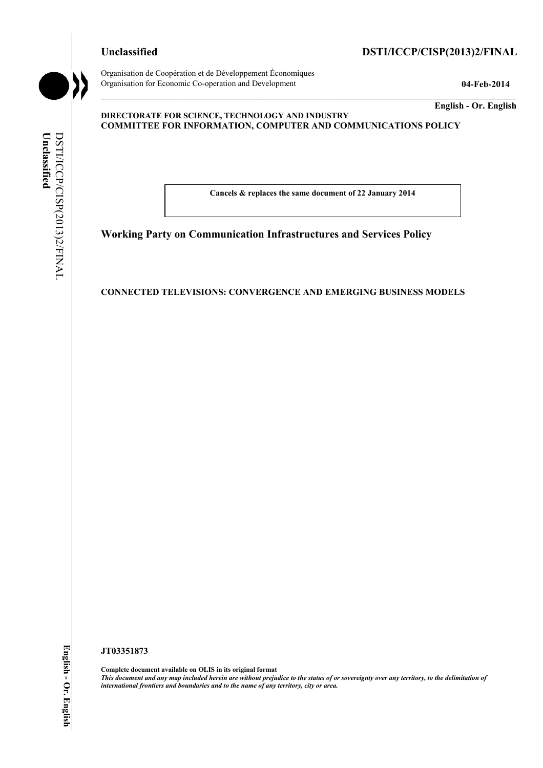**Unclassified** **DSTI/ICCP/CISP(2013)2/FINAL**

Organisation de Coopération et de Développement Économiques
Organisation for Economic Co-operation and Development

**04-Feb-2014**

**English - Or. English**

**DIRECTORATE FOR SCIENCE, TECHNOLOGY AND INDUSTRY**
**COMMITTEE FOR INFORMATION, COMPUTER AND COMMUNICATIONS POLICY**

**Cancels & replaces the same document of 22 January 2014**

## Working Party on Communication Infrastructures and Services Policy

**CONNECTED TELEVISIONS: CONVERGENCE AND EMERGING BUSINESS MODELS**

**JT03351873**

**Complete document available on OLIS in its original format**
***This document and any map included herein are without prejudice to the status of or sovereignty over any territory, to the delimitation of international frontiers and boundaries and to the name of any territory, city or area.***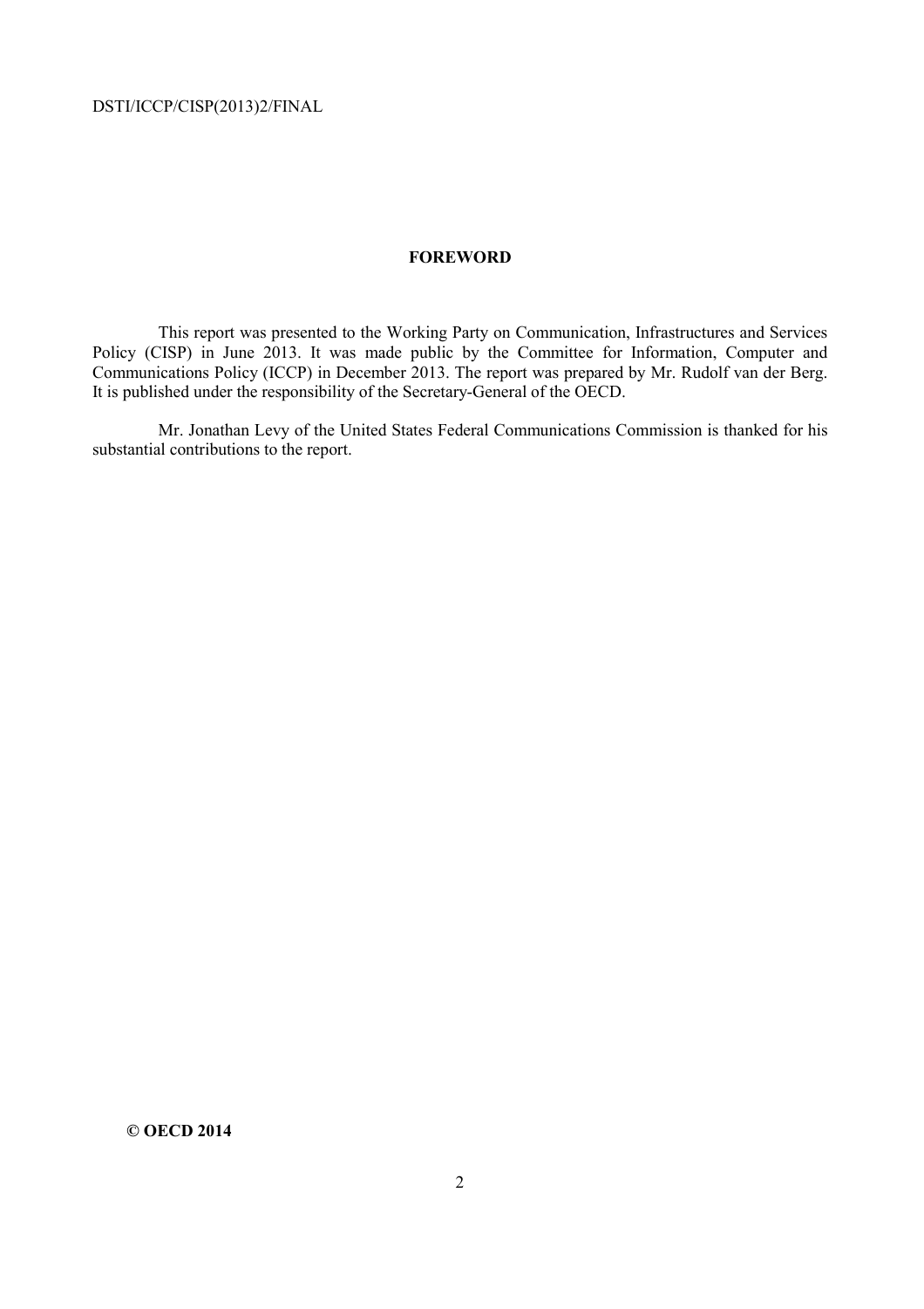## FOREWORD

This report was presented to the Working Party on Communication, Infrastructures and Services Policy (CISP) in June 2013. It was made public by the Committee for Information, Computer and Communications Policy (ICCP) in December 2013. The report was prepared by Mr. Rudolf van der Berg. It is published under the responsibility of the Secretary-General of the OECD.

Mr. Jonathan Levy of the United States Federal Communications Commission is thanked for his substantial contributions to the report.

**© OECD 2014**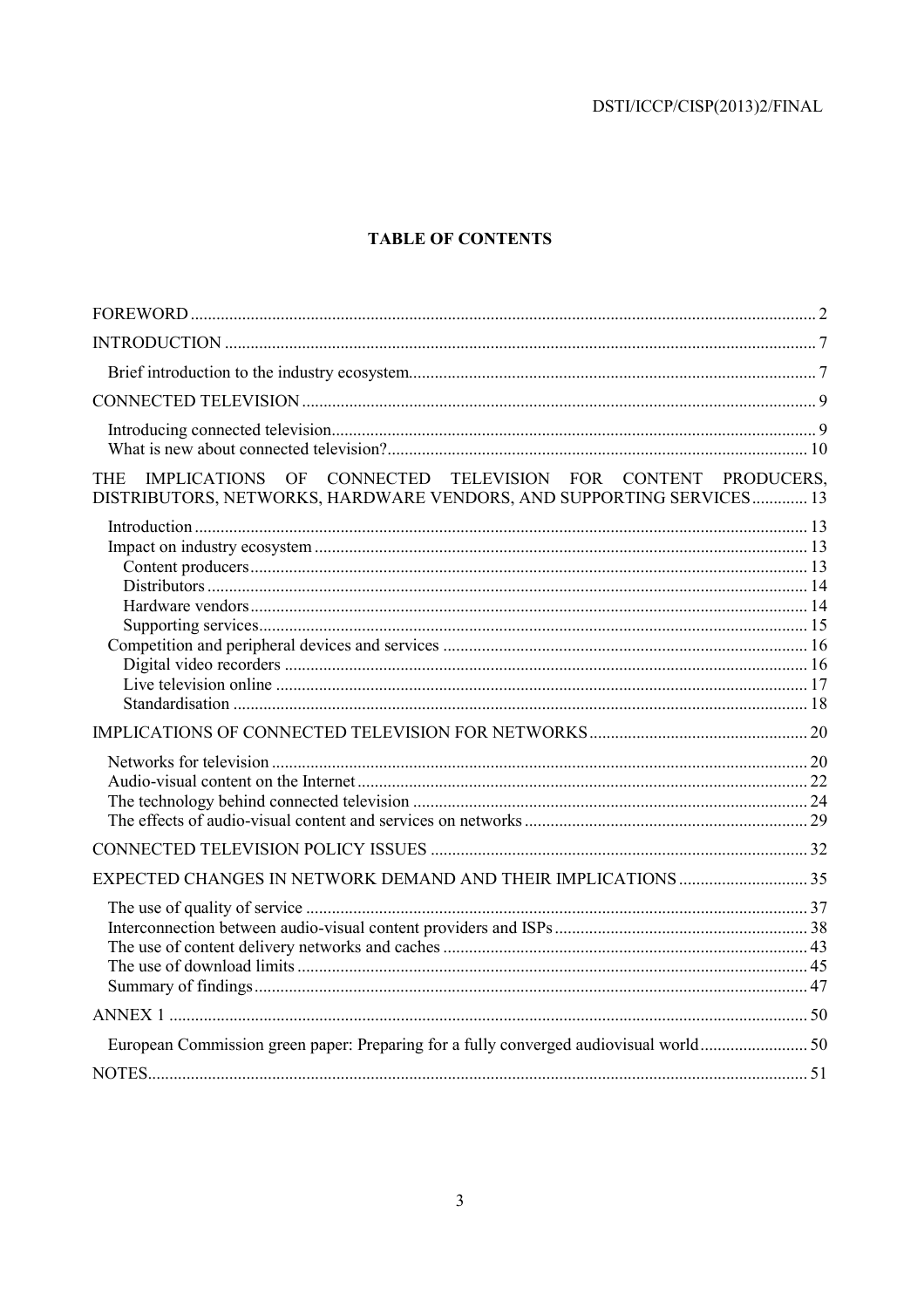## TABLE OF CONTENTS

FOREWORD .......... 2

INTRODUCTION .......... 7

- Brief introduction to the industry ecosystem .......... 7

CONNECTED TELEVISION .......... 9

- Introducing connected television .......... 9
- What is new about connected television? .......... 10

THE IMPLICATIONS OF CONNECTED TELEVISION FOR CONTENT PRODUCERS, DISTRIBUTORS, NETWORKS, HARDWARE VENDORS, AND SUPPORTING SERVICES .......... 13

- Introduction .......... 13
- Impact on industry ecosystem .......... 13
  - Content producers .......... 13
  - Distributors .......... 14
  - Hardware vendors .......... 14
  - Supporting services .......... 15
- Competition and peripheral devices and services .......... 16
  - Digital video recorders .......... 16
  - Live television online .......... 17
  - Standardisation .......... 18

IMPLICATIONS OF CONNECTED TELEVISION FOR NETWORKS .......... 20

- Networks for television .......... 20
- Audio-visual content on the Internet .......... 22
- The technology behind connected television .......... 24
- The effects of audio-visual content and services on networks .......... 29

CONNECTED TELEVISION POLICY ISSUES .......... 32

EXPECTED CHANGES IN NETWORK DEMAND AND THEIR IMPLICATIONS .......... 35

- The use of quality of service .......... 37
- Interconnection between audio-visual content providers and ISPs .......... 38
- The use of content delivery networks and caches .......... 43
- The use of download limits .......... 45
- Summary of findings .......... 47

ANNEX 1 .......... 50

- European Commission green paper: Preparing for a fully converged audiovisual world .......... 50

NOTES .......... 51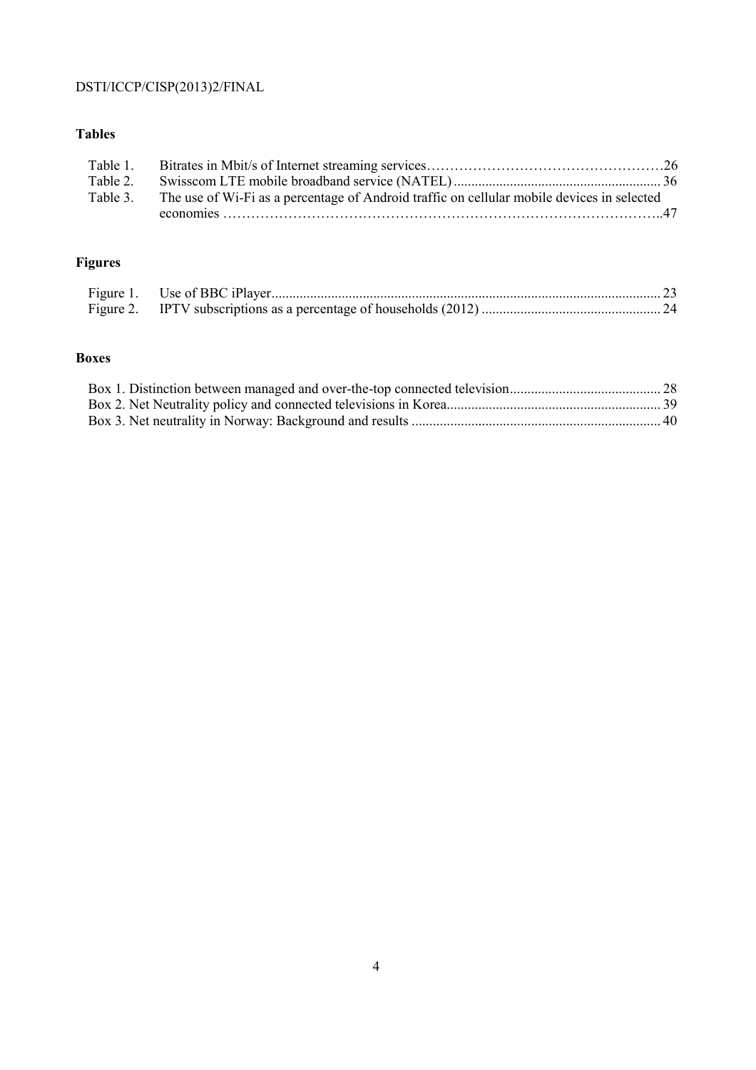## Tables

| | | |
|---|---|---|
| Table 1. | Bitrates in Mbit/s of Internet streaming services | 26 |
| Table 2. | Swisscom LTE mobile broadband service (NATEL) | 36 |
| Table 3. | The use of Wi-Fi as a percentage of Android traffic on cellular mobile devices in selected economies | 47 |

## Figures

| | | |
|---|---|---|
| Figure 1. | Use of BBC iPlayer | 23 |
| Figure 2. | IPTV subscriptions as a percentage of households (2012) | 24 |

## Boxes

| | |
|---|---|
| Box 1. Distinction between managed and over-the-top connected television | 28 |
| Box 2. Net Neutrality policy and connected televisions in Korea | 39 |
| Box 3. Net neutrality in Norway: Background and results | 40 |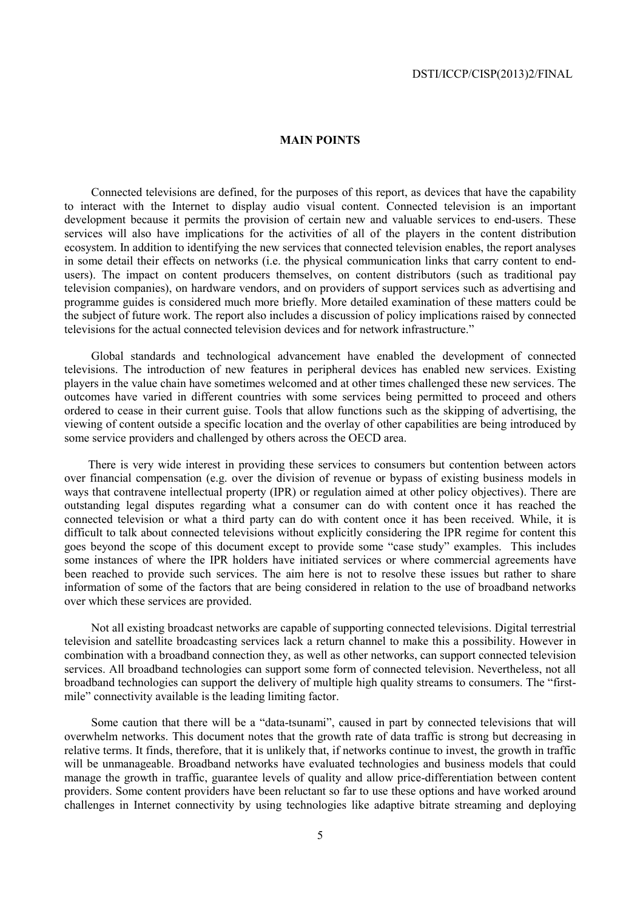## MAIN POINTS

Connected televisions are defined, for the purposes of this report, as devices that have the capability to interact with the Internet to display audio visual content. Connected television is an important development because it permits the provision of certain new and valuable services to end-users. These services will also have implications for the activities of all of the players in the content distribution ecosystem. In addition to identifying the new services that connected television enables, the report analyses in some detail their effects on networks (i.e. the physical communication links that carry content to end-users). The impact on content producers themselves, on content distributors (such as traditional pay television companies), on hardware vendors, and on providers of support services such as advertising and programme guides is considered much more briefly. More detailed examination of these matters could be the subject of future work. The report also includes a discussion of policy implications raised by connected televisions for the actual connected television devices and for network infrastructure."

Global standards and technological advancement have enabled the development of connected televisions. The introduction of new features in peripheral devices has enabled new services. Existing players in the value chain have sometimes welcomed and at other times challenged these new services. The outcomes have varied in different countries with some services being permitted to proceed and others ordered to cease in their current guise. Tools that allow functions such as the skipping of advertising, the viewing of content outside a specific location and the overlay of other capabilities are being introduced by some service providers and challenged by others across the OECD area.

There is very wide interest in providing these services to consumers but contention between actors over financial compensation (e.g. over the division of revenue or bypass of existing business models in ways that contravene intellectual property (IPR) or regulation aimed at other policy objectives). There are outstanding legal disputes regarding what a consumer can do with content once it has reached the connected television or what a third party can do with content once it has been received. While, it is difficult to talk about connected televisions without explicitly considering the IPR regime for content this goes beyond the scope of this document except to provide some "case study" examples. This includes some instances of where the IPR holders have initiated services or where commercial agreements have been reached to provide such services. The aim here is not to resolve these issues but rather to share information of some of the factors that are being considered in relation to the use of broadband networks over which these services are provided.

Not all existing broadcast networks are capable of supporting connected televisions. Digital terrestrial television and satellite broadcasting services lack a return channel to make this a possibility. However in combination with a broadband connection they, as well as other networks, can support connected television services. All broadband technologies can support some form of connected television. Nevertheless, not all broadband technologies can support the delivery of multiple high quality streams to consumers. The "first-mile" connectivity available is the leading limiting factor.

Some caution that there will be a "data-tsunami", caused in part by connected televisions that will overwhelm networks. This document notes that the growth rate of data traffic is strong but decreasing in relative terms. It finds, therefore, that it is unlikely that, if networks continue to invest, the growth in traffic will be unmanageable. Broadband networks have evaluated technologies and business models that could manage the growth in traffic, guarantee levels of quality and allow price-differentiation between content providers. Some content providers have been reluctant so far to use these options and have worked around challenges in Internet connectivity by using technologies like adaptive bitrate streaming and deploying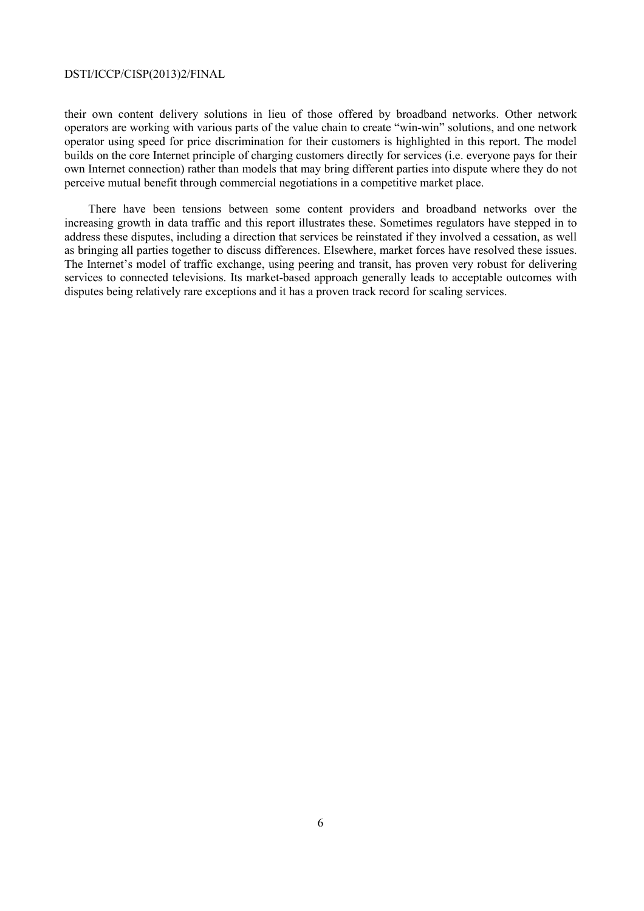their own content delivery solutions in lieu of those offered by broadband networks. Other network operators are working with various parts of the value chain to create "win-win" solutions, and one network operator using speed for price discrimination for their customers is highlighted in this report. The model builds on the core Internet principle of charging customers directly for services (i.e. everyone pays for their own Internet connection) rather than models that may bring different parties into dispute where they do not perceive mutual benefit through commercial negotiations in a competitive market place.

There have been tensions between some content providers and broadband networks over the increasing growth in data traffic and this report illustrates these. Sometimes regulators have stepped in to address these disputes, including a direction that services be reinstated if they involved a cessation, as well as bringing all parties together to discuss differences. Elsewhere, market forces have resolved these issues. The Internet's model of traffic exchange, using peering and transit, has proven very robust for delivering services to connected televisions. Its market-based approach generally leads to acceptable outcomes with disputes being relatively rare exceptions and it has a proven track record for scaling services.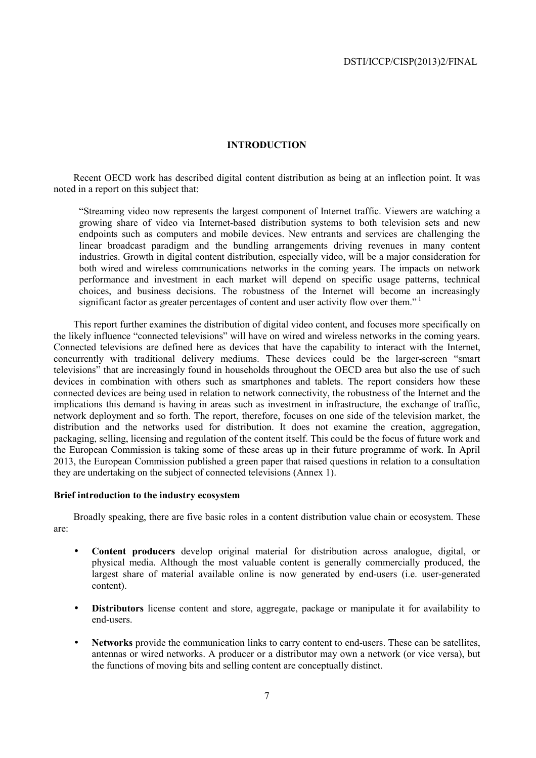# INTRODUCTION

Recent OECD work has described digital content distribution as being at an inflection point. It was noted in a report on this subject that:

> "Streaming video now represents the largest component of Internet traffic. Viewers are watching a growing share of video via Internet-based distribution systems to both television sets and new endpoints such as computers and mobile devices. New entrants and services are challenging the linear broadcast paradigm and the bundling arrangements driving revenues in many content industries. Growth in digital content distribution, especially video, will be a major consideration for both wired and wireless communications networks in the coming years. The impacts on network performance and investment in each market will depend on specific usage patterns, technical choices, and business decisions. The robustness of the Internet will become an increasingly significant factor as greater percentages of content and user activity flow over them." [1]

This report further examines the distribution of digital video content, and focuses more specifically on the likely influence "connected televisions" will have on wired and wireless networks in the coming years. Connected televisions are defined here as devices that have the capability to interact with the Internet, concurrently with traditional delivery mediums. These devices could be the larger-screen "smart televisions" that are increasingly found in households throughout the OECD area but also the use of such devices in combination with others such as smartphones and tablets. The report considers how these connected devices are being used in relation to network connectivity, the robustness of the Internet and the implications this demand is having in areas such as investment in infrastructure, the exchange of traffic, network deployment and so forth. The report, therefore, focuses on one side of the television market, the distribution and the networks used for distribution. It does not examine the creation, aggregation, packaging, selling, licensing and regulation of the content itself. This could be the focus of future work and the European Commission is taking some of these areas up in their future programme of work. In April 2013, the European Commission published a green paper that raised questions in relation to a consultation they are undertaking on the subject of connected televisions (Annex 1).

## Brief introduction to the industry ecosystem

Broadly speaking, there are five basic roles in a content distribution value chain or ecosystem. These are:

- **Content producers** develop original material for distribution across analogue, digital, or physical media. Although the most valuable content is generally commercially produced, the largest share of material available online is now generated by end-users (i.e. user-generated content).
- **Distributors** license content and store, aggregate, package or manipulate it for availability to end-users.
- **Networks** provide the communication links to carry content to end-users. These can be satellites, antennas or wired networks. A producer or a distributor may own a network (or vice versa), but the functions of moving bits and selling content are conceptually distinct.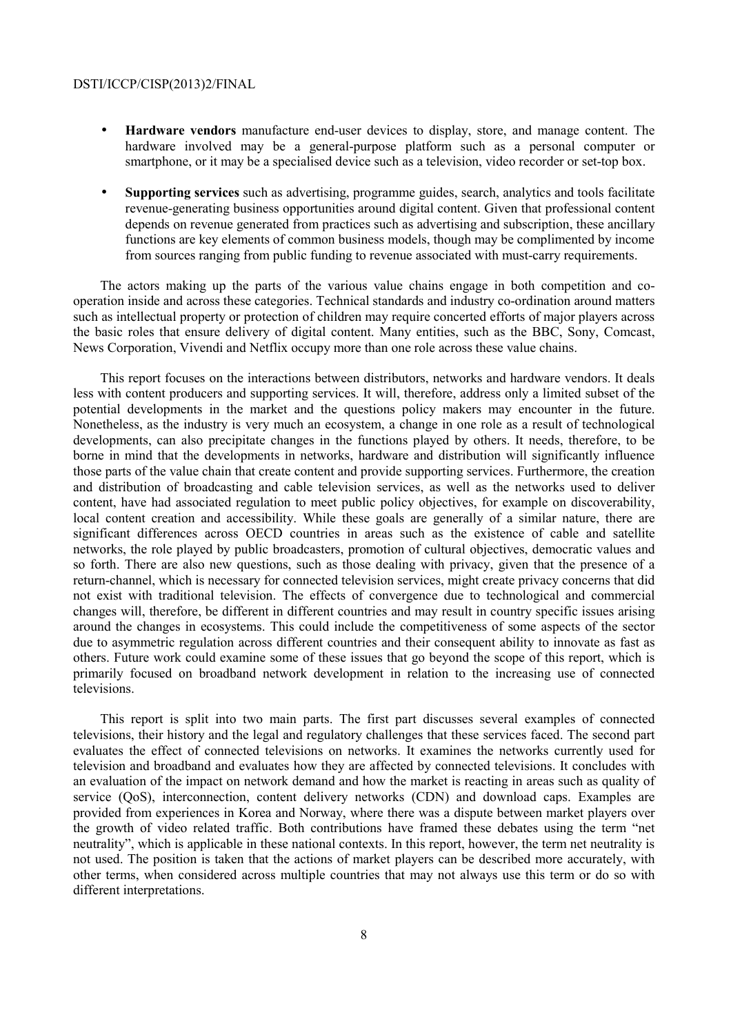- **Hardware vendors** manufacture end-user devices to display, store, and manage content. The hardware involved may be a general-purpose platform such as a personal computer or smartphone, or it may be a specialised device such as a television, video recorder or set-top box.

- **Supporting services** such as advertising, programme guides, search, analytics and tools facilitate revenue-generating business opportunities around digital content. Given that professional content depends on revenue generated from practices such as advertising and subscription, these ancillary functions are key elements of common business models, though may be complimented by income from sources ranging from public funding to revenue associated with must-carry requirements.

The actors making up the parts of the various value chains engage in both competition and co-operation inside and across these categories. Technical standards and industry co-ordination around matters such as intellectual property or protection of children may require concerted efforts of major players across the basic roles that ensure delivery of digital content. Many entities, such as the BBC, Sony, Comcast, News Corporation, Vivendi and Netflix occupy more than one role across these value chains.

This report focuses on the interactions between distributors, networks and hardware vendors. It deals less with content producers and supporting services. It will, therefore, address only a limited subset of the potential developments in the market and the questions policy makers may encounter in the future. Nonetheless, as the industry is very much an ecosystem, a change in one role as a result of technological developments, can also precipitate changes in the functions played by others. It needs, therefore, to be borne in mind that the developments in networks, hardware and distribution will significantly influence those parts of the value chain that create content and provide supporting services. Furthermore, the creation and distribution of broadcasting and cable television services, as well as the networks used to deliver content, have had associated regulation to meet public policy objectives, for example on discoverability, local content creation and accessibility. While these goals are generally of a similar nature, there are significant differences across OECD countries in areas such as the existence of cable and satellite networks, the role played by public broadcasters, promotion of cultural objectives, democratic values and so forth. There are also new questions, such as those dealing with privacy, given that the presence of a return-channel, which is necessary for connected television services, might create privacy concerns that did not exist with traditional television. The effects of convergence due to technological and commercial changes will, therefore, be different in different countries and may result in country specific issues arising around the changes in ecosystems. This could include the competitiveness of some aspects of the sector due to asymmetric regulation across different countries and their consequent ability to innovate as fast as others. Future work could examine some of these issues that go beyond the scope of this report, which is primarily focused on broadband network development in relation to the increasing use of connected televisions.

This report is split into two main parts. The first part discusses several examples of connected televisions, their history and the legal and regulatory challenges that these services faced. The second part evaluates the effect of connected televisions on networks. It examines the networks currently used for television and broadband and evaluates how they are affected by connected televisions. It concludes with an evaluation of the impact on network demand and how the market is reacting in areas such as quality of service (QoS), interconnection, content delivery networks (CDN) and download caps. Examples are provided from experiences in Korea and Norway, where there was a dispute between market players over the growth of video related traffic. Both contributions have framed these debates using the term "net neutrality", which is applicable in these national contexts. In this report, however, the term net neutrality is not used. The position is taken that the actions of market players can be described more accurately, with other terms, when considered across multiple countries that may not always use this term or do so with different interpretations.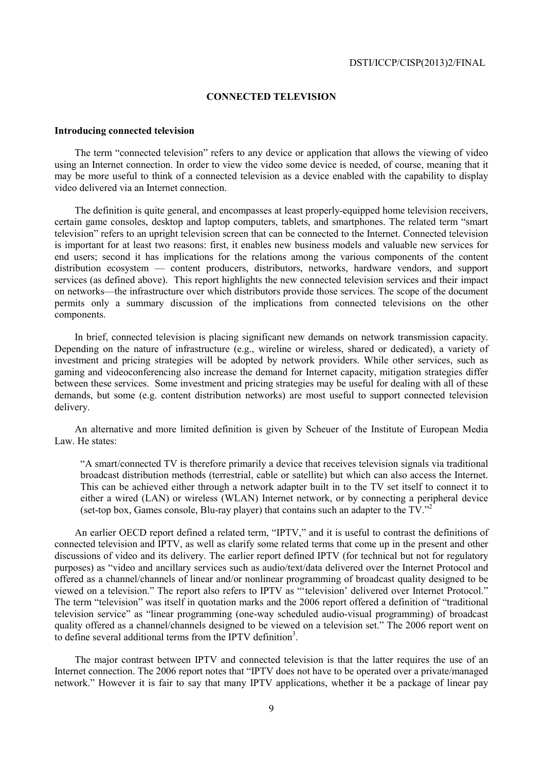## CONNECTED TELEVISION

### Introducing connected television

The term "connected television" refers to any device or application that allows the viewing of video using an Internet connection. In order to view the video some device is needed, of course, meaning that it may be more useful to think of a connected television as a device enabled with the capability to display video delivered via an Internet connection.

The definition is quite general, and encompasses at least properly-equipped home television receivers, certain game consoles, desktop and laptop computers, tablets, and smartphones. The related term "smart television" refers to an upright television screen that can be connected to the Internet. Connected television is important for at least two reasons: first, it enables new business models and valuable new services for end users; second it has implications for the relations among the various components of the content distribution ecosystem — content producers, distributors, networks, hardware vendors, and support services (as defined above). This report highlights the new connected television services and their impact on networks—the infrastructure over which distributors provide those services. The scope of the document permits only a summary discussion of the implications from connected televisions on the other components.

In brief, connected television is placing significant new demands on network transmission capacity. Depending on the nature of infrastructure (e.g., wireline or wireless, shared or dedicated), a variety of investment and pricing strategies will be adopted by network providers. While other services, such as gaming and videoconferencing also increase the demand for Internet capacity, mitigation strategies differ between these services. Some investment and pricing strategies may be useful for dealing with all of these demands, but some (e.g. content distribution networks) are most useful to support connected television delivery.

An alternative and more limited definition is given by Scheuer of the Institute of European Media Law. He states:

> "A smart/connected TV is therefore primarily a device that receives television signals via traditional broadcast distribution methods (terrestrial, cable or satellite) but which can also access the Internet. This can be achieved either through a network adapter built in to the TV set itself to connect it to either a wired (LAN) or wireless (WLAN) Internet network, or by connecting a peripheral device (set-top box, Games console, Blu-ray player) that contains such an adapter to the TV."[2]

An earlier OECD report defined a related term, "IPTV," and it is useful to contrast the definitions of connected television and IPTV, as well as clarify some related terms that come up in the present and other discussions of video and its delivery. The earlier report defined IPTV (for technical but not for regulatory purposes) as "video and ancillary services such as audio/text/data delivered over the Internet Protocol and offered as a channel/channels of linear and/or nonlinear programming of broadcast quality designed to be viewed on a television." The report also refers to IPTV as "'television' delivered over Internet Protocol." The term "television" was itself in quotation marks and the 2006 report offered a definition of "traditional television service" as "linear programming (one-way scheduled audio-visual programming) of broadcast quality offered as a channel/channels designed to be viewed on a television set." The 2006 report went on to define several additional terms from the IPTV definition[3].

The major contrast between IPTV and connected television is that the latter requires the use of an Internet connection. The 2006 report notes that "IPTV does not have to be operated over a private/managed network." However it is fair to say that many IPTV applications, whether it be a package of linear pay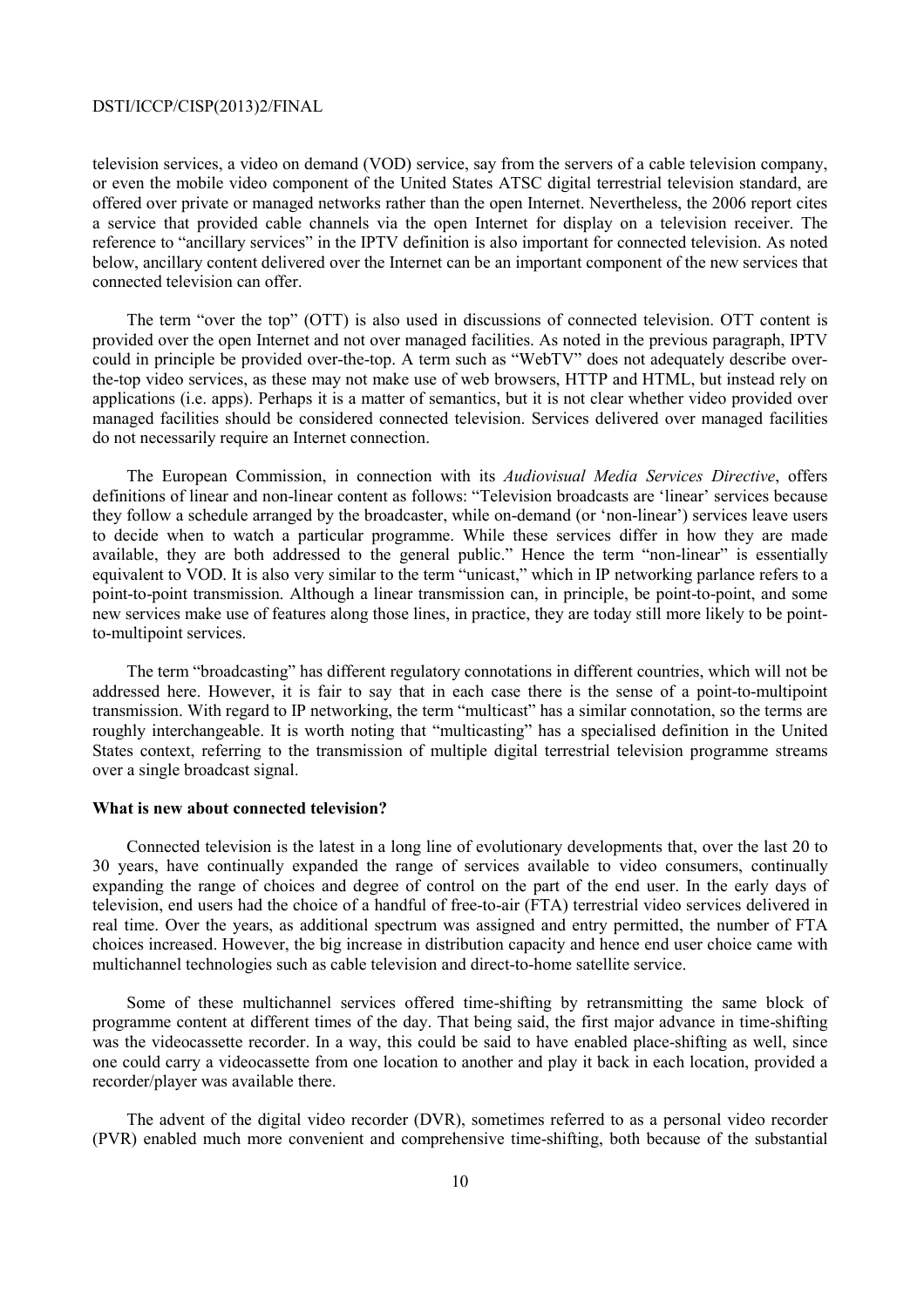television services, a video on demand (VOD) service, say from the servers of a cable television company, or even the mobile video component of the United States ATSC digital terrestrial television standard, are offered over private or managed networks rather than the open Internet. Nevertheless, the 2006 report cites a service that provided cable channels via the open Internet for display on a television receiver. The reference to "ancillary services" in the IPTV definition is also important for connected television. As noted below, ancillary content delivered over the Internet can be an important component of the new services that connected television can offer.

The term "over the top" (OTT) is also used in discussions of connected television. OTT content is provided over the open Internet and not over managed facilities. As noted in the previous paragraph, IPTV could in principle be provided over-the-top. A term such as "WebTV" does not adequately describe over-the-top video services, as these may not make use of web browsers, HTTP and HTML, but instead rely on applications (i.e. apps). Perhaps it is a matter of semantics, but it is not clear whether video provided over managed facilities should be considered connected television. Services delivered over managed facilities do not necessarily require an Internet connection.

The European Commission, in connection with its *Audiovisual Media Services Directive*, offers definitions of linear and non-linear content as follows: "Television broadcasts are 'linear' services because they follow a schedule arranged by the broadcaster, while on-demand (or 'non-linear') services leave users to decide when to watch a particular programme. While these services differ in how they are made available, they are both addressed to the general public." Hence the term "non-linear" is essentially equivalent to VOD. It is also very similar to the term "unicast," which in IP networking parlance refers to a point-to-point transmission. Although a linear transmission can, in principle, be point-to-point, and some new services make use of features along those lines, in practice, they are today still more likely to be point-to-multipoint services.

The term "broadcasting" has different regulatory connotations in different countries, which will not be addressed here. However, it is fair to say that in each case there is the sense of a point-to-multipoint transmission. With regard to IP networking, the term "multicast" has a similar connotation, so the terms are roughly interchangeable. It is worth noting that "multicasting" has a specialised definition in the United States context, referring to the transmission of multiple digital terrestrial television programme streams over a single broadcast signal.

**What is new about connected television?**

Connected television is the latest in a long line of evolutionary developments that, over the last 20 to 30 years, have continually expanded the range of services available to video consumers, continually expanding the range of choices and degree of control on the part of the end user. In the early days of television, end users had the choice of a handful of free-to-air (FTA) terrestrial video services delivered in real time. Over the years, as additional spectrum was assigned and entry permitted, the number of FTA choices increased. However, the big increase in distribution capacity and hence end user choice came with multichannel technologies such as cable television and direct-to-home satellite service.

Some of these multichannel services offered time-shifting by retransmitting the same block of programme content at different times of the day. That being said, the first major advance in time-shifting was the videocassette recorder. In a way, this could be said to have enabled place-shifting as well, since one could carry a videocassette from one location to another and play it back in each location, provided a recorder/player was available there.

The advent of the digital video recorder (DVR), sometimes referred to as a personal video recorder (PVR) enabled much more convenient and comprehensive time-shifting, both because of the substantial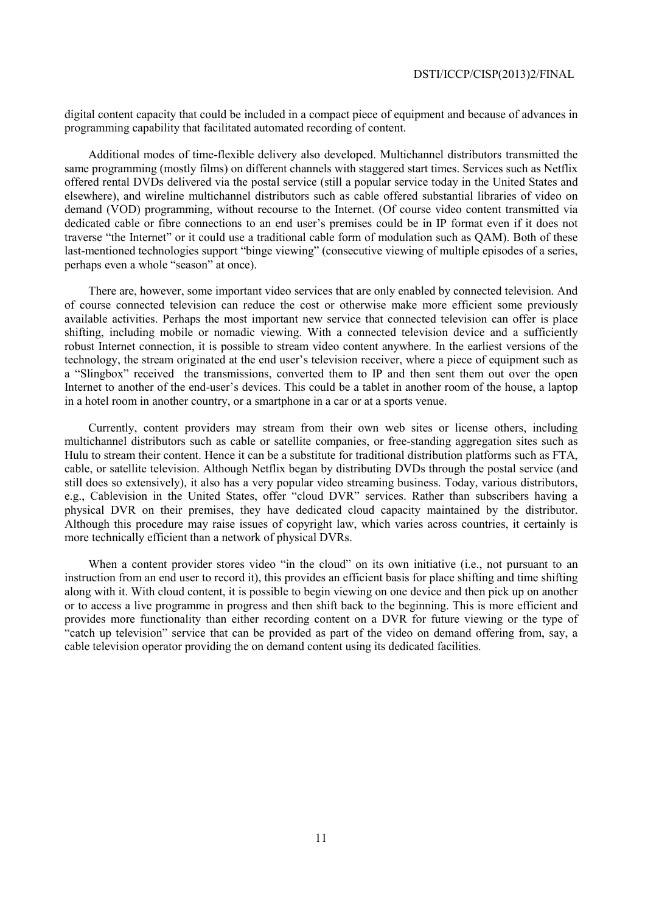digital content capacity that could be included in a compact piece of equipment and because of advances in programming capability that facilitated automated recording of content.

Additional modes of time-flexible delivery also developed. Multichannel distributors transmitted the same programming (mostly films) on different channels with staggered start times. Services such as Netflix offered rental DVDs delivered via the postal service (still a popular service today in the United States and elsewhere), and wireline multichannel distributors such as cable offered substantial libraries of video on demand (VOD) programming, without recourse to the Internet. (Of course video content transmitted via dedicated cable or fibre connections to an end user's premises could be in IP format even if it does not traverse "the Internet" or it could use a traditional cable form of modulation such as QAM). Both of these last-mentioned technologies support "binge viewing" (consecutive viewing of multiple episodes of a series, perhaps even a whole "season" at once).

There are, however, some important video services that are only enabled by connected television. And of course connected television can reduce the cost or otherwise make more efficient some previously available activities. Perhaps the most important new service that connected television can offer is place shifting, including mobile or nomadic viewing. With a connected television device and a sufficiently robust Internet connection, it is possible to stream video content anywhere. In the earliest versions of the technology, the stream originated at the end user's television receiver, where a piece of equipment such as a "Slingbox" received the transmissions, converted them to IP and then sent them out over the open Internet to another of the end-user's devices. This could be a tablet in another room of the house, a laptop in a hotel room in another country, or a smartphone in a car or at a sports venue.

Currently, content providers may stream from their own web sites or license others, including multichannel distributors such as cable or satellite companies, or free-standing aggregation sites such as Hulu to stream their content. Hence it can be a substitute for traditional distribution platforms such as FTA, cable, or satellite television. Although Netflix began by distributing DVDs through the postal service (and still does so extensively), it also has a very popular video streaming business. Today, various distributors, e.g., Cablevision in the United States, offer "cloud DVR" services. Rather than subscribers having a physical DVR on their premises, they have dedicated cloud capacity maintained by the distributor. Although this procedure may raise issues of copyright law, which varies across countries, it certainly is more technically efficient than a network of physical DVRs.

When a content provider stores video "in the cloud" on its own initiative (i.e., not pursuant to an instruction from an end user to record it), this provides an efficient basis for place shifting and time shifting along with it. With cloud content, it is possible to begin viewing on one device and then pick up on another or to access a live programme in progress and then shift back to the beginning. This is more efficient and provides more functionality than either recording content on a DVR for future viewing or the type of "catch up television" service that can be provided as part of the video on demand offering from, say, a cable television operator providing the on demand content using its dedicated facilities.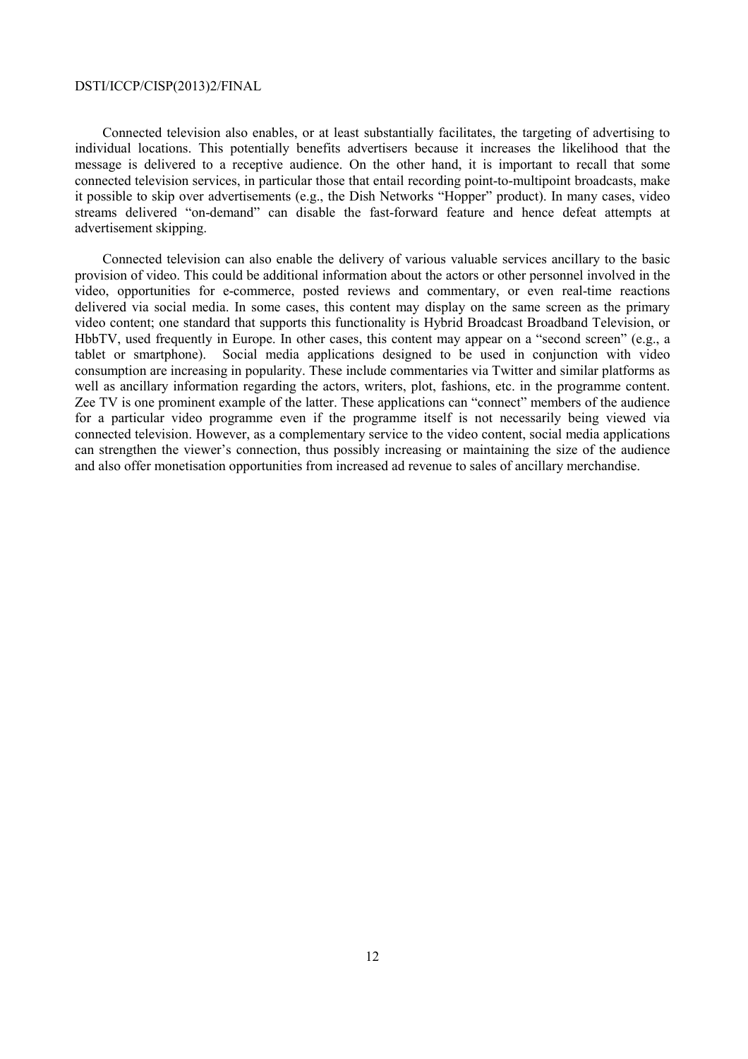Connected television also enables, or at least substantially facilitates, the targeting of advertising to individual locations. This potentially benefits advertisers because it increases the likelihood that the message is delivered to a receptive audience. On the other hand, it is important to recall that some connected television services, in particular those that entail recording point-to-multipoint broadcasts, make it possible to skip over advertisements (e.g., the Dish Networks "Hopper" product). In many cases, video streams delivered "on-demand" can disable the fast-forward feature and hence defeat attempts at advertisement skipping.

Connected television can also enable the delivery of various valuable services ancillary to the basic provision of video. This could be additional information about the actors or other personnel involved in the video, opportunities for e-commerce, posted reviews and commentary, or even real-time reactions delivered via social media. In some cases, this content may display on the same screen as the primary video content; one standard that supports this functionality is Hybrid Broadcast Broadband Television, or HbbTV, used frequently in Europe. In other cases, this content may appear on a "second screen" (e.g., a tablet or smartphone). Social media applications designed to be used in conjunction with video consumption are increasing in popularity. These include commentaries via Twitter and similar platforms as well as ancillary information regarding the actors, writers, plot, fashions, etc. in the programme content. Zee TV is one prominent example of the latter. These applications can "connect" members of the audience for a particular video programme even if the programme itself is not necessarily being viewed via connected television. However, as a complementary service to the video content, social media applications can strengthen the viewer's connection, thus possibly increasing or maintaining the size of the audience and also offer monetisation opportunities from increased ad revenue to sales of ancillary merchandise.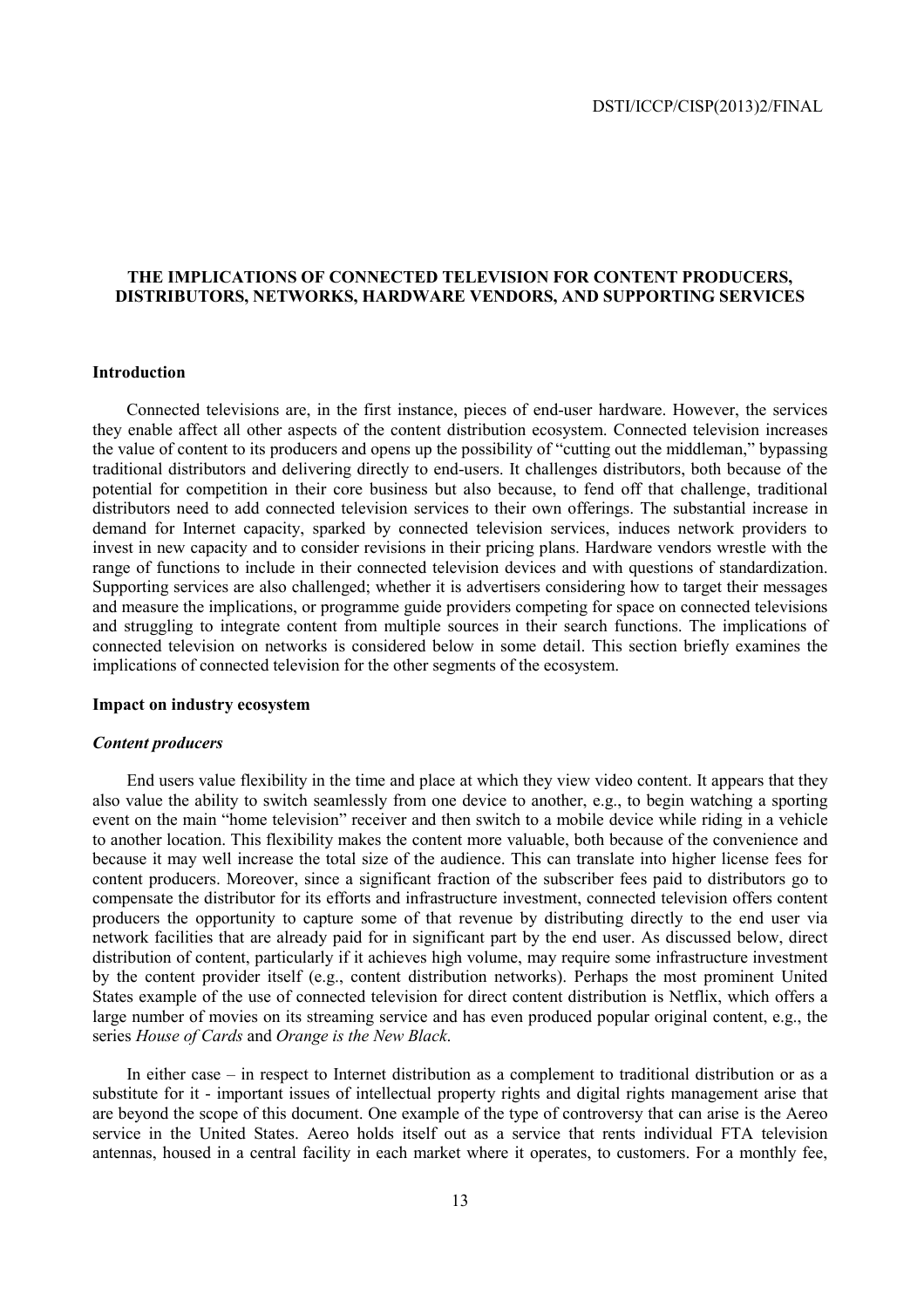## THE IMPLICATIONS OF CONNECTED TELEVISION FOR CONTENT PRODUCERS, DISTRIBUTORS, NETWORKS, HARDWARE VENDORS, AND SUPPORTING SERVICES

### Introduction

Connected televisions are, in the first instance, pieces of end-user hardware. However, the services they enable affect all other aspects of the content distribution ecosystem. Connected television increases the value of content to its producers and opens up the possibility of "cutting out the middleman," bypassing traditional distributors and delivering directly to end-users. It challenges distributors, both because of the potential for competition in their core business but also because, to fend off that challenge, traditional distributors need to add connected television services to their own offerings. The substantial increase in demand for Internet capacity, sparked by connected television services, induces network providers to invest in new capacity and to consider revisions in their pricing plans. Hardware vendors wrestle with the range of functions to include in their connected television devices and with questions of standardization. Supporting services are also challenged; whether it is advertisers considering how to target their messages and measure the implications, or programme guide providers competing for space on connected televisions and struggling to integrate content from multiple sources in their search functions. The implications of connected television on networks is considered below in some detail. This section briefly examines the implications of connected television for the other segments of the ecosystem.

### Impact on industry ecosystem

#### *Content producers*

End users value flexibility in the time and place at which they view video content. It appears that they also value the ability to switch seamlessly from one device to another, e.g., to begin watching a sporting event on the main "home television" receiver and then switch to a mobile device while riding in a vehicle to another location. This flexibility makes the content more valuable, both because of the convenience and because it may well increase the total size of the audience. This can translate into higher license fees for content producers. Moreover, since a significant fraction of the subscriber fees paid to distributors go to compensate the distributor for its efforts and infrastructure investment, connected television offers content producers the opportunity to capture some of that revenue by distributing directly to the end user via network facilities that are already paid for in significant part by the end user. As discussed below, direct distribution of content, particularly if it achieves high volume, may require some infrastructure investment by the content provider itself (e.g., content distribution networks). Perhaps the most prominent United States example of the use of connected television for direct content distribution is Netflix, which offers a large number of movies on its streaming service and has even produced popular original content, e.g., the series *House of Cards* and *Orange is the New Black*.

In either case – in respect to Internet distribution as a complement to traditional distribution or as a substitute for it - important issues of intellectual property rights and digital rights management arise that are beyond the scope of this document. One example of the type of controversy that can arise is the Aereo service in the United States. Aereo holds itself out as a service that rents individual FTA television antennas, housed in a central facility in each market where it operates, to customers. For a monthly fee,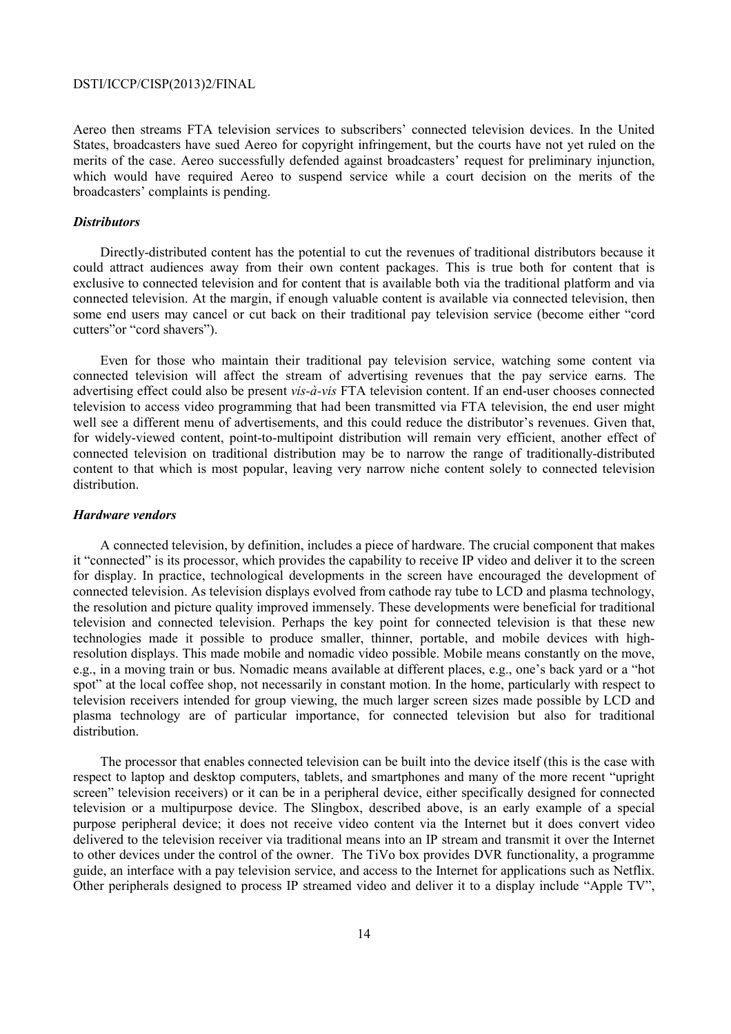Aereo then streams FTA television services to subscribers' connected television devices. In the United States, broadcasters have sued Aereo for copyright infringement, but the courts have not yet ruled on the merits of the case. Aereo successfully defended against broadcasters' request for preliminary injunction, which would have required Aereo to suspend service while a court decision on the merits of the broadcasters' complaints is pending.

### *Distributors*

Directly-distributed content has the potential to cut the revenues of traditional distributors because it could attract audiences away from their own content packages. This is true both for content that is exclusive to connected television and for content that is available both via the traditional platform and via connected television. At the margin, if enough valuable content is available via connected television, then some end users may cancel or cut back on their traditional pay television service (become either "cord cutters"or "cord shavers").

Even for those who maintain their traditional pay television service, watching some content via connected television will affect the stream of advertising revenues that the pay service earns. The advertising effect could also be present *vis-à-vis* FTA television content. If an end-user chooses connected television to access video programming that had been transmitted via FTA television, the end user might well see a different menu of advertisements, and this could reduce the distributor's revenues. Given that, for widely-viewed content, point-to-multipoint distribution will remain very efficient, another effect of connected television on traditional distribution may be to narrow the range of traditionally-distributed content to that which is most popular, leaving very narrow niche content solely to connected television distribution.

### *Hardware vendors*

A connected television, by definition, includes a piece of hardware. The crucial component that makes it "connected" is its processor, which provides the capability to receive IP video and deliver it to the screen for display. In practice, technological developments in the screen have encouraged the development of connected television. As television displays evolved from cathode ray tube to LCD and plasma technology, the resolution and picture quality improved immensely. These developments were beneficial for traditional television and connected television. Perhaps the key point for connected television is that these new technologies made it possible to produce smaller, thinner, portable, and mobile devices with high-resolution displays. This made mobile and nomadic video possible. Mobile means constantly on the move, e.g., in a moving train or bus. Nomadic means available at different places, e.g., one's back yard or a "hot spot" at the local coffee shop, not necessarily in constant motion. In the home, particularly with respect to television receivers intended for group viewing, the much larger screen sizes made possible by LCD and plasma technology are of particular importance, for connected television but also for traditional distribution.

The processor that enables connected television can be built into the device itself (this is the case with respect to laptop and desktop computers, tablets, and smartphones and many of the more recent "upright screen" television receivers) or it can be in a peripheral device, either specifically designed for connected television or a multipurpose device. The Slingbox, described above, is an early example of a special purpose peripheral device; it does not receive video content via the Internet but it does convert video delivered to the television receiver via traditional means into an IP stream and transmit it over the Internet to other devices under the control of the owner. The TiVo box provides DVR functionality, a programme guide, an interface with a pay television service, and access to the Internet for applications such as Netflix. Other peripherals designed to process IP streamed video and deliver it to a display include "Apple TV",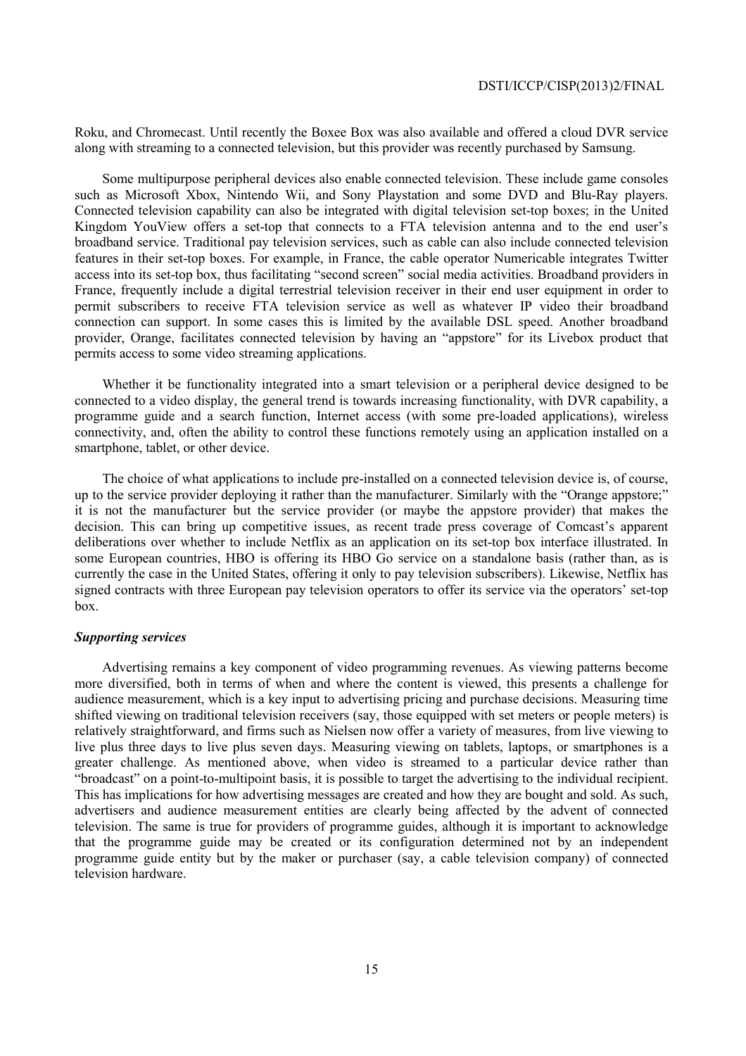Roku, and Chromecast. Until recently the Boxee Box was also available and offered a cloud DVR service along with streaming to a connected television, but this provider was recently purchased by Samsung.

Some multipurpose peripheral devices also enable connected television. These include game consoles such as Microsoft Xbox, Nintendo Wii, and Sony Playstation and some DVD and Blu-Ray players. Connected television capability can also be integrated with digital television set-top boxes; in the United Kingdom YouView offers a set-top that connects to a FTA television antenna and to the end user's broadband service. Traditional pay television services, such as cable can also include connected television features in their set-top boxes. For example, in France, the cable operator Numericable integrates Twitter access into its set-top box, thus facilitating "second screen" social media activities. Broadband providers in France, frequently include a digital terrestrial television receiver in their end user equipment in order to permit subscribers to receive FTA television service as well as whatever IP video their broadband connection can support. In some cases this is limited by the available DSL speed. Another broadband provider, Orange, facilitates connected television by having an "appstore" for its Livebox product that permits access to some video streaming applications.

Whether it be functionality integrated into a smart television or a peripheral device designed to be connected to a video display, the general trend is towards increasing functionality, with DVR capability, a programme guide and a search function, Internet access (with some pre-loaded applications), wireless connectivity, and, often the ability to control these functions remotely using an application installed on a smartphone, tablet, or other device.

The choice of what applications to include pre-installed on a connected television device is, of course, up to the service provider deploying it rather than the manufacturer. Similarly with the "Orange appstore;" it is not the manufacturer but the service provider (or maybe the appstore provider) that makes the decision. This can bring up competitive issues, as recent trade press coverage of Comcast's apparent deliberations over whether to include Netflix as an application on its set-top box interface illustrated. In some European countries, HBO is offering its HBO Go service on a standalone basis (rather than, as is currently the case in the United States, offering it only to pay television subscribers). Likewise, Netflix has signed contracts with three European pay television operators to offer its service via the operators' set-top box.

### *Supporting services*

Advertising remains a key component of video programming revenues. As viewing patterns become more diversified, both in terms of when and where the content is viewed, this presents a challenge for audience measurement, which is a key input to advertising pricing and purchase decisions. Measuring time shifted viewing on traditional television receivers (say, those equipped with set meters or people meters) is relatively straightforward, and firms such as Nielsen now offer a variety of measures, from live viewing to live plus three days to live plus seven days. Measuring viewing on tablets, laptops, or smartphones is a greater challenge. As mentioned above, when video is streamed to a particular device rather than "broadcast" on a point-to-multipoint basis, it is possible to target the advertising to the individual recipient. This has implications for how advertising messages are created and how they are bought and sold. As such, advertisers and audience measurement entities are clearly being affected by the advent of connected television. The same is true for providers of programme guides, although it is important to acknowledge that the programme guide may be created or its configuration determined not by an independent programme guide entity but by the maker or purchaser (say, a cable television company) of connected television hardware.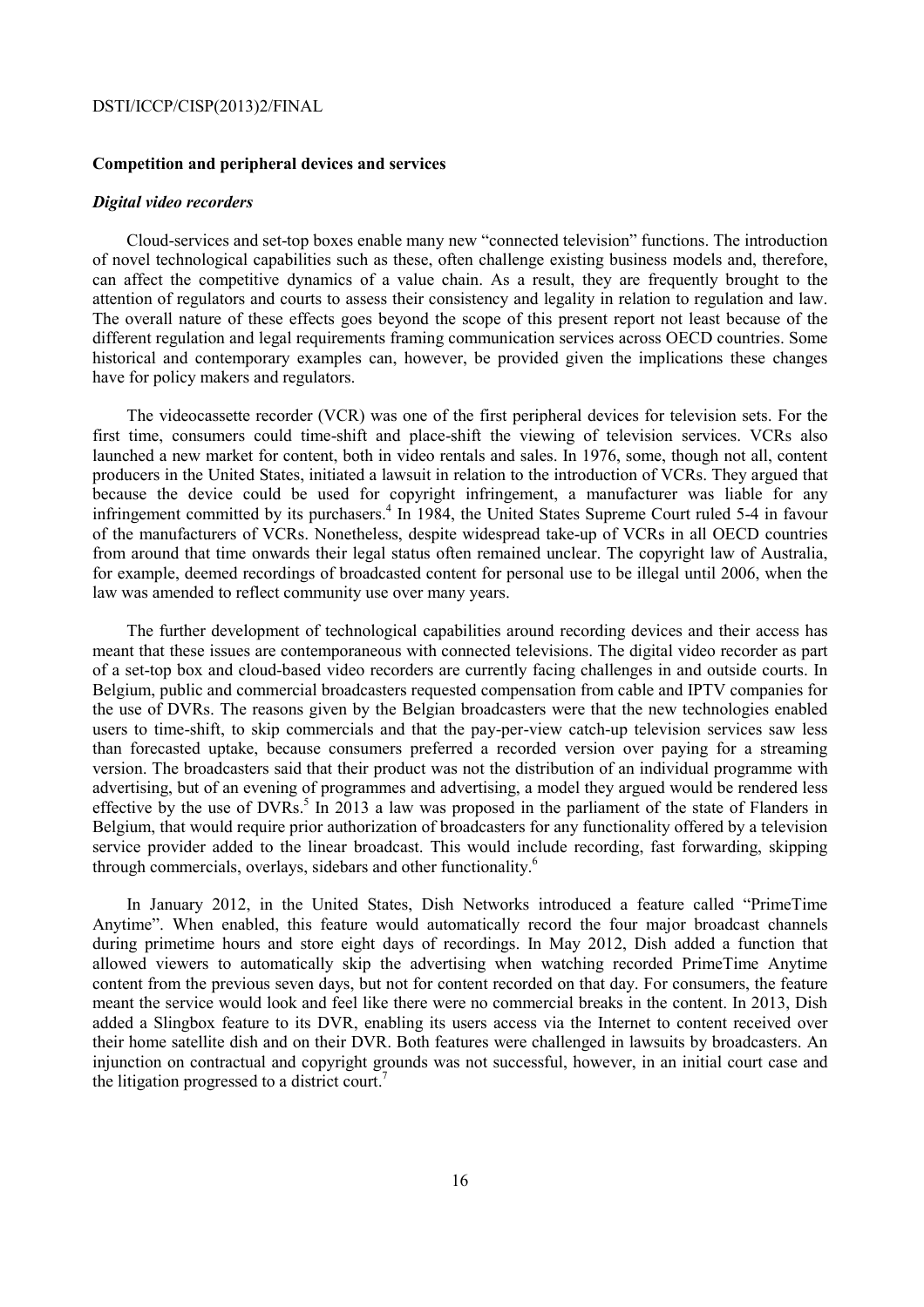**Competition and peripheral devices and services**

***Digital video recorders***

Cloud-services and set-top boxes enable many new "connected television" functions. The introduction of novel technological capabilities such as these, often challenge existing business models and, therefore, can affect the competitive dynamics of a value chain. As a result, they are frequently brought to the attention of regulators and courts to assess their consistency and legality in relation to regulation and law. The overall nature of these effects goes beyond the scope of this present report not least because of the different regulation and legal requirements framing communication services across OECD countries. Some historical and contemporary examples can, however, be provided given the implications these changes have for policy makers and regulators.

The videocassette recorder (VCR) was one of the first peripheral devices for television sets. For the first time, consumers could time-shift and place-shift the viewing of television services. VCRs also launched a new market for content, both in video rentals and sales. In 1976, some, though not all, content producers in the United States, initiated a lawsuit in relation to the introduction of VCRs. They argued that because the device could be used for copyright infringement, a manufacturer was liable for any infringement committed by its purchasers.[4] In 1984, the United States Supreme Court ruled 5-4 in favour of the manufacturers of VCRs. Nonetheless, despite widespread take-up of VCRs in all OECD countries from around that time onwards their legal status often remained unclear. The copyright law of Australia, for example, deemed recordings of broadcasted content for personal use to be illegal until 2006, when the law was amended to reflect community use over many years.

The further development of technological capabilities around recording devices and their access has meant that these issues are contemporaneous with connected televisions. The digital video recorder as part of a set-top box and cloud-based video recorders are currently facing challenges in and outside courts. In Belgium, public and commercial broadcasters requested compensation from cable and IPTV companies for the use of DVRs. The reasons given by the Belgian broadcasters were that the new technologies enabled users to time-shift, to skip commercials and that the pay-per-view catch-up television services saw less than forecasted uptake, because consumers preferred a recorded version over paying for a streaming version. The broadcasters said that their product was not the distribution of an individual programme with advertising, but of an evening of programmes and advertising, a model they argued would be rendered less effective by the use of DVRs.[5] In 2013 a law was proposed in the parliament of the state of Flanders in Belgium, that would require prior authorization of broadcasters for any functionality offered by a television service provider added to the linear broadcast. This would include recording, fast forwarding, skipping through commercials, overlays, sidebars and other functionality.[6]

In January 2012, in the United States, Dish Networks introduced a feature called "PrimeTime Anytime". When enabled, this feature would automatically record the four major broadcast channels during primetime hours and store eight days of recordings. In May 2012, Dish added a function that allowed viewers to automatically skip the advertising when watching recorded PrimeTime Anytime content from the previous seven days, but not for content recorded on that day. For consumers, the feature meant the service would look and feel like there were no commercial breaks in the content. In 2013, Dish added a Slingbox feature to its DVR, enabling its users access via the Internet to content received over their home satellite dish and on their DVR. Both features were challenged in lawsuits by broadcasters. An injunction on contractual and copyright grounds was not successful, however, in an initial court case and the litigation progressed to a district court.[7]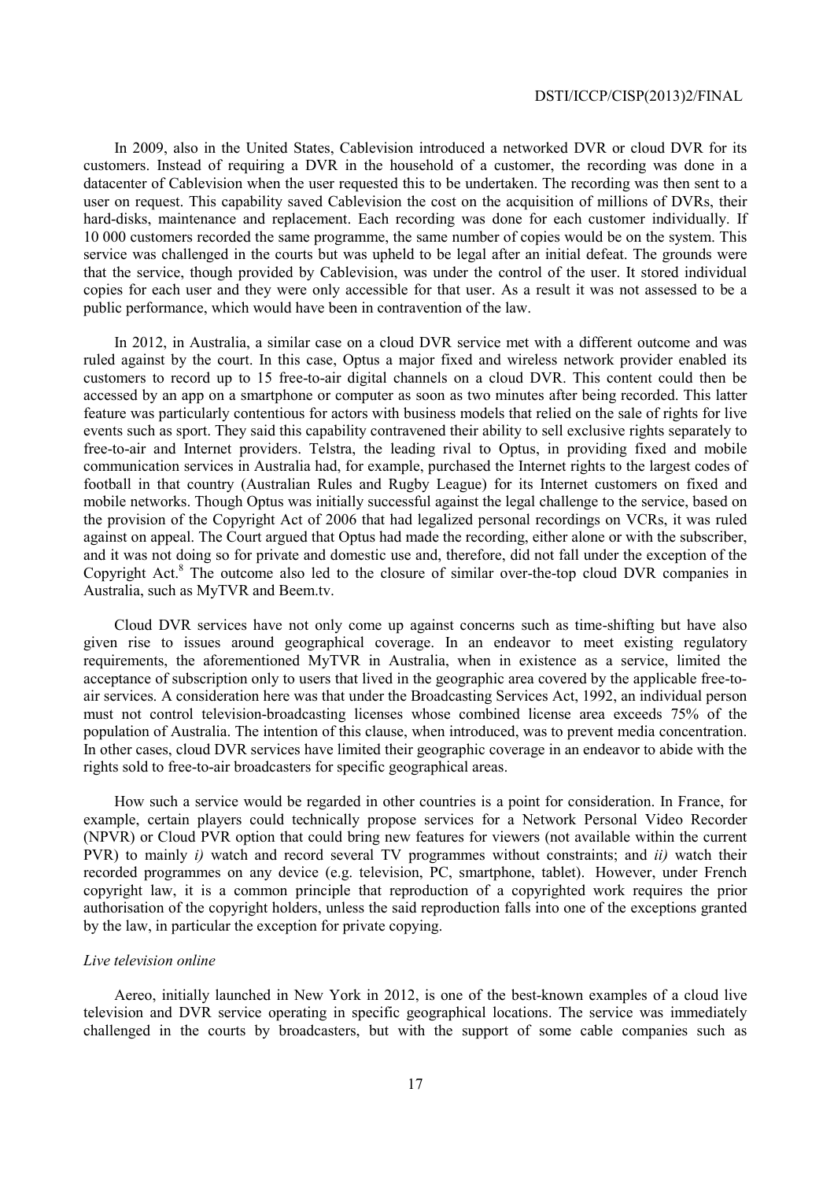In 2009, also in the United States, Cablevision introduced a networked DVR or cloud DVR for its customers. Instead of requiring a DVR in the household of a customer, the recording was done in a datacenter of Cablevision when the user requested this to be undertaken. The recording was then sent to a user on request. This capability saved Cablevision the cost on the acquisition of millions of DVRs, their hard-disks, maintenance and replacement. Each recording was done for each customer individually. If 10 000 customers recorded the same programme, the same number of copies would be on the system. This service was challenged in the courts but was upheld to be legal after an initial defeat. The grounds were that the service, though provided by Cablevision, was under the control of the user. It stored individual copies for each user and they were only accessible for that user. As a result it was not assessed to be a public performance, which would have been in contravention of the law.

In 2012, in Australia, a similar case on a cloud DVR service met with a different outcome and was ruled against by the court. In this case, Optus a major fixed and wireless network provider enabled its customers to record up to 15 free-to-air digital channels on a cloud DVR. This content could then be accessed by an app on a smartphone or computer as soon as two minutes after being recorded. This latter feature was particularly contentious for actors with business models that relied on the sale of rights for live events such as sport. They said this capability contravened their ability to sell exclusive rights separately to free-to-air and Internet providers. Telstra, the leading rival to Optus, in providing fixed and mobile communication services in Australia had, for example, purchased the Internet rights to the largest codes of football in that country (Australian Rules and Rugby League) for its Internet customers on fixed and mobile networks. Though Optus was initially successful against the legal challenge to the service, based on the provision of the Copyright Act of 2006 that had legalized personal recordings on VCRs, it was ruled against on appeal. The Court argued that Optus had made the recording, either alone or with the subscriber, and it was not doing so for private and domestic use and, therefore, did not fall under the exception of the Copyright Act.[8] The outcome also led to the closure of similar over-the-top cloud DVR companies in Australia, such as MyTVR and Beem.tv.

Cloud DVR services have not only come up against concerns such as time-shifting but have also given rise to issues around geographical coverage. In an endeavor to meet existing regulatory requirements, the aforementioned MyTVR in Australia, when in existence as a service, limited the acceptance of subscription only to users that lived in the geographic area covered by the applicable free-to-air services. A consideration here was that under the Broadcasting Services Act, 1992, an individual person must not control television-broadcasting licenses whose combined license area exceeds 75% of the population of Australia. The intention of this clause, when introduced, was to prevent media concentration. In other cases, cloud DVR services have limited their geographic coverage in an endeavor to abide with the rights sold to free-to-air broadcasters for specific geographical areas.

How such a service would be regarded in other countries is a point for consideration. In France, for example, certain players could technically propose services for a Network Personal Video Recorder (NPVR) or Cloud PVR option that could bring new features for viewers (not available within the current PVR) to mainly *i)* watch and record several TV programmes without constraints; and *ii)* watch their recorded programmes on any device (e.g. television, PC, smartphone, tablet). However, under French copyright law, it is a common principle that reproduction of a copyrighted work requires the prior authorisation of the copyright holders, unless the said reproduction falls into one of the exceptions granted by the law, in particular the exception for private copying.

*Live television online*

Aereo, initially launched in New York in 2012, is one of the best-known examples of a cloud live television and DVR service operating in specific geographical locations. The service was immediately challenged in the courts by broadcasters, but with the support of some cable companies such as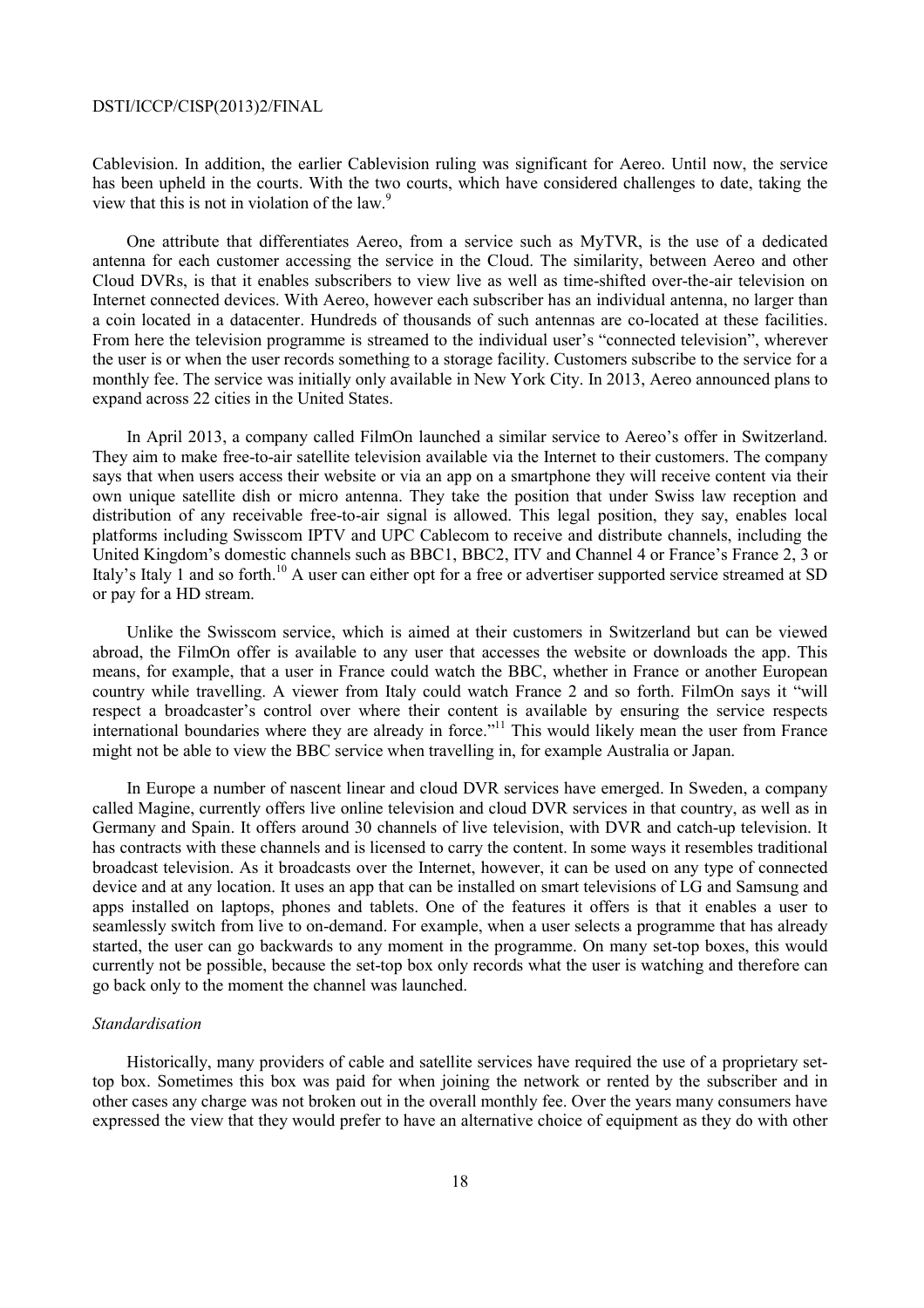Cablevision. In addition, the earlier Cablevision ruling was significant for Aereo. Until now, the service has been upheld in the courts. With the two courts, which have considered challenges to date, taking the view that this is not in violation of the law.[9]

One attribute that differentiates Aereo, from a service such as MyTVR, is the use of a dedicated antenna for each customer accessing the service in the Cloud. The similarity, between Aereo and other Cloud DVRs, is that it enables subscribers to view live as well as time-shifted over-the-air television on Internet connected devices. With Aereo, however each subscriber has an individual antenna, no larger than a coin located in a datacenter. Hundreds of thousands of such antennas are co-located at these facilities. From here the television programme is streamed to the individual user's "connected television", wherever the user is or when the user records something to a storage facility. Customers subscribe to the service for a monthly fee. The service was initially only available in New York City. In 2013, Aereo announced plans to expand across 22 cities in the United States.

In April 2013, a company called FilmOn launched a similar service to Aereo's offer in Switzerland. They aim to make free-to-air satellite television available via the Internet to their customers. The company says that when users access their website or via an app on a smartphone they will receive content via their own unique satellite dish or micro antenna. They take the position that under Swiss law reception and distribution of any receivable free-to-air signal is allowed. This legal position, they say, enables local platforms including Swisscom IPTV and UPC Cablecom to receive and distribute channels, including the United Kingdom's domestic channels such as BBC1, BBC2, ITV and Channel 4 or France's France 2, 3 or Italy's Italy 1 and so forth.[10] A user can either opt for a free or advertiser supported service streamed at SD or pay for a HD stream.

Unlike the Swisscom service, which is aimed at their customers in Switzerland but can be viewed abroad, the FilmOn offer is available to any user that accesses the website or downloads the app. This means, for example, that a user in France could watch the BBC, whether in France or another European country while travelling. A viewer from Italy could watch France 2 and so forth. FilmOn says it "will respect a broadcaster's control over where their content is available by ensuring the service respects international boundaries where they are already in force."[11] This would likely mean the user from France might not be able to view the BBC service when travelling in, for example Australia or Japan.

In Europe a number of nascent linear and cloud DVR services have emerged. In Sweden, a company called Magine, currently offers live online television and cloud DVR services in that country, as well as in Germany and Spain. It offers around 30 channels of live television, with DVR and catch-up television. It has contracts with these channels and is licensed to carry the content. In some ways it resembles traditional broadcast television. As it broadcasts over the Internet, however, it can be used on any type of connected device and at any location. It uses an app that can be installed on smart televisions of LG and Samsung and apps installed on laptops, phones and tablets. One of the features it offers is that it enables a user to seamlessly switch from live to on-demand. For example, when a user selects a programme that has already started, the user can go backwards to any moment in the programme. On many set-top boxes, this would currently not be possible, because the set-top box only records what the user is watching and therefore can go back only to the moment the channel was launched.

*Standardisation*

Historically, many providers of cable and satellite services have required the use of a proprietary set-top box. Sometimes this box was paid for when joining the network or rented by the subscriber and in other cases any charge was not broken out in the overall monthly fee. Over the years many consumers have expressed the view that they would prefer to have an alternative choice of equipment as they do with other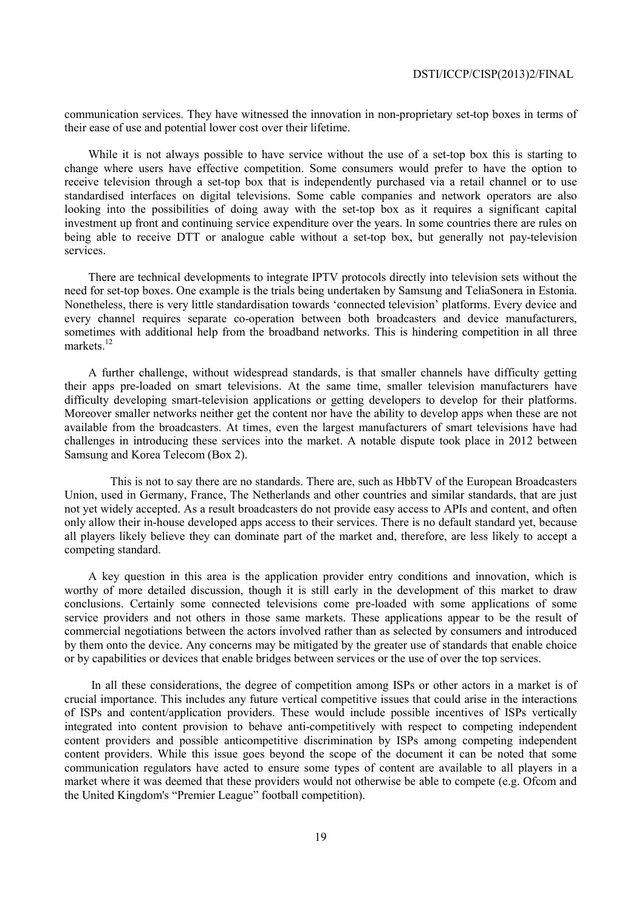communication services. They have witnessed the innovation in non-proprietary set-top boxes in terms of their ease of use and potential lower cost over their lifetime.

While it is not always possible to have service without the use of a set-top box this is starting to change where users have effective competition. Some consumers would prefer to have the option to receive television through a set-top box that is independently purchased via a retail channel or to use standardised interfaces on digital televisions. Some cable companies and network operators are also looking into the possibilities of doing away with the set-top box as it requires a significant capital investment up front and continuing service expenditure over the years. In some countries there are rules on being able to receive DTT or analogue cable without a set-top box, but generally not pay-television services.

There are technical developments to integrate IPTV protocols directly into television sets without the need for set-top boxes. One example is the trials being undertaken by Samsung and TeliaSonera in Estonia. Nonetheless, there is very little standardisation towards 'connected television' platforms. Every device and every channel requires separate co-operation between both broadcasters and device manufacturers, sometimes with additional help from the broadband networks. This is hindering competition in all three markets.[12]

A further challenge, without widespread standards, is that smaller channels have difficulty getting their apps pre-loaded on smart televisions. At the same time, smaller television manufacturers have difficulty developing smart-television applications or getting developers to develop for their platforms. Moreover smaller networks neither get the content nor have the ability to develop apps when these are not available from the broadcasters. At times, even the largest manufacturers of smart televisions have had challenges in introducing these services into the market. A notable dispute took place in 2012 between Samsung and Korea Telecom (Box 2).

This is not to say there are no standards. There are, such as HbbTV of the European Broadcasters Union, used in Germany, France, The Netherlands and other countries and similar standards, that are just not yet widely accepted. As a result broadcasters do not provide easy access to APIs and content, and often only allow their in-house developed apps access to their services. There is no default standard yet, because all players likely believe they can dominate part of the market and, therefore, are less likely to accept a competing standard.

A key question in this area is the application provider entry conditions and innovation, which is worthy of more detailed discussion, though it is still early in the development of this market to draw conclusions. Certainly some connected televisions come pre-loaded with some applications of some service providers and not others in those same markets. These applications appear to be the result of commercial negotiations between the actors involved rather than as selected by consumers and introduced by them onto the device. Any concerns may be mitigated by the greater use of standards that enable choice or by capabilities or devices that enable bridges between services or the use of over the top services.

In all these considerations, the degree of competition among ISPs or other actors in a market is of crucial importance. This includes any future vertical competitive issues that could arise in the interactions of ISPs and content/application providers. These would include possible incentives of ISPs vertically integrated into content provision to behave anti-competitively with respect to competing independent content providers and possible anticompetitive discrimination by ISPs among competing independent content providers. While this issue goes beyond the scope of the document it can be noted that some communication regulators have acted to ensure some types of content are available to all players in a market where it was deemed that these providers would not otherwise be able to compete (e.g. Ofcom and the United Kingdom's "Premier League" football competition).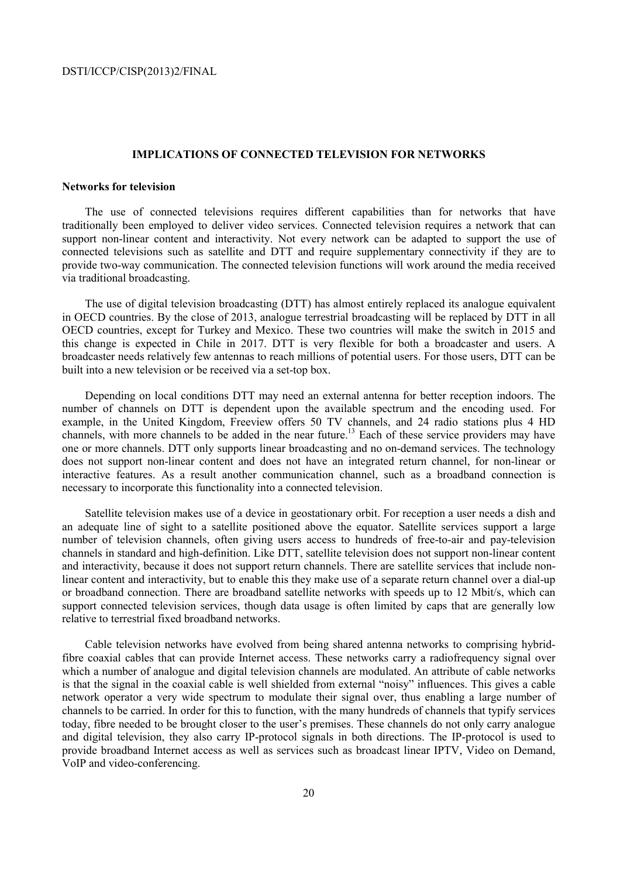## IMPLICATIONS OF CONNECTED TELEVISION FOR NETWORKS

### Networks for television

The use of connected televisions requires different capabilities than for networks that have traditionally been employed to deliver video services. Connected television requires a network that can support non-linear content and interactivity. Not every network can be adapted to support the use of connected televisions such as satellite and DTT and require supplementary connectivity if they are to provide two-way communication. The connected television functions will work around the media received via traditional broadcasting.

The use of digital television broadcasting (DTT) has almost entirely replaced its analogue equivalent in OECD countries. By the close of 2013, analogue terrestrial broadcasting will be replaced by DTT in all OECD countries, except for Turkey and Mexico. These two countries will make the switch in 2015 and this change is expected in Chile in 2017. DTT is very flexible for both a broadcaster and users. A broadcaster needs relatively few antennas to reach millions of potential users. For those users, DTT can be built into a new television or be received via a set-top box.

Depending on local conditions DTT may need an external antenna for better reception indoors. The number of channels on DTT is dependent upon the available spectrum and the encoding used. For example, in the United Kingdom, Freeview offers 50 TV channels, and 24 radio stations plus 4 HD channels, with more channels to be added in the near future.[13] Each of these service providers may have one or more channels. DTT only supports linear broadcasting and no on-demand services. The technology does not support non-linear content and does not have an integrated return channel, for non-linear or interactive features. As a result another communication channel, such as a broadband connection is necessary to incorporate this functionality into a connected television.

Satellite television makes use of a device in geostationary orbit. For reception a user needs a dish and an adequate line of sight to a satellite positioned above the equator. Satellite services support a large number of television channels, often giving users access to hundreds of free-to-air and pay-television channels in standard and high-definition. Like DTT, satellite television does not support non-linear content and interactivity, because it does not support return channels. There are satellite services that include non-linear content and interactivity, but to enable this they make use of a separate return channel over a dial-up or broadband connection. There are broadband satellite networks with speeds up to 12 Mbit/s, which can support connected television services, though data usage is often limited by caps that are generally low relative to terrestrial fixed broadband networks.

Cable television networks have evolved from being shared antenna networks to comprising hybrid-fibre coaxial cables that can provide Internet access. These networks carry a radiofrequency signal over which a number of analogue and digital television channels are modulated. An attribute of cable networks is that the signal in the coaxial cable is well shielded from external "noisy" influences. This gives a cable network operator a very wide spectrum to modulate their signal over, thus enabling a large number of channels to be carried. In order for this to function, with the many hundreds of channels that typify services today, fibre needed to be brought closer to the user's premises. These channels do not only carry analogue and digital television, they also carry IP-protocol signals in both directions. The IP-protocol is used to provide broadband Internet access as well as services such as broadcast linear IPTV, Video on Demand, VoIP and video-conferencing.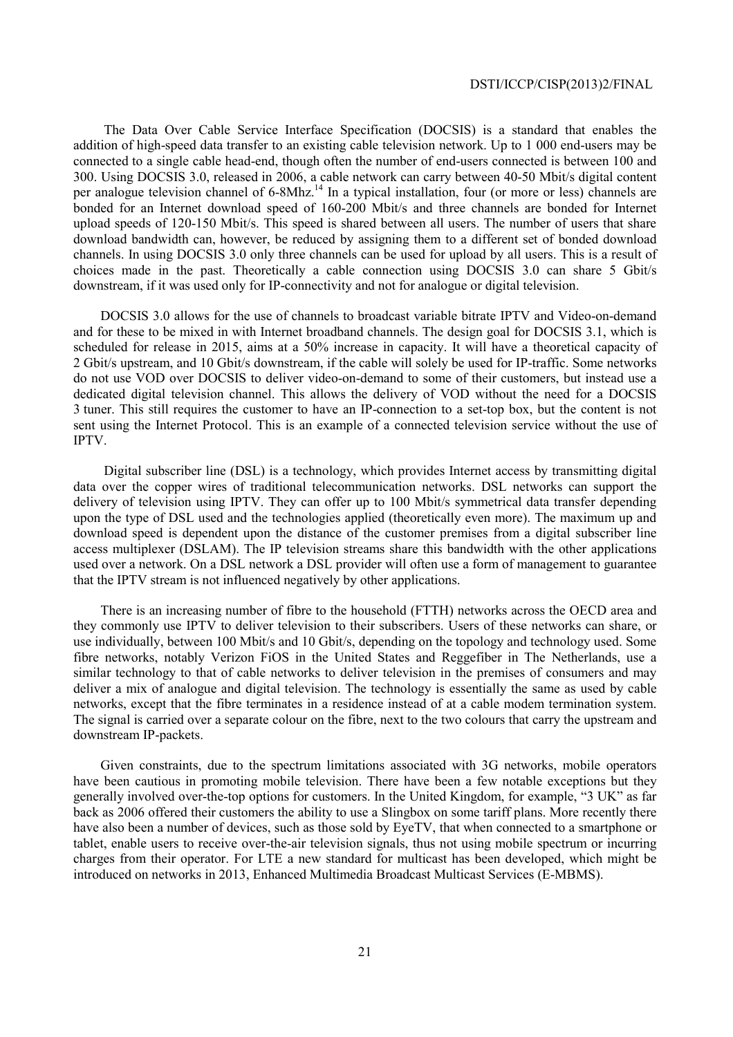The Data Over Cable Service Interface Specification (DOCSIS) is a standard that enables the addition of high-speed data transfer to an existing cable television network. Up to 1 000 end-users may be connected to a single cable head-end, though often the number of end-users connected is between 100 and 300. Using DOCSIS 3.0, released in 2006, a cable network can carry between 40-50 Mbit/s digital content per analogue television channel of 6-8Mhz.[14] In a typical installation, four (or more or less) channels are bonded for an Internet download speed of 160-200 Mbit/s and three channels are bonded for Internet upload speeds of 120-150 Mbit/s. This speed is shared between all users. The number of users that share download bandwidth can, however, be reduced by assigning them to a different set of bonded download channels. In using DOCSIS 3.0 only three channels can be used for upload by all users. This is a result of choices made in the past. Theoretically a cable connection using DOCSIS 3.0 can share 5 Gbit/s downstream, if it was used only for IP-connectivity and not for analogue or digital television.

DOCSIS 3.0 allows for the use of channels to broadcast variable bitrate IPTV and Video-on-demand and for these to be mixed in with Internet broadband channels. The design goal for DOCSIS 3.1, which is scheduled for release in 2015, aims at a 50% increase in capacity. It will have a theoretical capacity of 2 Gbit/s upstream, and 10 Gbit/s downstream, if the cable will solely be used for IP-traffic. Some networks do not use VOD over DOCSIS to deliver video-on-demand to some of their customers, but instead use a dedicated digital television channel. This allows the delivery of VOD without the need for a DOCSIS 3 tuner. This still requires the customer to have an IP-connection to a set-top box, but the content is not sent using the Internet Protocol. This is an example of a connected television service without the use of IPTV.

Digital subscriber line (DSL) is a technology, which provides Internet access by transmitting digital data over the copper wires of traditional telecommunication networks. DSL networks can support the delivery of television using IPTV. They can offer up to 100 Mbit/s symmetrical data transfer depending upon the type of DSL used and the technologies applied (theoretically even more). The maximum up and download speed is dependent upon the distance of the customer premises from a digital subscriber line access multiplexer (DSLAM). The IP television streams share this bandwidth with the other applications used over a network. On a DSL network a DSL provider will often use a form of management to guarantee that the IPTV stream is not influenced negatively by other applications.

There is an increasing number of fibre to the household (FTTH) networks across the OECD area and they commonly use IPTV to deliver television to their subscribers. Users of these networks can share, or use individually, between 100 Mbit/s and 10 Gbit/s, depending on the topology and technology used. Some fibre networks, notably Verizon FiOS in the United States and Reggefiber in The Netherlands, use a similar technology to that of cable networks to deliver television in the premises of consumers and may deliver a mix of analogue and digital television. The technology is essentially the same as used by cable networks, except that the fibre terminates in a residence instead of at a cable modem termination system. The signal is carried over a separate colour on the fibre, next to the two colours that carry the upstream and downstream IP-packets.

Given constraints, due to the spectrum limitations associated with 3G networks, mobile operators have been cautious in promoting mobile television. There have been a few notable exceptions but they generally involved over-the-top options for customers. In the United Kingdom, for example, "3 UK" as far back as 2006 offered their customers the ability to use a Slingbox on some tariff plans. More recently there have also been a number of devices, such as those sold by EyeTV, that when connected to a smartphone or tablet, enable users to receive over-the-air television signals, thus not using mobile spectrum or incurring charges from their operator. For LTE a new standard for multicast has been developed, which might be introduced on networks in 2013, Enhanced Multimedia Broadcast Multicast Services (E-MBMS).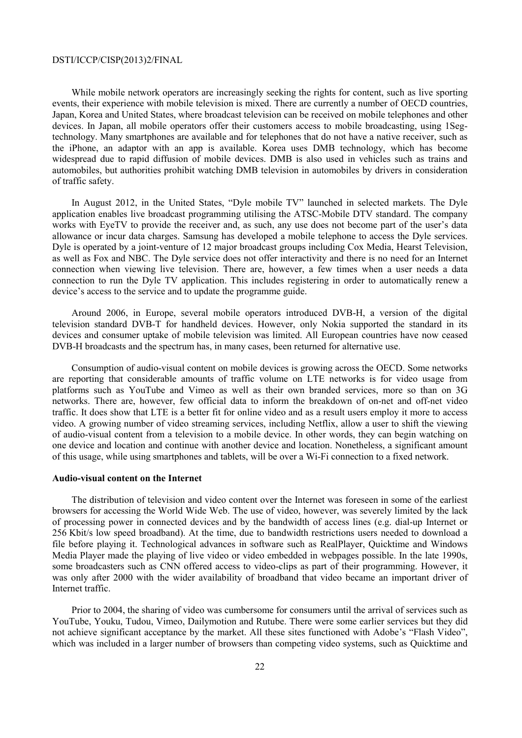While mobile network operators are increasingly seeking the rights for content, such as live sporting events, their experience with mobile television is mixed. There are currently a number of OECD countries, Japan, Korea and United States, where broadcast television can be received on mobile telephones and other devices. In Japan, all mobile operators offer their customers access to mobile broadcasting, using 1Seg-technology. Many smartphones are available and for telephones that do not have a native receiver, such as the iPhone, an adaptor with an app is available. Korea uses DMB technology, which has become widespread due to rapid diffusion of mobile devices. DMB is also used in vehicles such as trains and automobiles, but authorities prohibit watching DMB television in automobiles by drivers in consideration of traffic safety.

In August 2012, in the United States, "Dyle mobile TV" launched in selected markets. The Dyle application enables live broadcast programming utilising the ATSC-Mobile DTV standard. The company works with EyeTV to provide the receiver and, as such, any use does not become part of the user's data allowance or incur data charges. Samsung has developed a mobile telephone to access the Dyle services. Dyle is operated by a joint-venture of 12 major broadcast groups including Cox Media, Hearst Television, as well as Fox and NBC. The Dyle service does not offer interactivity and there is no need for an Internet connection when viewing live television. There are, however, a few times when a user needs a data connection to run the Dyle TV application. This includes registering in order to automatically renew a device's access to the service and to update the programme guide.

Around 2006, in Europe, several mobile operators introduced DVB-H, a version of the digital television standard DVB-T for handheld devices. However, only Nokia supported the standard in its devices and consumer uptake of mobile television was limited. All European countries have now ceased DVB-H broadcasts and the spectrum has, in many cases, been returned for alternative use.

Consumption of audio-visual content on mobile devices is growing across the OECD. Some networks are reporting that considerable amounts of traffic volume on LTE networks is for video usage from platforms such as YouTube and Vimeo as well as their own branded services, more so than on 3G networks. There are, however, few official data to inform the breakdown of on-net and off-net video traffic. It does show that LTE is a better fit for online video and as a result users employ it more to access video. A growing number of video streaming services, including Netflix, allow a user to shift the viewing of audio-visual content from a television to a mobile device. In other words, they can begin watching on one device and location and continue with another device and location. Nonetheless, a significant amount of this usage, while using smartphones and tablets, will be over a Wi-Fi connection to a fixed network.

**Audio-visual content on the Internet**

The distribution of television and video content over the Internet was foreseen in some of the earliest browsers for accessing the World Wide Web. The use of video, however, was severely limited by the lack of processing power in connected devices and by the bandwidth of access lines (e.g. dial-up Internet or 256 Kbit/s low speed broadband). At the time, due to bandwidth restrictions users needed to download a file before playing it. Technological advances in software such as RealPlayer, Quicktime and Windows Media Player made the playing of live video or video embedded in webpages possible. In the late 1990s, some broadcasters such as CNN offered access to video-clips as part of their programming. However, it was only after 2000 with the wider availability of broadband that video became an important driver of Internet traffic.

Prior to 2004, the sharing of video was cumbersome for consumers until the arrival of services such as YouTube, Youku, Tudou, Vimeo, Dailymotion and Rutube. There were some earlier services but they did not achieve significant acceptance by the market. All these sites functioned with Adobe's "Flash Video", which was included in a larger number of browsers than competing video systems, such as Quicktime and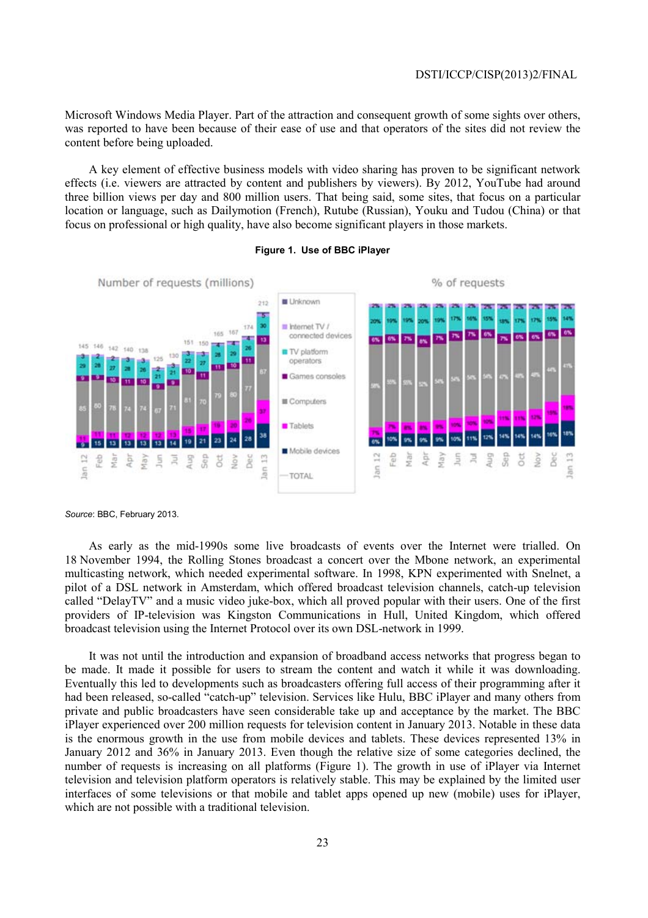Microsoft Windows Media Player. Part of the attraction and consequent growth of some sights over others, was reported to have been because of their ease of use and that operators of the sites did not review the content before being uploaded.

A key element of effective business models with video sharing has proven to be significant network effects (i.e. viewers are attracted by content and publishers by viewers). By 2012, YouTube had around three billion views per day and 800 million users. That being said, some sites, that focus on a particular location or language, such as Dailymotion (French), Rutube (Russian), Youku and Tudou (China) or that focus on professional or high quality, have also become significant players in those markets.

**Figure 1. Use of BBC iPlayer**

*Source*: BBC, February 2013.

As early as the mid-1990s some live broadcasts of events over the Internet were trialled. On 18 November 1994, the Rolling Stones broadcast a concert over the Mbone network, an experimental multicasting network, which needed experimental software. In 1998, KPN experimented with Snelnet, a pilot of a DSL network in Amsterdam, which offered broadcast television channels, catch-up television called "DelayTV" and a music video juke-box, which all proved popular with their users. One of the first providers of IP-television was Kingston Communications in Hull, United Kingdom, which offered broadcast television using the Internet Protocol over its own DSL-network in 1999.

It was not until the introduction and expansion of broadband access networks that progress began to be made. It made it possible for users to stream the content and watch it while it was downloading. Eventually this led to developments such as broadcasters offering full access of their programming after it had been released, so-called "catch-up" television. Services like Hulu, BBC iPlayer and many others from private and public broadcasters have seen considerable take up and acceptance by the market. The BBC iPlayer experienced over 200 million requests for television content in January 2013. Notable in these data is the enormous growth in the use from mobile devices and tablets. These devices represented 13% in January 2012 and 36% in January 2013. Even though the relative size of some categories declined, the number of requests is increasing on all platforms (Figure 1). The growth in use of iPlayer via Internet television and television platform operators is relatively stable. This may be explained by the limited user interfaces of some televisions or that mobile and tablet apps opened up new (mobile) uses for iPlayer, which are not possible with a traditional television.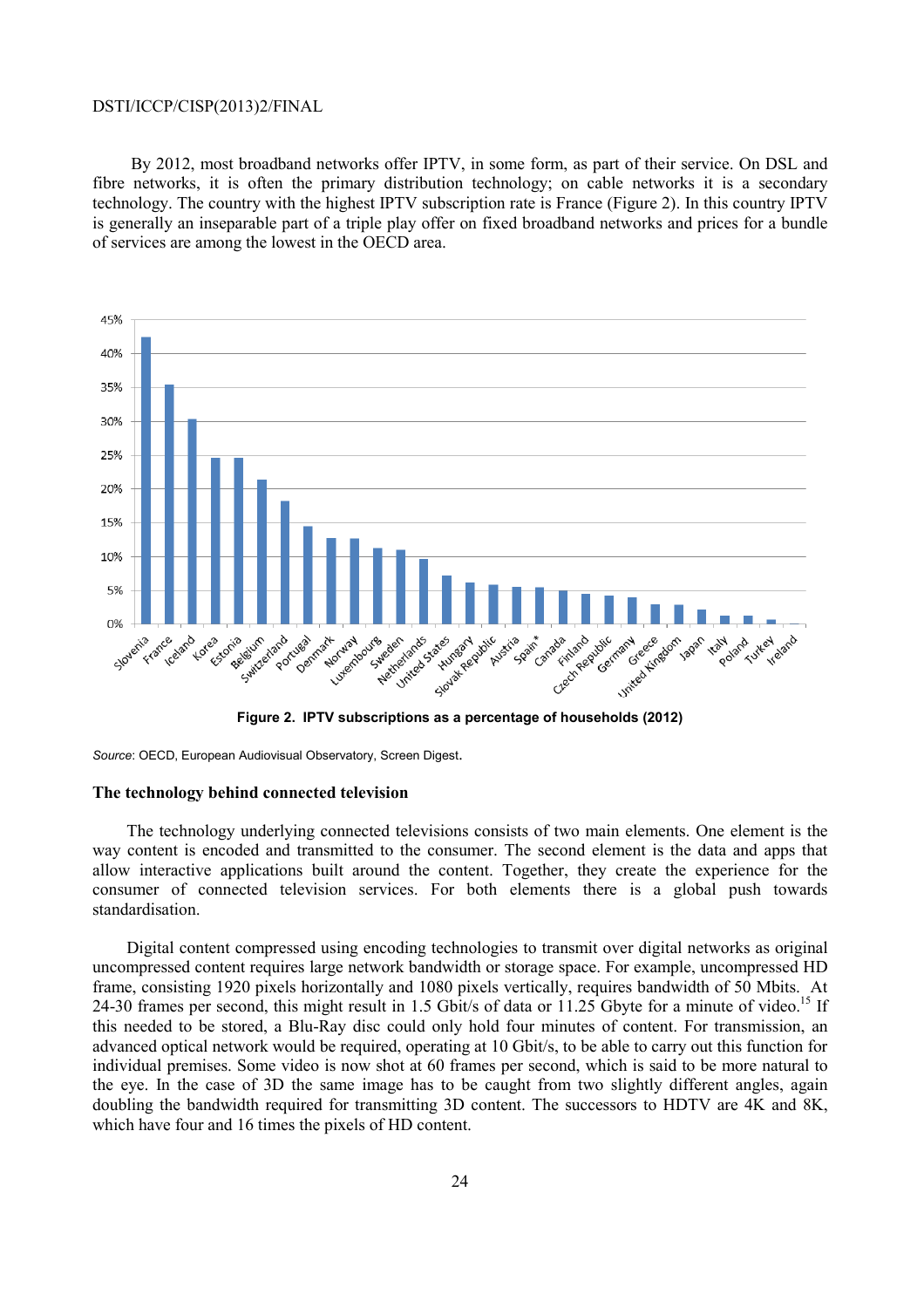By 2012, most broadband networks offer IPTV, in some form, as part of their service. On DSL and fibre networks, it is often the primary distribution technology; on cable networks it is a secondary technology. The country with the highest IPTV subscription rate is France (Figure 2). In this country IPTV is generally an inseparable part of a triple play offer on fixed broadband networks and prices for a bundle of services are among the lowest in the OECD area.

**Figure 2. IPTV subscriptions as a percentage of households (2012)**

*Source*: OECD, European Audiovisual Observatory, Screen Digest.

### The technology behind connected television

The technology underlying connected televisions consists of two main elements. One element is the way content is encoded and transmitted to the consumer. The second element is the data and apps that allow interactive applications built around the content. Together, they create the experience for the consumer of connected television services. For both elements there is a global push towards standardisation.

Digital content compressed using encoding technologies to transmit over digital networks as original uncompressed content requires large network bandwidth or storage space. For example, uncompressed HD frame, consisting 1920 pixels horizontally and 1080 pixels vertically, requires bandwidth of 50 Mbits. At 24-30 frames per second, this might result in 1.5 Gbit/s of data or 11.25 Gbyte for a minute of video.[15] If this needed to be stored, a Blu-Ray disc could only hold four minutes of content. For transmission, an advanced optical network would be required, operating at 10 Gbit/s, to be able to carry out this function for individual premises. Some video is now shot at 60 frames per second, which is said to be more natural to the eye. In the case of 3D the same image has to be caught from two slightly different angles, again doubling the bandwidth required for transmitting 3D content. The successors to HDTV are 4K and 8K, which have four and 16 times the pixels of HD content.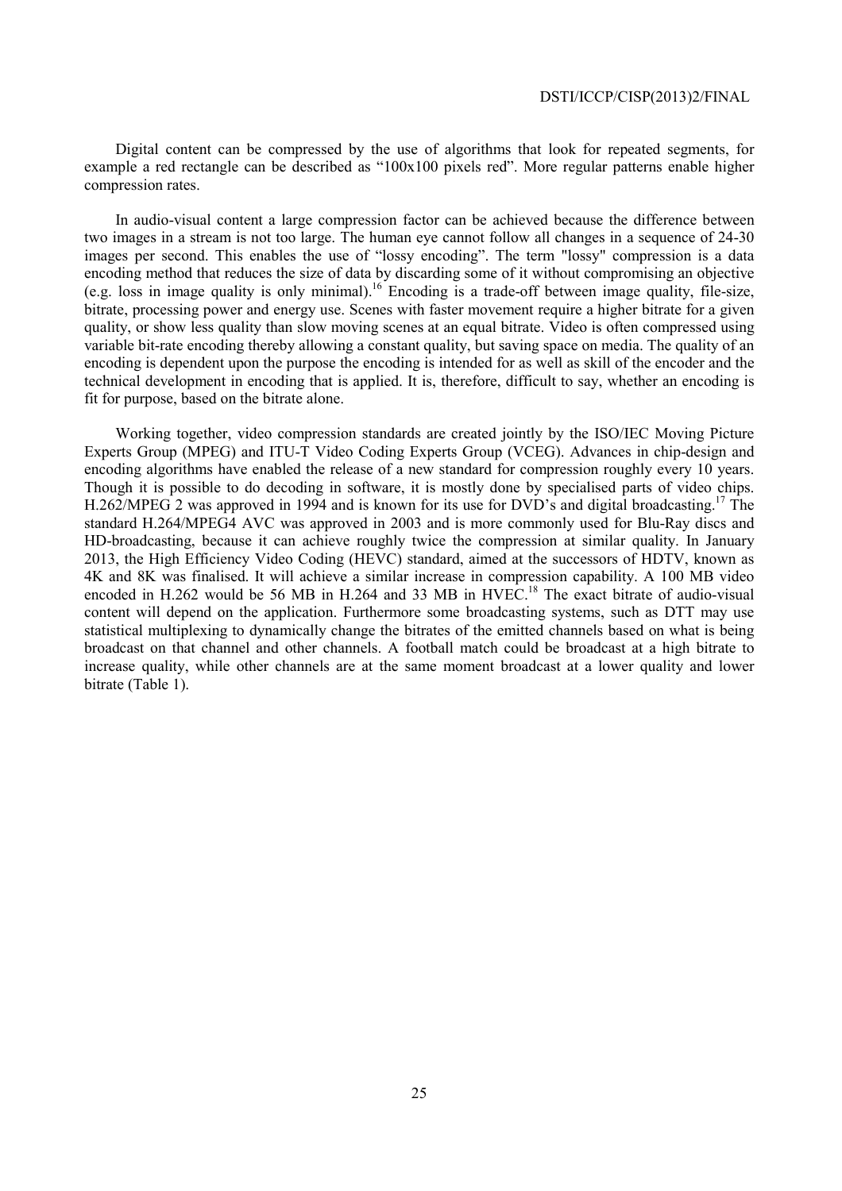Digital content can be compressed by the use of algorithms that look for repeated segments, for example a red rectangle can be described as "100x100 pixels red". More regular patterns enable higher compression rates.

In audio-visual content a large compression factor can be achieved because the difference between two images in a stream is not too large. The human eye cannot follow all changes in a sequence of 24-30 images per second. This enables the use of "lossy encoding". The term "lossy" compression is a data encoding method that reduces the size of data by discarding some of it without compromising an objective (e.g. loss in image quality is only minimal).[16] Encoding is a trade-off between image quality, file-size, bitrate, processing power and energy use. Scenes with faster movement require a higher bitrate for a given quality, or show less quality than slow moving scenes at an equal bitrate. Video is often compressed using variable bit-rate encoding thereby allowing a constant quality, but saving space on media. The quality of an encoding is dependent upon the purpose the encoding is intended for as well as skill of the encoder and the technical development in encoding that is applied. It is, therefore, difficult to say, whether an encoding is fit for purpose, based on the bitrate alone.

Working together, video compression standards are created jointly by the ISO/IEC Moving Picture Experts Group (MPEG) and ITU-T Video Coding Experts Group (VCEG). Advances in chip-design and encoding algorithms have enabled the release of a new standard for compression roughly every 10 years. Though it is possible to do decoding in software, it is mostly done by specialised parts of video chips. H.262/MPEG 2 was approved in 1994 and is known for its use for DVD's and digital broadcasting.[17] The standard H.264/MPEG4 AVC was approved in 2003 and is more commonly used for Blu-Ray discs and HD-broadcasting, because it can achieve roughly twice the compression at similar quality. In January 2013, the High Efficiency Video Coding (HEVC) standard, aimed at the successors of HDTV, known as 4K and 8K was finalised. It will achieve a similar increase in compression capability. A 100 MB video encoded in H.262 would be 56 MB in H.264 and 33 MB in HVEC.[18] The exact bitrate of audio-visual content will depend on the application. Furthermore some broadcasting systems, such as DTT may use statistical multiplexing to dynamically change the bitrates of the emitted channels based on what is being broadcast on that channel and other channels. A football match could be broadcast at a high bitrate to increase quality, while other channels are at the same moment broadcast at a lower quality and lower bitrate (Table 1).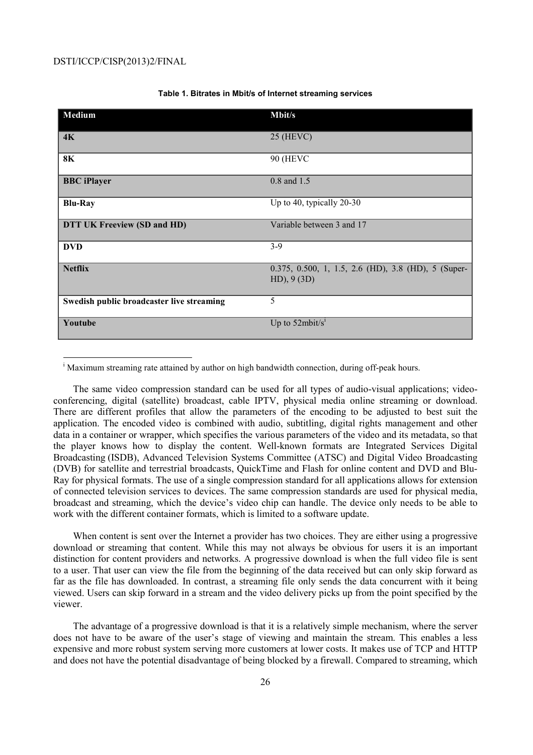**Table 1. Bitrates in Mbit/s of Internet streaming services**

| Medium | Mbit/s |
|---|---|
| **4K** | 25 (HEVC) |
| **8K** | 90 (HEVC |
| **BBC iPlayer** | 0.8 and 1.5 |
| **Blu-Ray** | Up to 40, typically 20-30 |
| **DTT UK Freeview (SD and HD)** | Variable between 3 and 17 |
| **DVD** | 3-9 |
| **Netflix** | 0.375, 0.500, 1, 1.5, 2.6 (HD), 3.8 (HD), 5 (Super-HD), 9 (3D) |
| **Swedish public broadcaster live streaming** | 5 |
| **Youtube** | Up to 52mbit/s[i] |

[i] Maximum streaming rate attained by author on high bandwidth connection, during off-peak hours.

The same video compression standard can be used for all types of audio-visual applications; video-conferencing, digital (satellite) broadcast, cable IPTV, physical media online streaming or download. There are different profiles that allow the parameters of the encoding to be adjusted to best suit the application. The encoded video is combined with audio, subtitling, digital rights management and other data in a container or wrapper, which specifies the various parameters of the video and its metadata, so that the player knows how to display the content. Well-known formats are Integrated Services Digital Broadcasting (ISDB), Advanced Television Systems Committee (ATSC) and Digital Video Broadcasting (DVB) for satellite and terrestrial broadcasts, QuickTime and Flash for online content and DVD and Blu-Ray for physical formats. The use of a single compression standard for all applications allows for extension of connected television services to devices. The same compression standards are used for physical media, broadcast and streaming, which the device's video chip can handle. The device only needs to be able to work with the different container formats, which is limited to a software update.

When content is sent over the Internet a provider has two choices. They are either using a progressive download or streaming that content. While this may not always be obvious for users it is an important distinction for content providers and networks. A progressive download is when the full video file is sent to a user. That user can view the file from the beginning of the data received but can only skip forward as far as the file has downloaded. In contrast, a streaming file only sends the data concurrent with it being viewed. Users can skip forward in a stream and the video delivery picks up from the point specified by the viewer.

The advantage of a progressive download is that it is a relatively simple mechanism, where the server does not have to be aware of the user's stage of viewing and maintain the stream. This enables a less expensive and more robust system serving more customers at lower costs. It makes use of TCP and HTTP and does not have the potential disadvantage of being blocked by a firewall. Compared to streaming, which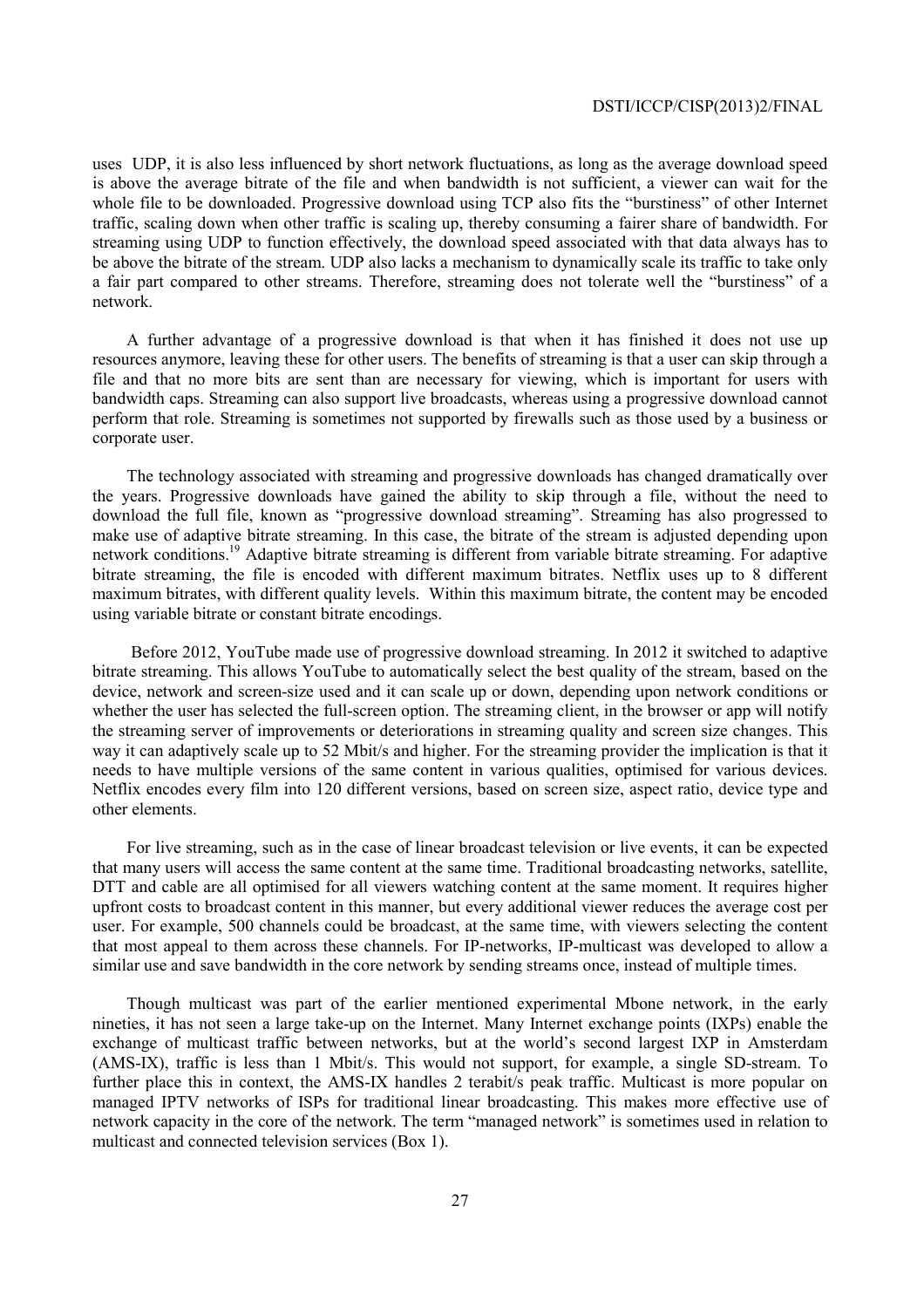uses UDP, it is also less influenced by short network fluctuations, as long as the average download speed is above the average bitrate of the file and when bandwidth is not sufficient, a viewer can wait for the whole file to be downloaded. Progressive download using TCP also fits the "burstiness" of other Internet traffic, scaling down when other traffic is scaling up, thereby consuming a fairer share of bandwidth. For streaming using UDP to function effectively, the download speed associated with that data always has to be above the bitrate of the stream. UDP also lacks a mechanism to dynamically scale its traffic to take only a fair part compared to other streams. Therefore, streaming does not tolerate well the "burstiness" of a network.

A further advantage of a progressive download is that when it has finished it does not use up resources anymore, leaving these for other users. The benefits of streaming is that a user can skip through a file and that no more bits are sent than are necessary for viewing, which is important for users with bandwidth caps. Streaming can also support live broadcasts, whereas using a progressive download cannot perform that role. Streaming is sometimes not supported by firewalls such as those used by a business or corporate user.

The technology associated with streaming and progressive downloads has changed dramatically over the years. Progressive downloads have gained the ability to skip through a file, without the need to download the full file, known as "progressive download streaming". Streaming has also progressed to make use of adaptive bitrate streaming. In this case, the bitrate of the stream is adjusted depending upon network conditions.[19] Adaptive bitrate streaming is different from variable bitrate streaming. For adaptive bitrate streaming, the file is encoded with different maximum bitrates. Netflix uses up to 8 different maximum bitrates, with different quality levels. Within this maximum bitrate, the content may be encoded using variable bitrate or constant bitrate encodings.

Before 2012, YouTube made use of progressive download streaming. In 2012 it switched to adaptive bitrate streaming. This allows YouTube to automatically select the best quality of the stream, based on the device, network and screen-size used and it can scale up or down, depending upon network conditions or whether the user has selected the full-screen option. The streaming client, in the browser or app will notify the streaming server of improvements or deteriorations in streaming quality and screen size changes. This way it can adaptively scale up to 52 Mbit/s and higher. For the streaming provider the implication is that it needs to have multiple versions of the same content in various qualities, optimised for various devices. Netflix encodes every film into 120 different versions, based on screen size, aspect ratio, device type and other elements.

For live streaming, such as in the case of linear broadcast television or live events, it can be expected that many users will access the same content at the same time. Traditional broadcasting networks, satellite, DTT and cable are all optimised for all viewers watching content at the same moment. It requires higher upfront costs to broadcast content in this manner, but every additional viewer reduces the average cost per user. For example, 500 channels could be broadcast, at the same time, with viewers selecting the content that most appeal to them across these channels. For IP-networks, IP-multicast was developed to allow a similar use and save bandwidth in the core network by sending streams once, instead of multiple times.

Though multicast was part of the earlier mentioned experimental Mbone network, in the early nineties, it has not seen a large take-up on the Internet. Many Internet exchange points (IXPs) enable the exchange of multicast traffic between networks, but at the world's second largest IXP in Amsterdam (AMS-IX), traffic is less than 1 Mbit/s. This would not support, for example, a single SD-stream. To further place this in context, the AMS-IX handles 2 terabit/s peak traffic. Multicast is more popular on managed IPTV networks of ISPs for traditional linear broadcasting. This makes more effective use of network capacity in the core of the network. The term "managed network" is sometimes used in relation to multicast and connected television services (Box 1).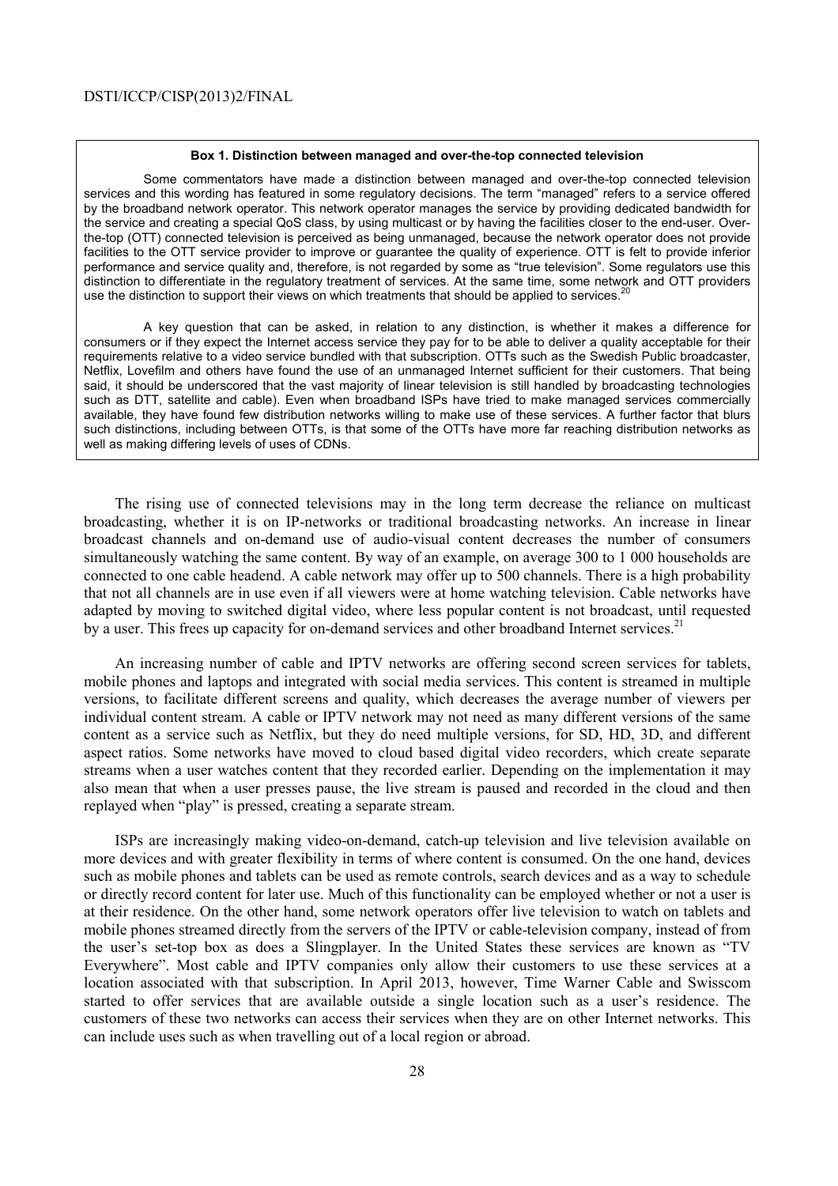**Box 1. Distinction between managed and over-the-top connected television**

Some commentators have made a distinction between managed and over-the-top connected television services and this wording has featured in some regulatory decisions. The term "managed" refers to a service offered by the broadband network operator. This network operator manages the service by providing dedicated bandwidth for the service and creating a special QoS class, by using multicast or by having the facilities closer to the end-user. Over-the-top (OTT) connected television is perceived as being unmanaged, because the network operator does not provide facilities to the OTT service provider to improve or guarantee the quality of experience. OTT is felt to provide inferior performance and service quality and, therefore, is not regarded by some as "true television". Some regulators use this distinction to differentiate in the regulatory treatment of services. At the same time, some network and OTT providers use the distinction to support their views on which treatments that should be applied to services.[20]

A key question that can be asked, in relation to any distinction, is whether it makes a difference for consumers or if they expect the Internet access service they pay for to be able to deliver a quality acceptable for their requirements relative to a video service bundled with that subscription. OTTs such as the Swedish Public broadcaster, Netflix, Lovefilm and others have found the use of an unmanaged Internet sufficient for their customers. That being said, it should be underscored that the vast majority of linear television is still handled by broadcasting technologies such as DTT, satellite and cable). Even when broadband ISPs have tried to make managed services commercially available, they have found few distribution networks willing to make use of these services. A further factor that blurs such distinctions, including between OTTs, is that some of the OTTs have more far reaching distribution networks as well as making differing levels of uses of CDNs.

The rising use of connected televisions may in the long term decrease the reliance on multicast broadcasting, whether it is on IP-networks or traditional broadcasting networks. An increase in linear broadcast channels and on-demand use of audio-visual content decreases the number of consumers simultaneously watching the same content. By way of an example, on average 300 to 1 000 households are connected to one cable headend. A cable network may offer up to 500 channels. There is a high probability that not all channels are in use even if all viewers were at home watching television. Cable networks have adapted by moving to switched digital video, where less popular content is not broadcast, until requested by a user. This frees up capacity for on-demand services and other broadband Internet services.[21]

An increasing number of cable and IPTV networks are offering second screen services for tablets, mobile phones and laptops and integrated with social media services. This content is streamed in multiple versions, to facilitate different screens and quality, which decreases the average number of viewers per individual content stream. A cable or IPTV network may not need as many different versions of the same content as a service such as Netflix, but they do need multiple versions, for SD, HD, 3D, and different aspect ratios. Some networks have moved to cloud based digital video recorders, which create separate streams when a user watches content that they recorded earlier. Depending on the implementation it may also mean that when a user presses pause, the live stream is paused and recorded in the cloud and then replayed when "play" is pressed, creating a separate stream.

ISPs are increasingly making video-on-demand, catch-up television and live television available on more devices and with greater flexibility in terms of where content is consumed. On the one hand, devices such as mobile phones and tablets can be used as remote controls, search devices and as a way to schedule or directly record content for later use. Much of this functionality can be employed whether or not a user is at their residence. On the other hand, some network operators offer live television to watch on tablets and mobile phones streamed directly from the servers of the IPTV or cable-television company, instead of from the user's set-top box as does a Slingplayer. In the United States these services are known as "TV Everywhere". Most cable and IPTV companies only allow their customers to use these services at a location associated with that subscription. In April 2013, however, Time Warner Cable and Swisscom started to offer services that are available outside a single location such as a user's residence. The customers of these two networks can access their services when they are on other Internet networks. This can include uses such as when travelling out of a local region or abroad.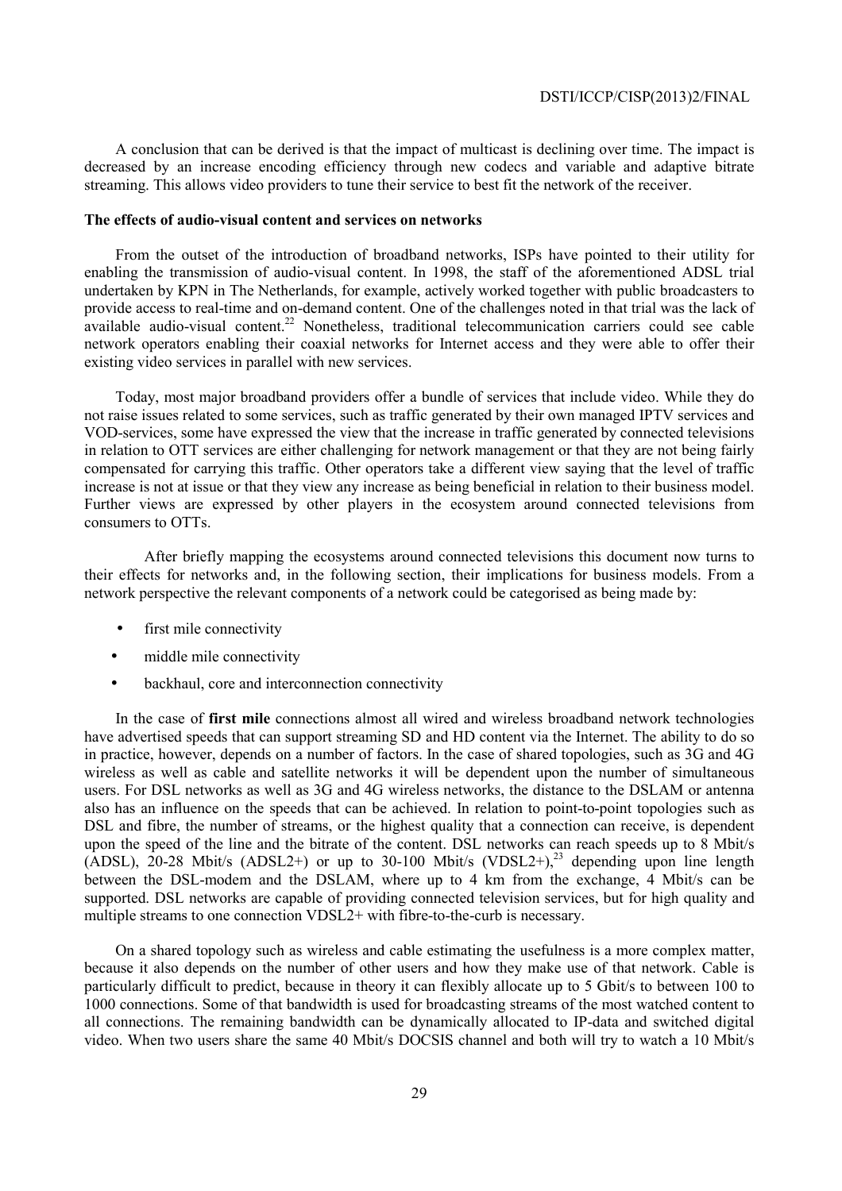A conclusion that can be derived is that the impact of multicast is declining over time. The impact is decreased by an increase encoding efficiency through new codecs and variable and adaptive bitrate streaming. This allows video providers to tune their service to best fit the network of the receiver.

**The effects of audio-visual content and services on networks**

From the outset of the introduction of broadband networks, ISPs have pointed to their utility for enabling the transmission of audio-visual content. In 1998, the staff of the aforementioned ADSL trial undertaken by KPN in The Netherlands, for example, actively worked together with public broadcasters to provide access to real-time and on-demand content. One of the challenges noted in that trial was the lack of available audio-visual content.[22] Nonetheless, traditional telecommunication carriers could see cable network operators enabling their coaxial networks for Internet access and they were able to offer their existing video services in parallel with new services.

Today, most major broadband providers offer a bundle of services that include video. While they do not raise issues related to some services, such as traffic generated by their own managed IPTV services and VOD-services, some have expressed the view that the increase in traffic generated by connected televisions in relation to OTT services are either challenging for network management or that they are not being fairly compensated for carrying this traffic. Other operators take a different view saying that the level of traffic increase is not at issue or that they view any increase as being beneficial in relation to their business model. Further views are expressed by other players in the ecosystem around connected televisions from consumers to OTTs.

After briefly mapping the ecosystems around connected televisions this document now turns to their effects for networks and, in the following section, their implications for business models. From a network perspective the relevant components of a network could be categorised as being made by:

- first mile connectivity
- middle mile connectivity
- backhaul, core and interconnection connectivity

In the case of **first mile** connections almost all wired and wireless broadband network technologies have advertised speeds that can support streaming SD and HD content via the Internet. The ability to do so in practice, however, depends on a number of factors. In the case of shared topologies, such as 3G and 4G wireless as well as cable and satellite networks it will be dependent upon the number of simultaneous users. For DSL networks as well as 3G and 4G wireless networks, the distance to the DSLAM or antenna also has an influence on the speeds that can be achieved. In relation to point-to-point topologies such as DSL and fibre, the number of streams, or the highest quality that a connection can receive, is dependent upon the speed of the line and the bitrate of the content. DSL networks can reach speeds up to 8 Mbit/s (ADSL), 20-28 Mbit/s (ADSL2+) or up to 30-100 Mbit/s (VDSL2+),[23] depending upon line length between the DSL-modem and the DSLAM, where up to 4 km from the exchange, 4 Mbit/s can be supported. DSL networks are capable of providing connected television services, but for high quality and multiple streams to one connection VDSL2+ with fibre-to-the-curb is necessary.

On a shared topology such as wireless and cable estimating the usefulness is a more complex matter, because it also depends on the number of other users and how they make use of that network. Cable is particularly difficult to predict, because in theory it can flexibly allocate up to 5 Gbit/s to between 100 to 1000 connections. Some of that bandwidth is used for broadcasting streams of the most watched content to all connections. The remaining bandwidth can be dynamically allocated to IP-data and switched digital video. When two users share the same 40 Mbit/s DOCSIS channel and both will try to watch a 10 Mbit/s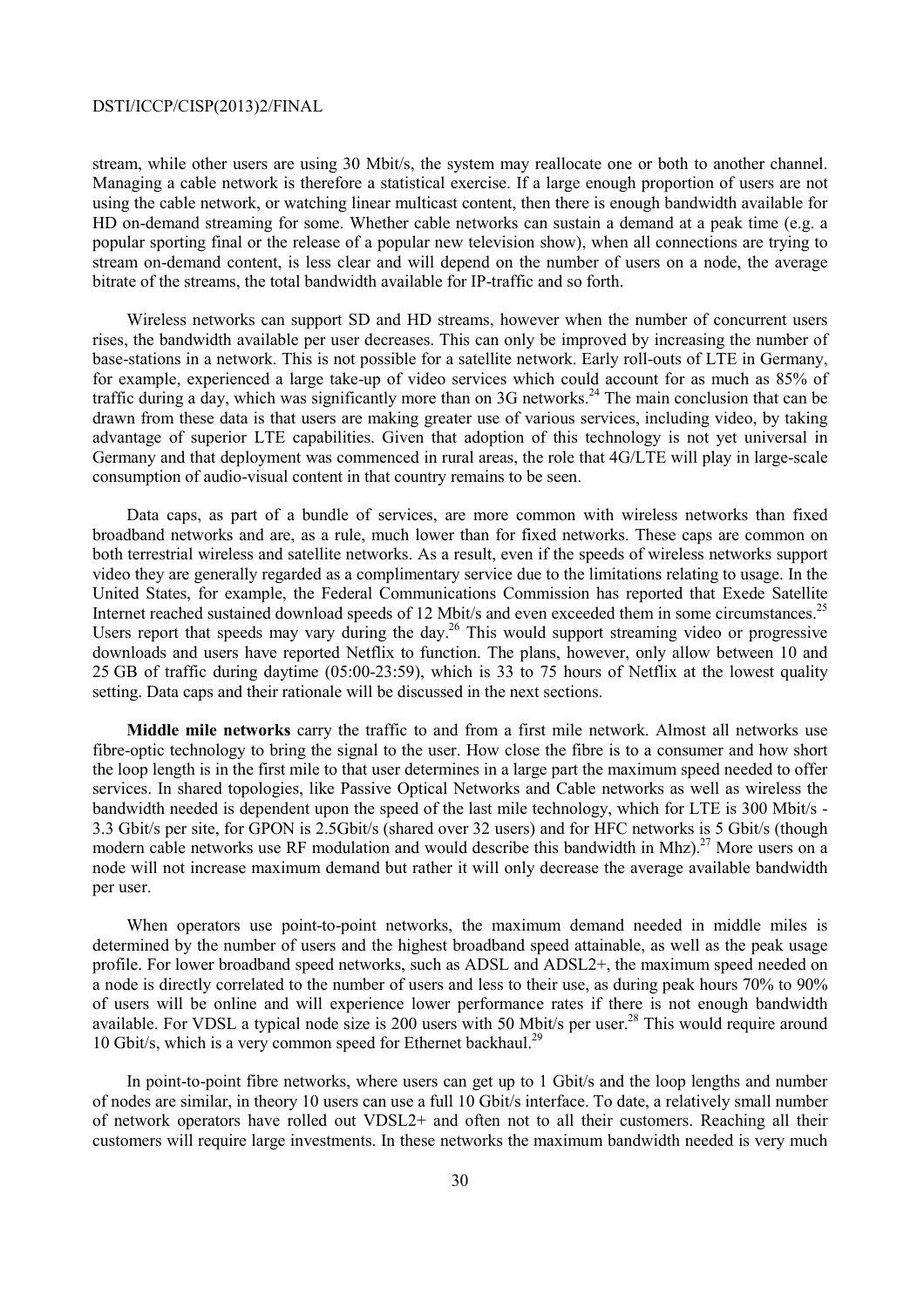stream, while other users are using 30 Mbit/s, the system may reallocate one or both to another channel. Managing a cable network is therefore a statistical exercise. If a large enough proportion of users are not using the cable network, or watching linear multicast content, then there is enough bandwidth available for HD on-demand streaming for some. Whether cable networks can sustain a demand at a peak time (e.g. a popular sporting final or the release of a popular new television show), when all connections are trying to stream on-demand content, is less clear and will depend on the number of users on a node, the average bitrate of the streams, the total bandwidth available for IP-traffic and so forth.

Wireless networks can support SD and HD streams, however when the number of concurrent users rises, the bandwidth available per user decreases. This can only be improved by increasing the number of base-stations in a network. This is not possible for a satellite network. Early roll-outs of LTE in Germany, for example, experienced a large take-up of video services which could account for as much as 85% of traffic during a day, which was significantly more than on 3G networks.[24] The main conclusion that can be drawn from these data is that users are making greater use of various services, including video, by taking advantage of superior LTE capabilities. Given that adoption of this technology is not yet universal in Germany and that deployment was commenced in rural areas, the role that 4G/LTE will play in large-scale consumption of audio-visual content in that country remains to be seen.

Data caps, as part of a bundle of services, are more common with wireless networks than fixed broadband networks and are, as a rule, much lower than for fixed networks. These caps are common on both terrestrial wireless and satellite networks. As a result, even if the speeds of wireless networks support video they are generally regarded as a complimentary service due to the limitations relating to usage. In the United States, for example, the Federal Communications Commission has reported that Exede Satellite Internet reached sustained download speeds of 12 Mbit/s and even exceeded them in some circumstances.[25] Users report that speeds may vary during the day.[26] This would support streaming video or progressive downloads and users have reported Netflix to function. The plans, however, only allow between 10 and 25 GB of traffic during daytime (05:00-23:59), which is 33 to 75 hours of Netflix at the lowest quality setting. Data caps and their rationale will be discussed in the next sections.

**Middle mile networks** carry the traffic to and from a first mile network. Almost all networks use fibre-optic technology to bring the signal to the user. How close the fibre is to a consumer and how short the loop length is in the first mile to that user determines in a large part the maximum speed needed to offer services. In shared topologies, like Passive Optical Networks and Cable networks as well as wireless the bandwidth needed is dependent upon the speed of the last mile technology, which for LTE is 300 Mbit/s - 3.3 Gbit/s per site, for GPON is 2.5Gbit/s (shared over 32 users) and for HFC networks is 5 Gbit/s (though modern cable networks use RF modulation and would describe this bandwidth in Mhz).[27] More users on a node will not increase maximum demand but rather it will only decrease the average available bandwidth per user.

When operators use point-to-point networks, the maximum demand needed in middle miles is determined by the number of users and the highest broadband speed attainable, as well as the peak usage profile. For lower broadband speed networks, such as ADSL and ADSL2+, the maximum speed needed on a node is directly correlated to the number of users and less to their use, as during peak hours 70% to 90% of users will be online and will experience lower performance rates if there is not enough bandwidth available. For VDSL a typical node size is 200 users with 50 Mbit/s per user.[28] This would require around 10 Gbit/s, which is a very common speed for Ethernet backhaul.[29]

In point-to-point fibre networks, where users can get up to 1 Gbit/s and the loop lengths and number of nodes are similar, in theory 10 users can use a full 10 Gbit/s interface. To date, a relatively small number of network operators have rolled out VDSL2+ and often not to all their customers. Reaching all their customers will require large investments. In these networks the maximum bandwidth needed is very much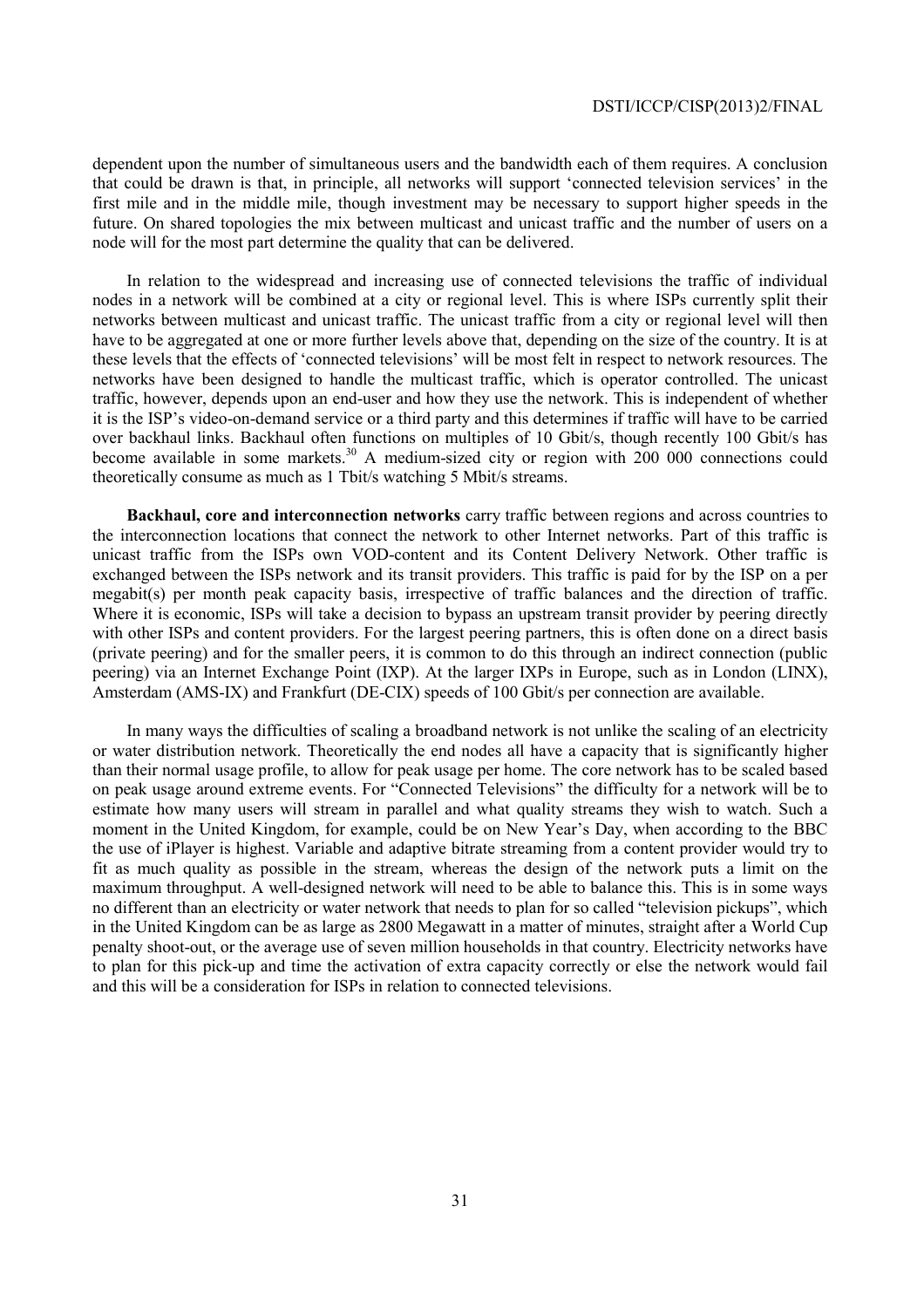dependent upon the number of simultaneous users and the bandwidth each of them requires. A conclusion that could be drawn is that, in principle, all networks will support 'connected television services' in the first mile and in the middle mile, though investment may be necessary to support higher speeds in the future. On shared topologies the mix between multicast and unicast traffic and the number of users on a node will for the most part determine the quality that can be delivered.

In relation to the widespread and increasing use of connected televisions the traffic of individual nodes in a network will be combined at a city or regional level. This is where ISPs currently split their networks between multicast and unicast traffic. The unicast traffic from a city or regional level will then have to be aggregated at one or more further levels above that, depending on the size of the country. It is at these levels that the effects of 'connected televisions' will be most felt in respect to network resources. The networks have been designed to handle the multicast traffic, which is operator controlled. The unicast traffic, however, depends upon an end-user and how they use the network. This is independent of whether it is the ISP's video-on-demand service or a third party and this determines if traffic will have to be carried over backhaul links. Backhaul often functions on multiples of 10 Gbit/s, though recently 100 Gbit/s has become available in some markets.[30] A medium-sized city or region with 200 000 connections could theoretically consume as much as 1 Tbit/s watching 5 Mbit/s streams.

**Backhaul, core and interconnection networks** carry traffic between regions and across countries to the interconnection locations that connect the network to other Internet networks. Part of this traffic is unicast traffic from the ISPs own VOD-content and its Content Delivery Network. Other traffic is exchanged between the ISPs network and its transit providers. This traffic is paid for by the ISP on a per megabit(s) per month peak capacity basis, irrespective of traffic balances and the direction of traffic. Where it is economic, ISPs will take a decision to bypass an upstream transit provider by peering directly with other ISPs and content providers. For the largest peering partners, this is often done on a direct basis (private peering) and for the smaller peers, it is common to do this through an indirect connection (public peering) via an Internet Exchange Point (IXP). At the larger IXPs in Europe, such as in London (LINX), Amsterdam (AMS-IX) and Frankfurt (DE-CIX) speeds of 100 Gbit/s per connection are available.

In many ways the difficulties of scaling a broadband network is not unlike the scaling of an electricity or water distribution network. Theoretically the end nodes all have a capacity that is significantly higher than their normal usage profile, to allow for peak usage per home. The core network has to be scaled based on peak usage around extreme events. For "Connected Televisions" the difficulty for a network will be to estimate how many users will stream in parallel and what quality streams they wish to watch. Such a moment in the United Kingdom, for example, could be on New Year's Day, when according to the BBC the use of iPlayer is highest. Variable and adaptive bitrate streaming from a content provider would try to fit as much quality as possible in the stream, whereas the design of the network puts a limit on the maximum throughput. A well-designed network will need to be able to balance this. This is in some ways no different than an electricity or water network that needs to plan for so called "television pickups", which in the United Kingdom can be as large as 2800 Megawatt in a matter of minutes, straight after a World Cup penalty shoot-out, or the average use of seven million households in that country. Electricity networks have to plan for this pick-up and time the activation of extra capacity correctly or else the network would fail and this will be a consideration for ISPs in relation to connected televisions.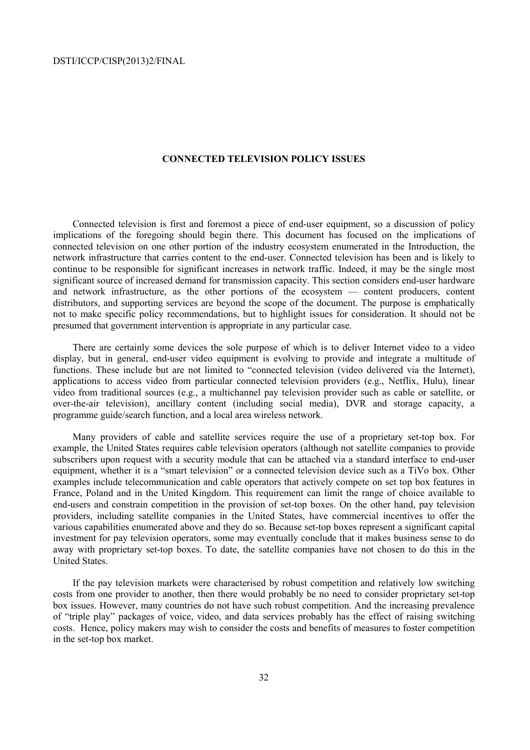## CONNECTED TELEVISION POLICY ISSUES

Connected television is first and foremost a piece of end-user equipment, so a discussion of policy implications of the foregoing should begin there. This document has focused on the implications of connected television on one other portion of the industry ecosystem enumerated in the Introduction, the network infrastructure that carries content to the end-user. Connected television has been and is likely to continue to be responsible for significant increases in network traffic. Indeed, it may be the single most significant source of increased demand for transmission capacity. This section considers end-user hardware and network infrastructure, as the other portions of the ecosystem — content producers, content distributors, and supporting services are beyond the scope of the document. The purpose is emphatically not to make specific policy recommendations, but to highlight issues for consideration. It should not be presumed that government intervention is appropriate in any particular case.

There are certainly some devices the sole purpose of which is to deliver Internet video to a video display, but in general, end-user video equipment is evolving to provide and integrate a multitude of functions. These include but are not limited to "connected television (video delivered via the Internet), applications to access video from particular connected television providers (e.g., Netflix, Hulu), linear video from traditional sources (e.g., a multichannel pay television provider such as cable or satellite, or over-the-air television), ancillary content (including social media), DVR and storage capacity, a programme guide/search function, and a local area wireless network.

Many providers of cable and satellite services require the use of a proprietary set-top box. For example, the United States requires cable television operators (although not satellite companies to provide subscribers upon request with a security module that can be attached via a standard interface to end-user equipment, whether it is a "smart television" or a connected television device such as a TiVo box. Other examples include telecommunication and cable operators that actively compete on set top box features in France, Poland and in the United Kingdom. This requirement can limit the range of choice available to end-users and constrain competition in the provision of set-top boxes. On the other hand, pay television providers, including satellite companies in the United States, have commercial incentives to offer the various capabilities enumerated above and they do so. Because set-top boxes represent a significant capital investment for pay television operators, some may eventually conclude that it makes business sense to do away with proprietary set-top boxes. To date, the satellite companies have not chosen to do this in the United States.

If the pay television markets were characterised by robust competition and relatively low switching costs from one provider to another, then there would probably be no need to consider proprietary set-top box issues. However, many countries do not have such robust competition. And the increasing prevalence of "triple play" packages of voice, video, and data services probably has the effect of raising switching costs. Hence, policy makers may wish to consider the costs and benefits of measures to foster competition in the set-top box market.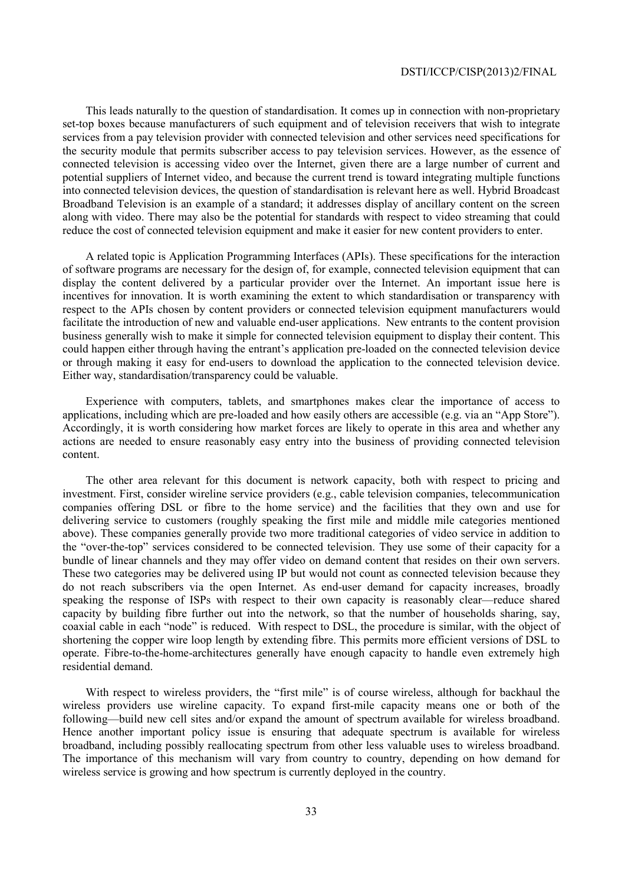This leads naturally to the question of standardisation. It comes up in connection with non-proprietary set-top boxes because manufacturers of such equipment and of television receivers that wish to integrate services from a pay television provider with connected television and other services need specifications for the security module that permits subscriber access to pay television services. However, as the essence of connected television is accessing video over the Internet, given there are a large number of current and potential suppliers of Internet video, and because the current trend is toward integrating multiple functions into connected television devices, the question of standardisation is relevant here as well. Hybrid Broadcast Broadband Television is an example of a standard; it addresses display of ancillary content on the screen along with video. There may also be the potential for standards with respect to video streaming that could reduce the cost of connected television equipment and make it easier for new content providers to enter.

A related topic is Application Programming Interfaces (APIs). These specifications for the interaction of software programs are necessary for the design of, for example, connected television equipment that can display the content delivered by a particular provider over the Internet. An important issue here is incentives for innovation. It is worth examining the extent to which standardisation or transparency with respect to the APIs chosen by content providers or connected television equipment manufacturers would facilitate the introduction of new and valuable end-user applications. New entrants to the content provision business generally wish to make it simple for connected television equipment to display their content. This could happen either through having the entrant's application pre-loaded on the connected television device or through making it easy for end-users to download the application to the connected television device. Either way, standardisation/transparency could be valuable.

Experience with computers, tablets, and smartphones makes clear the importance of access to applications, including which are pre-loaded and how easily others are accessible (e.g. via an "App Store"). Accordingly, it is worth considering how market forces are likely to operate in this area and whether any actions are needed to ensure reasonably easy entry into the business of providing connected television content.

The other area relevant for this document is network capacity, both with respect to pricing and investment. First, consider wireline service providers (e.g., cable television companies, telecommunication companies offering DSL or fibre to the home service) and the facilities that they own and use for delivering service to customers (roughly speaking the first mile and middle mile categories mentioned above). These companies generally provide two more traditional categories of video service in addition to the "over-the-top" services considered to be connected television. They use some of their capacity for a bundle of linear channels and they may offer video on demand content that resides on their own servers. These two categories may be delivered using IP but would not count as connected television because they do not reach subscribers via the open Internet. As end-user demand for capacity increases, broadly speaking the response of ISPs with respect to their own capacity is reasonably clear—reduce shared capacity by building fibre further out into the network, so that the number of households sharing, say, coaxial cable in each "node" is reduced. With respect to DSL, the procedure is similar, with the object of shortening the copper wire loop length by extending fibre. This permits more efficient versions of DSL to operate. Fibre-to-the-home-architectures generally have enough capacity to handle even extremely high residential demand.

With respect to wireless providers, the "first mile" is of course wireless, although for backhaul the wireless providers use wireline capacity. To expand first-mile capacity means one or both of the following—build new cell sites and/or expand the amount of spectrum available for wireless broadband. Hence another important policy issue is ensuring that adequate spectrum is available for wireless broadband, including possibly reallocating spectrum from other less valuable uses to wireless broadband. The importance of this mechanism will vary from country to country, depending on how demand for wireless service is growing and how spectrum is currently deployed in the country.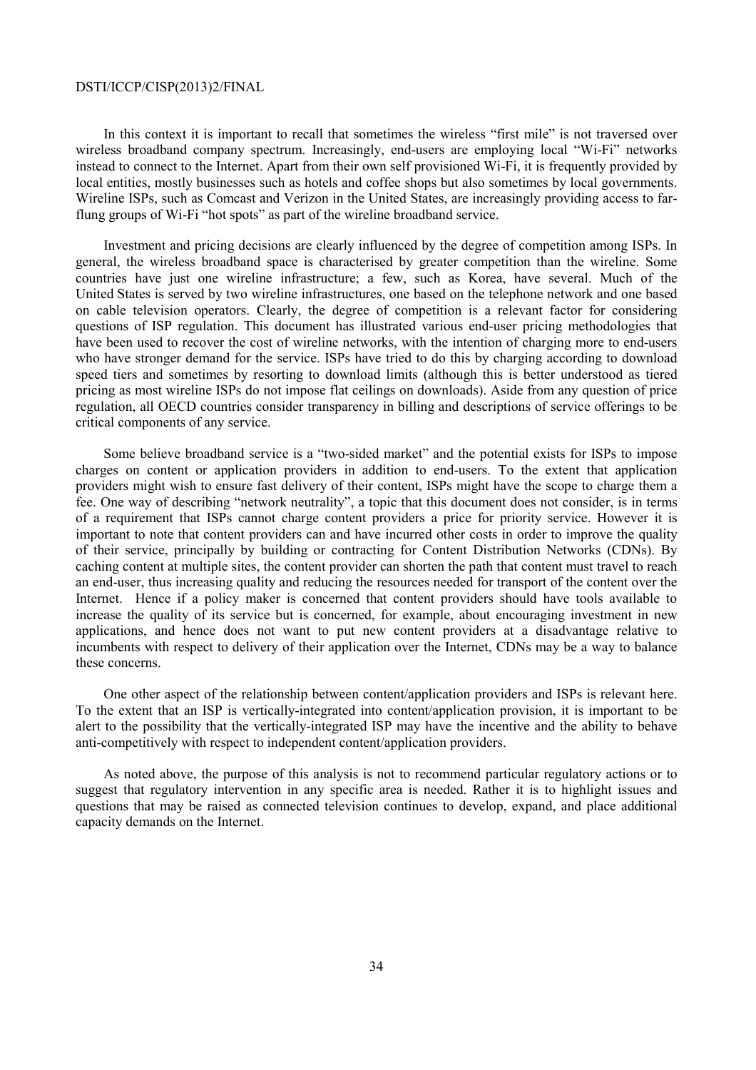In this context it is important to recall that sometimes the wireless "first mile" is not traversed over wireless broadband company spectrum. Increasingly, end-users are employing local "Wi-Fi" networks instead to connect to the Internet. Apart from their own self provisioned Wi-Fi, it is frequently provided by local entities, mostly businesses such as hotels and coffee shops but also sometimes by local governments. Wireline ISPs, such as Comcast and Verizon in the United States, are increasingly providing access to far-flung groups of Wi-Fi "hot spots" as part of the wireline broadband service.

Investment and pricing decisions are clearly influenced by the degree of competition among ISPs. In general, the wireless broadband space is characterised by greater competition than the wireline. Some countries have just one wireline infrastructure; a few, such as Korea, have several. Much of the United States is served by two wireline infrastructures, one based on the telephone network and one based on cable television operators. Clearly, the degree of competition is a relevant factor for considering questions of ISP regulation. This document has illustrated various end-user pricing methodologies that have been used to recover the cost of wireline networks, with the intention of charging more to end-users who have stronger demand for the service. ISPs have tried to do this by charging according to download speed tiers and sometimes by resorting to download limits (although this is better understood as tiered pricing as most wireline ISPs do not impose flat ceilings on downloads). Aside from any question of price regulation, all OECD countries consider transparency in billing and descriptions of service offerings to be critical components of any service.

Some believe broadband service is a "two-sided market" and the potential exists for ISPs to impose charges on content or application providers in addition to end-users. To the extent that application providers might wish to ensure fast delivery of their content, ISPs might have the scope to charge them a fee. One way of describing "network neutrality", a topic that this document does not consider, is in terms of a requirement that ISPs cannot charge content providers a price for priority service. However it is important to note that content providers can and have incurred other costs in order to improve the quality of their service, principally by building or contracting for Content Distribution Networks (CDNs). By caching content at multiple sites, the content provider can shorten the path that content must travel to reach an end-user, thus increasing quality and reducing the resources needed for transport of the content over the Internet. Hence if a policy maker is concerned that content providers should have tools available to increase the quality of its service but is concerned, for example, about encouraging investment in new applications, and hence does not want to put new content providers at a disadvantage relative to incumbents with respect to delivery of their application over the Internet, CDNs may be a way to balance these concerns.

One other aspect of the relationship between content/application providers and ISPs is relevant here. To the extent that an ISP is vertically-integrated into content/application provision, it is important to be alert to the possibility that the vertically-integrated ISP may have the incentive and the ability to behave anti-competitively with respect to independent content/application providers.

As noted above, the purpose of this analysis is not to recommend particular regulatory actions or to suggest that regulatory intervention in any specific area is needed. Rather it is to highlight issues and questions that may be raised as connected television continues to develop, expand, and place additional capacity demands on the Internet.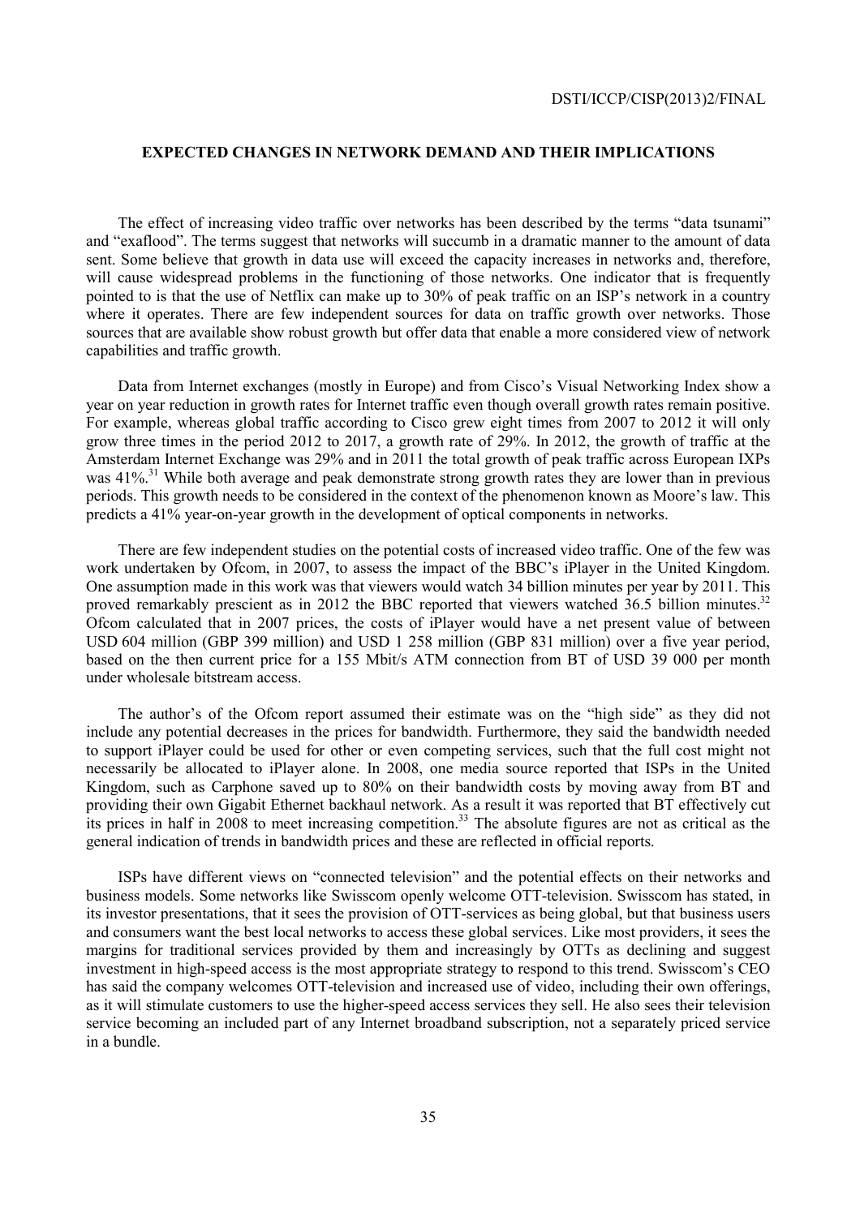## EXPECTED CHANGES IN NETWORK DEMAND AND THEIR IMPLICATIONS

The effect of increasing video traffic over networks has been described by the terms "data tsunami" and "exaflood". The terms suggest that networks will succumb in a dramatic manner to the amount of data sent. Some believe that growth in data use will exceed the capacity increases in networks and, therefore, will cause widespread problems in the functioning of those networks. One indicator that is frequently pointed to is that the use of Netflix can make up to 30% of peak traffic on an ISP's network in a country where it operates. There are few independent sources for data on traffic growth over networks. Those sources that are available show robust growth but offer data that enable a more considered view of network capabilities and traffic growth.

Data from Internet exchanges (mostly in Europe) and from Cisco's Visual Networking Index show a year on year reduction in growth rates for Internet traffic even though overall growth rates remain positive. For example, whereas global traffic according to Cisco grew eight times from 2007 to 2012 it will only grow three times in the period 2012 to 2017, a growth rate of 29%. In 2012, the growth of traffic at the Amsterdam Internet Exchange was 29% and in 2011 the total growth of peak traffic across European IXPs was 41%.[31] While both average and peak demonstrate strong growth rates they are lower than in previous periods. This growth needs to be considered in the context of the phenomenon known as Moore's law. This predicts a 41% year-on-year growth in the development of optical components in networks.

There are few independent studies on the potential costs of increased video traffic. One of the few was work undertaken by Ofcom, in 2007, to assess the impact of the BBC's iPlayer in the United Kingdom. One assumption made in this work was that viewers would watch 34 billion minutes per year by 2011. This proved remarkably prescient as in 2012 the BBC reported that viewers watched 36.5 billion minutes.[32] Ofcom calculated that in 2007 prices, the costs of iPlayer would have a net present value of between USD 604 million (GBP 399 million) and USD 1 258 million (GBP 831 million) over a five year period, based on the then current price for a 155 Mbit/s ATM connection from BT of USD 39 000 per month under wholesale bitstream access.

The author's of the Ofcom report assumed their estimate was on the "high side" as they did not include any potential decreases in the prices for bandwidth. Furthermore, they said the bandwidth needed to support iPlayer could be used for other or even competing services, such that the full cost might not necessarily be allocated to iPlayer alone. In 2008, one media source reported that ISPs in the United Kingdom, such as Carphone saved up to 80% on their bandwidth costs by moving away from BT and providing their own Gigabit Ethernet backhaul network. As a result it was reported that BT effectively cut its prices in half in 2008 to meet increasing competition.[33] The absolute figures are not as critical as the general indication of trends in bandwidth prices and these are reflected in official reports.

ISPs have different views on "connected television" and the potential effects on their networks and business models. Some networks like Swisscom openly welcome OTT-television. Swisscom has stated, in its investor presentations, that it sees the provision of OTT-services as being global, but that business users and consumers want the best local networks to access these global services. Like most providers, it sees the margins for traditional services provided by them and increasingly by OTTs as declining and suggest investment in high-speed access is the most appropriate strategy to respond to this trend. Swisscom's CEO has said the company welcomes OTT-television and increased use of video, including their own offerings, as it will stimulate customers to use the higher-speed access services they sell. He also sees their television service becoming an included part of any Internet broadband subscription, not a separately priced service in a bundle.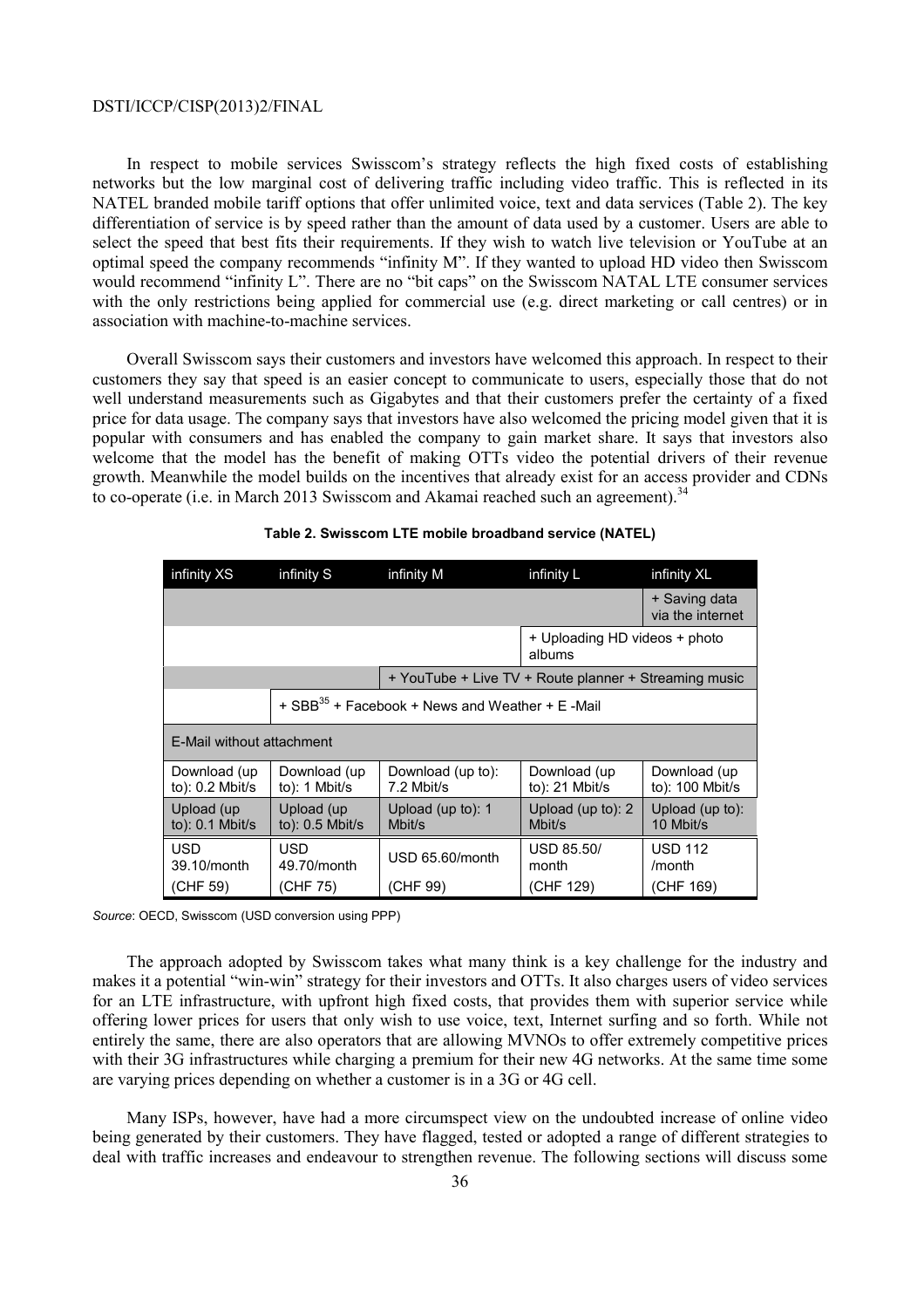In respect to mobile services Swisscom's strategy reflects the high fixed costs of establishing networks but the low marginal cost of delivering traffic including video traffic. This is reflected in its NATEL branded mobile tariff options that offer unlimited voice, text and data services (Table 2). The key differentiation of service is by speed rather than the amount of data used by a customer. Users are able to select the speed that best fits their requirements. If they wish to watch live television or YouTube at an optimal speed the company recommends "infinity M". If they wanted to upload HD video then Swisscom would recommend "infinity L". There are no "bit caps" on the Swisscom NATAL LTE consumer services with the only restrictions being applied for commercial use (e.g. direct marketing or call centres) or in association with machine-to-machine services.

Overall Swisscom says their customers and investors have welcomed this approach. In respect to their customers they say that speed is an easier concept to communicate to users, especially those that do not well understand measurements such as Gigabytes and that their customers prefer the certainty of a fixed price for data usage. The company says that investors have also welcomed the pricing model given that it is popular with consumers and has enabled the company to gain market share. It says that investors also welcome that the model has the benefit of making OTTs video the potential drivers of their revenue growth. Meanwhile the model builds on the incentives that already exist for an access provider and CDNs to co-operate (i.e. in March 2013 Swisscom and Akamai reached such an agreement).[34]

**Table 2. Swisscom LTE mobile broadband service (NATEL)**

| infinity XS | infinity S | infinity M | infinity L | infinity XL |
|---|---|---|---|---|
| | | | | + Saving data via the internet |
| | | | + Uploading HD videos + photo albums | |
| | | + YouTube + Live TV + Route planner + Streaming music | | |
| | + SBB[35] + Facebook + News and Weather + E -Mail | | | |
| E-Mail without attachment | | | | |
| Download (up to): 0.2 Mbit/s | Download (up to): 1 Mbit/s | Download (up to): 7.2 Mbit/s | Download (up to): 21 Mbit/s | Download (up to): 100 Mbit/s |
| Upload (up to): 0.1 Mbit/s | Upload (up to): 0.5 Mbit/s | Upload (up to): 1 Mbit/s | Upload (up to): 2 Mbit/s | Upload (up to): 10 Mbit/s |
| USD 39.10/month (CHF 59) | USD 49.70/month (CHF 75) | USD 65.60/month (CHF 99) | USD 85.50/ month (CHF 129) | USD 112 /month (CHF 169) |

*Source*: OECD, Swisscom (USD conversion using PPP)

The approach adopted by Swisscom takes what many think is a key challenge for the industry and makes it a potential "win-win" strategy for their investors and OTTs. It also charges users of video services for an LTE infrastructure, with upfront high fixed costs, that provides them with superior service while offering lower prices for users that only wish to use voice, text, Internet surfing and so forth. While not entirely the same, there are also operators that are allowing MVNOs to offer extremely competitive prices with their 3G infrastructures while charging a premium for their new 4G networks. At the same time some are varying prices depending on whether a customer is in a 3G or 4G cell.

Many ISPs, however, have had a more circumspect view on the undoubted increase of online video being generated by their customers. They have flagged, tested or adopted a range of different strategies to deal with traffic increases and endeavour to strengthen revenue. The following sections will discuss some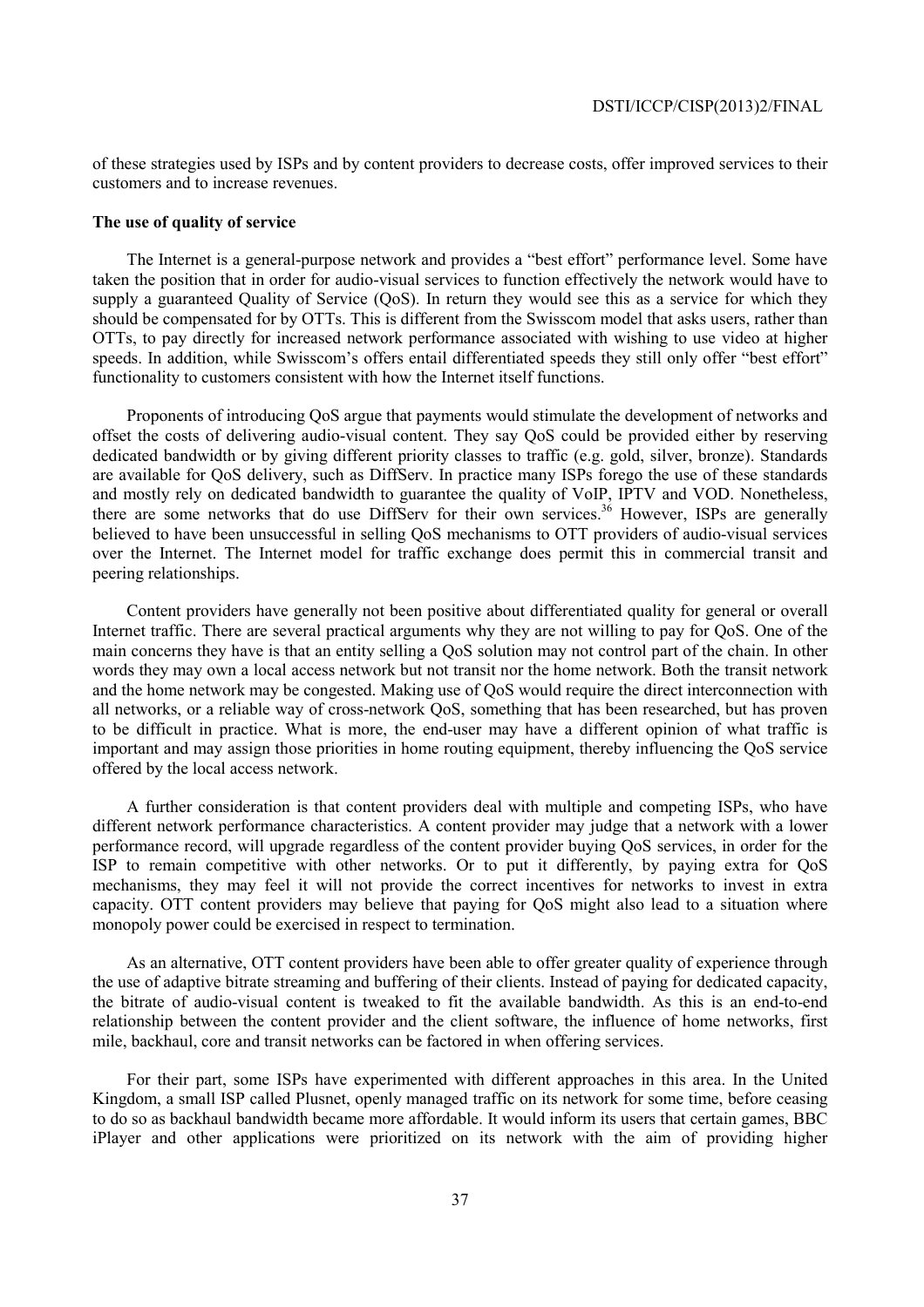of these strategies used by ISPs and by content providers to decrease costs, offer improved services to their customers and to increase revenues.

**The use of quality of service**

The Internet is a general-purpose network and provides a "best effort" performance level. Some have taken the position that in order for audio-visual services to function effectively the network would have to supply a guaranteed Quality of Service (QoS). In return they would see this as a service for which they should be compensated for by OTTs. This is different from the Swisscom model that asks users, rather than OTTs, to pay directly for increased network performance associated with wishing to use video at higher speeds. In addition, while Swisscom's offers entail differentiated speeds they still only offer "best effort" functionality to customers consistent with how the Internet itself functions.

Proponents of introducing QoS argue that payments would stimulate the development of networks and offset the costs of delivering audio-visual content. They say QoS could be provided either by reserving dedicated bandwidth or by giving different priority classes to traffic (e.g. gold, silver, bronze). Standards are available for QoS delivery, such as DiffServ. In practice many ISPs forego the use of these standards and mostly rely on dedicated bandwidth to guarantee the quality of VoIP, IPTV and VOD. Nonetheless, there are some networks that do use DiffServ for their own services.[36] However, ISPs are generally believed to have been unsuccessful in selling QoS mechanisms to OTT providers of audio-visual services over the Internet. The Internet model for traffic exchange does permit this in commercial transit and peering relationships.

Content providers have generally not been positive about differentiated quality for general or overall Internet traffic. There are several practical arguments why they are not willing to pay for QoS. One of the main concerns they have is that an entity selling a QoS solution may not control part of the chain. In other words they may own a local access network but not transit nor the home network. Both the transit network and the home network may be congested. Making use of QoS would require the direct interconnection with all networks, or a reliable way of cross-network QoS, something that has been researched, but has proven to be difficult in practice. What is more, the end-user may have a different opinion of what traffic is important and may assign those priorities in home routing equipment, thereby influencing the QoS service offered by the local access network.

A further consideration is that content providers deal with multiple and competing ISPs, who have different network performance characteristics. A content provider may judge that a network with a lower performance record, will upgrade regardless of the content provider buying QoS services, in order for the ISP to remain competitive with other networks. Or to put it differently, by paying extra for QoS mechanisms, they may feel it will not provide the correct incentives for networks to invest in extra capacity. OTT content providers may believe that paying for QoS might also lead to a situation where monopoly power could be exercised in respect to termination.

As an alternative, OTT content providers have been able to offer greater quality of experience through the use of adaptive bitrate streaming and buffering of their clients. Instead of paying for dedicated capacity, the bitrate of audio-visual content is tweaked to fit the available bandwidth. As this is an end-to-end relationship between the content provider and the client software, the influence of home networks, first mile, backhaul, core and transit networks can be factored in when offering services.

For their part, some ISPs have experimented with different approaches in this area. In the United Kingdom, a small ISP called Plusnet, openly managed traffic on its network for some time, before ceasing to do so as backhaul bandwidth became more affordable. It would inform its users that certain games, BBC iPlayer and other applications were prioritized on its network with the aim of providing higher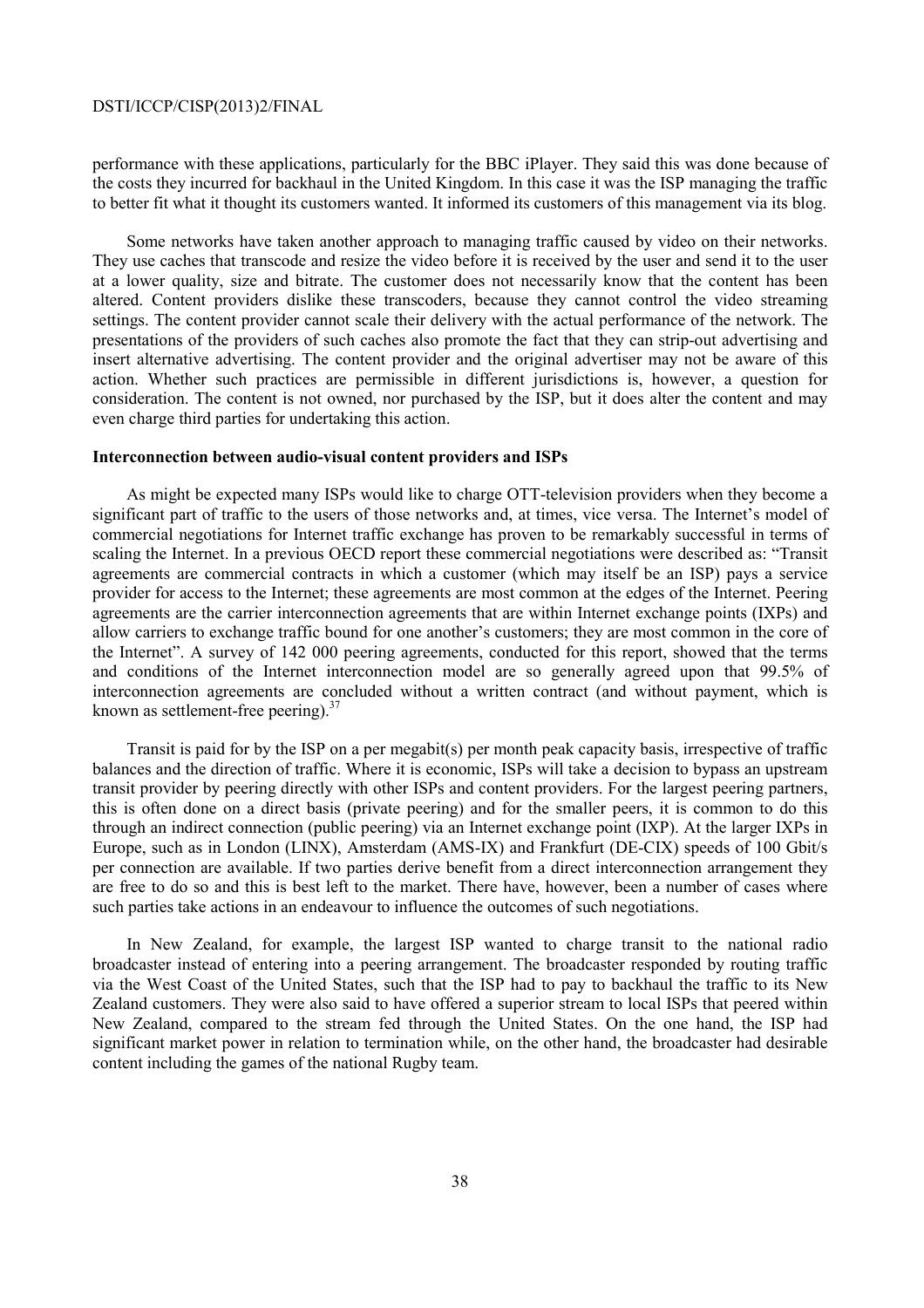performance with these applications, particularly for the BBC iPlayer. They said this was done because of the costs they incurred for backhaul in the United Kingdom. In this case it was the ISP managing the traffic to better fit what it thought its customers wanted. It informed its customers of this management via its blog.

Some networks have taken another approach to managing traffic caused by video on their networks. They use caches that transcode and resize the video before it is received by the user and send it to the user at a lower quality, size and bitrate. The customer does not necessarily know that the content has been altered. Content providers dislike these transcoders, because they cannot control the video streaming settings. The content provider cannot scale their delivery with the actual performance of the network. The presentations of the providers of such caches also promote the fact that they can strip-out advertising and insert alternative advertising. The content provider and the original advertiser may not be aware of this action. Whether such practices are permissible in different jurisdictions is, however, a question for consideration. The content is not owned, nor purchased by the ISP, but it does alter the content and may even charge third parties for undertaking this action.

**Interconnection between audio-visual content providers and ISPs**

As might be expected many ISPs would like to charge OTT-television providers when they become a significant part of traffic to the users of those networks and, at times, vice versa. The Internet's model of commercial negotiations for Internet traffic exchange has proven to be remarkably successful in terms of scaling the Internet. In a previous OECD report these commercial negotiations were described as: "Transit agreements are commercial contracts in which a customer (which may itself be an ISP) pays a service provider for access to the Internet; these agreements are most common at the edges of the Internet. Peering agreements are the carrier interconnection agreements that are within Internet exchange points (IXPs) and allow carriers to exchange traffic bound for one another's customers; they are most common in the core of the Internet". A survey of 142 000 peering agreements, conducted for this report, showed that the terms and conditions of the Internet interconnection model are so generally agreed upon that 99.5% of interconnection agreements are concluded without a written contract (and without payment, which is known as settlement-free peering).[37]

Transit is paid for by the ISP on a per megabit(s) per month peak capacity basis, irrespective of traffic balances and the direction of traffic. Where it is economic, ISPs will take a decision to bypass an upstream transit provider by peering directly with other ISPs and content providers. For the largest peering partners, this is often done on a direct basis (private peering) and for the smaller peers, it is common to do this through an indirect connection (public peering) via an Internet exchange point (IXP). At the larger IXPs in Europe, such as in London (LINX), Amsterdam (AMS-IX) and Frankfurt (DE-CIX) speeds of 100 Gbit/s per connection are available. If two parties derive benefit from a direct interconnection arrangement they are free to do so and this is best left to the market. There have, however, been a number of cases where such parties take actions in an endeavour to influence the outcomes of such negotiations.

In New Zealand, for example, the largest ISP wanted to charge transit to the national radio broadcaster instead of entering into a peering arrangement. The broadcaster responded by routing traffic via the West Coast of the United States, such that the ISP had to pay to backhaul the traffic to its New Zealand customers. They were also said to have offered a superior stream to local ISPs that peered within New Zealand, compared to the stream fed through the United States. On the one hand, the ISP had significant market power in relation to termination while, on the other hand, the broadcaster had desirable content including the games of the national Rugby team.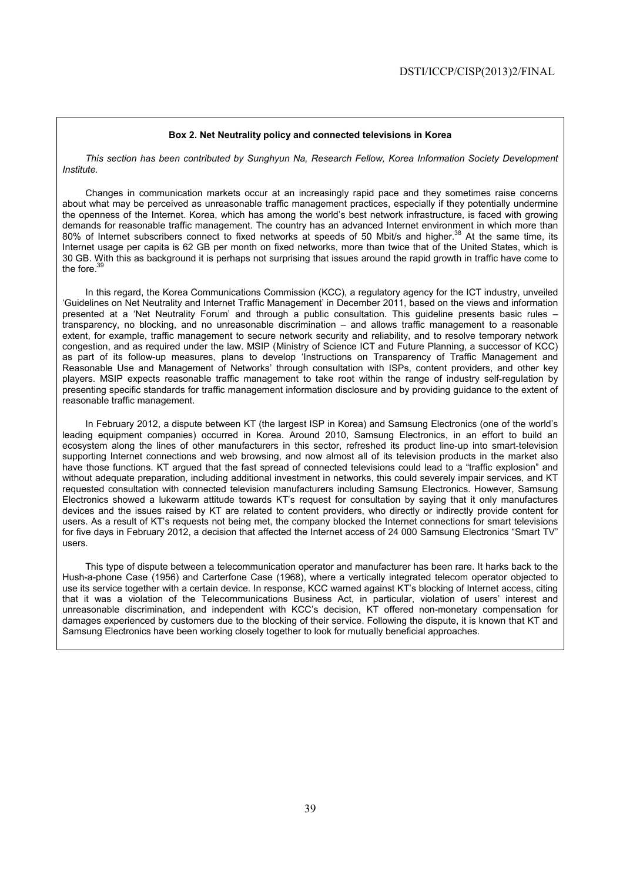**Box 2. Net Neutrality policy and connected televisions in Korea**

*This section has been contributed by Sunghyun Na, Research Fellow, Korea Information Society Development Institute.*

Changes in communication markets occur at an increasingly rapid pace and they sometimes raise concerns about what may be perceived as unreasonable traffic management practices, especially if they potentially undermine the openness of the Internet. Korea, which has among the world's best network infrastructure, is faced with growing demands for reasonable traffic management. The country has an advanced Internet environment in which more than 80% of Internet subscribers connect to fixed networks at speeds of 50 Mbit/s and higher.[38] At the same time, its Internet usage per capita is 62 GB per month on fixed networks, more than twice that of the United States, which is 30 GB. With this as background it is perhaps not surprising that issues around the rapid growth in traffic have come to the fore.[39]

In this regard, the Korea Communications Commission (KCC), a regulatory agency for the ICT industry, unveiled 'Guidelines on Net Neutrality and Internet Traffic Management' in December 2011, based on the views and information presented at a 'Net Neutrality Forum' and through a public consultation. This guideline presents basic rules – transparency, no blocking, and no unreasonable discrimination – and allows traffic management to a reasonable extent, for example, traffic management to secure network security and reliability, and to resolve temporary network congestion, and as required under the law. MSIP (Ministry of Science ICT and Future Planning, a successor of KCC) as part of its follow-up measures, plans to develop 'Instructions on Transparency of Traffic Management and Reasonable Use and Management of Networks' through consultation with ISPs, content providers, and other key players. MSIP expects reasonable traffic management to take root within the range of industry self-regulation by presenting specific standards for traffic management information disclosure and by providing guidance to the extent of reasonable traffic management.

In February 2012, a dispute between KT (the largest ISP in Korea) and Samsung Electronics (one of the world's leading equipment companies) occurred in Korea. Around 2010, Samsung Electronics, in an effort to build an ecosystem along the lines of other manufacturers in this sector, refreshed its product line-up into smart-television supporting Internet connections and web browsing, and now almost all of its television products in the market also have those functions. KT argued that the fast spread of connected televisions could lead to a "traffic explosion" and without adequate preparation, including additional investment in networks, this could severely impair services, and KT requested consultation with connected television manufacturers including Samsung Electronics. However, Samsung Electronics showed a lukewarm attitude towards KT's request for consultation by saying that it only manufactures devices and the issues raised by KT are related to content providers, who directly or indirectly provide content for users. As a result of KT's requests not being met, the company blocked the Internet connections for smart televisions for five days in February 2012, a decision that affected the Internet access of 24 000 Samsung Electronics "Smart TV" users.

This type of dispute between a telecommunication operator and manufacturer has been rare. It harks back to the Hush-a-phone Case (1956) and Carterfone Case (1968), where a vertically integrated telecom operator objected to use its service together with a certain device. In response, KCC warned against KT's blocking of Internet access, citing that it was a violation of the Telecommunications Business Act, in particular, violation of users' interest and unreasonable discrimination, and independent with KCC's decision, KT offered non-monetary compensation for damages experienced by customers due to the blocking of their service. Following the dispute, it is known that KT and Samsung Electronics have been working closely together to look for mutually beneficial approaches.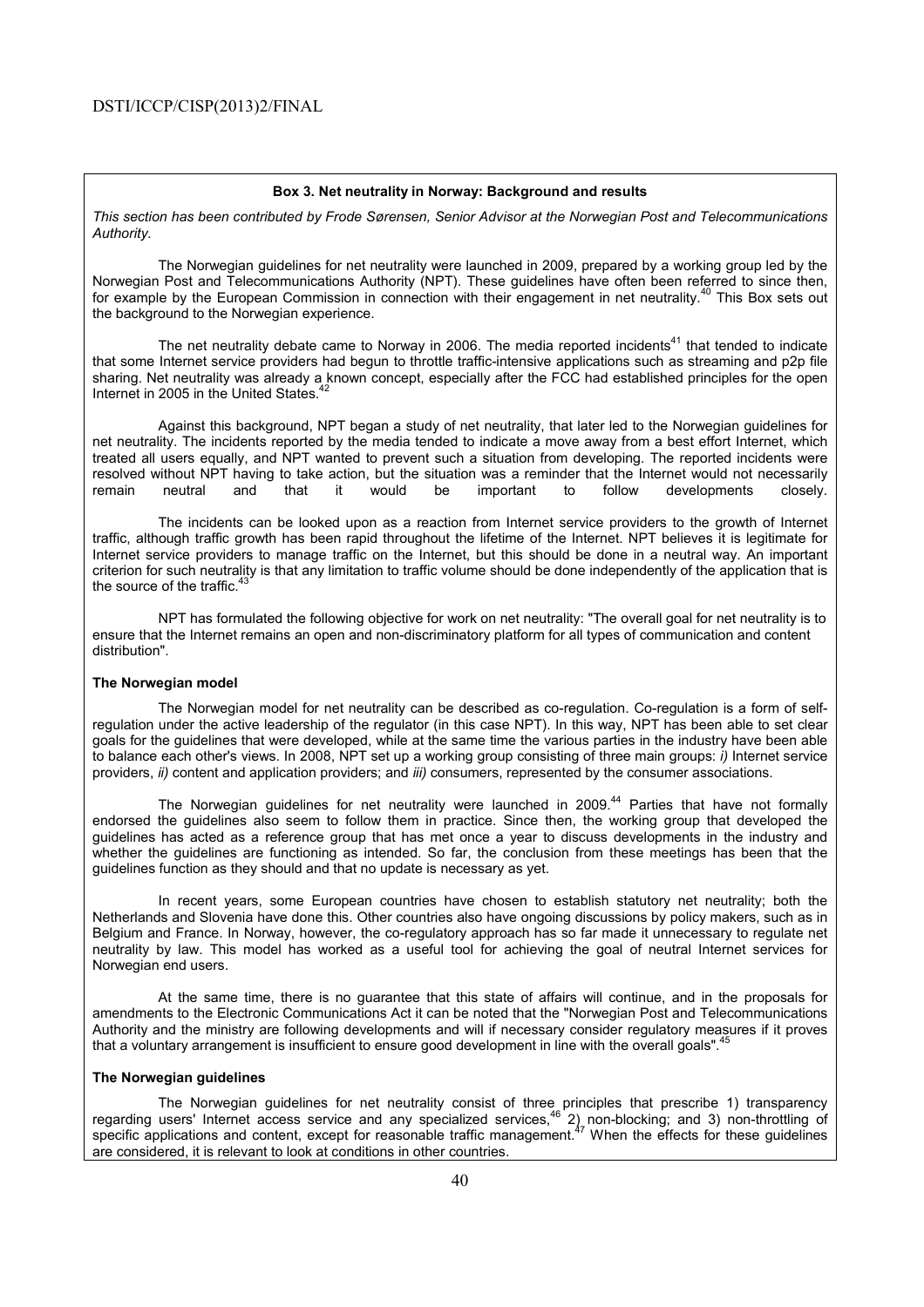**Box 3. Net neutrality in Norway: Background and results**

*This section has been contributed by Frode Sørensen, Senior Advisor at the Norwegian Post and Telecommunications Authority.*

The Norwegian guidelines for net neutrality were launched in 2009, prepared by a working group led by the Norwegian Post and Telecommunications Authority (NPT). These guidelines have often been referred to since then, for example by the European Commission in connection with their engagement in net neutrality.[40] This Box sets out the background to the Norwegian experience.

The net neutrality debate came to Norway in 2006. The media reported incidents[41] that tended to indicate that some Internet service providers had begun to throttle traffic-intensive applications such as streaming and p2p file sharing. Net neutrality was already a known concept, especially after the FCC had established principles for the open Internet in 2005 in the United States.[42]

Against this background, NPT began a study of net neutrality, that later led to the Norwegian guidelines for net neutrality. The incidents reported by the media tended to indicate a move away from a best effort Internet, which treated all users equally, and NPT wanted to prevent such a situation from developing. The reported incidents were resolved without NPT having to take action, but the situation was a reminder that the Internet would not necessarily remain neutral and that it would be important to follow developments closely.

The incidents can be looked upon as a reaction from Internet service providers to the growth of Internet traffic, although traffic growth has been rapid throughout the lifetime of the Internet. NPT believes it is legitimate for Internet service providers to manage traffic on the Internet, but this should be done in a neutral way. An important criterion for such neutrality is that any limitation to traffic volume should be done independently of the application that is the source of the traffic.[43]

NPT has formulated the following objective for work on net neutrality: "The overall goal for net neutrality is to ensure that the Internet remains an open and non-discriminatory platform for all types of communication and content distribution".

**The Norwegian model**

The Norwegian model for net neutrality can be described as co-regulation. Co-regulation is a form of self-regulation under the active leadership of the regulator (in this case NPT). In this way, NPT has been able to set clear goals for the guidelines that were developed, while at the same time the various parties in the industry have been able to balance each other's views. In 2008, NPT set up a working group consisting of three main groups: *i)* Internet service providers, *ii)* content and application providers; and *iii)* consumers, represented by the consumer associations.

The Norwegian guidelines for net neutrality were launched in 2009.[44] Parties that have not formally endorsed the guidelines also seem to follow them in practice. Since then, the working group that developed the guidelines has acted as a reference group that has met once a year to discuss developments in the industry and whether the guidelines are functioning as intended. So far, the conclusion from these meetings has been that the guidelines function as they should and that no update is necessary as yet.

In recent years, some European countries have chosen to establish statutory net neutrality; both the Netherlands and Slovenia have done this. Other countries also have ongoing discussions by policy makers, such as in Belgium and France. In Norway, however, the co-regulatory approach has so far made it unnecessary to regulate net neutrality by law. This model has worked as a useful tool for achieving the goal of neutral Internet services for Norwegian end users.

At the same time, there is no guarantee that this state of affairs will continue, and in the proposals for amendments to the Electronic Communications Act it can be noted that the "Norwegian Post and Telecommunications Authority and the ministry are following developments and will if necessary consider regulatory measures if it proves that a voluntary arrangement is insufficient to ensure good development in line with the overall goals".[45]

**The Norwegian guidelines**

The Norwegian guidelines for net neutrality consist of three principles that prescribe 1) transparency regarding users' Internet access service and any specialized services,[46] 2) non-blocking; and 3) non-throttling of specific applications and content, except for reasonable traffic management.[47] When the effects for these guidelines are considered, it is relevant to look at conditions in other countries.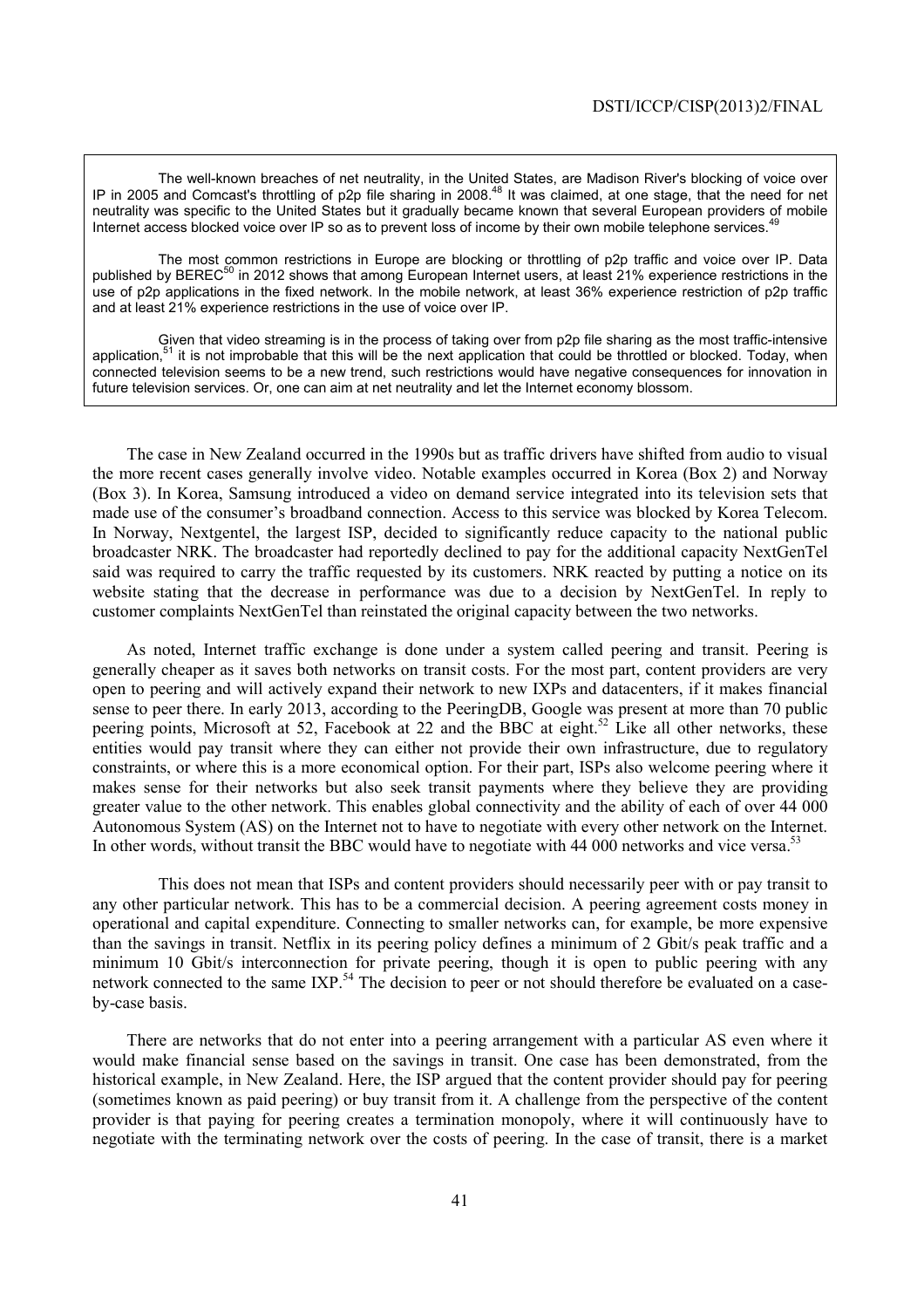> The well-known breaches of net neutrality, in the United States, are Madison River's blocking of voice over IP in 2005 and Comcast's throttling of p2p file sharing in 2008.[48] It was claimed, at one stage, that the need for net neutrality was specific to the United States but it gradually became known that several European providers of mobile Internet access blocked voice over IP so as to prevent loss of income by their own mobile telephone services.[49]
>
> The most common restrictions in Europe are blocking or throttling of p2p traffic and voice over IP. Data published by BEREC[50] in 2012 shows that among European Internet users, at least 21% experience restrictions in the use of p2p applications in the fixed network. In the mobile network, at least 36% experience restriction of p2p traffic and at least 21% experience restrictions in the use of voice over IP.
>
> Given that video streaming is in the process of taking over from p2p file sharing as the most traffic-intensive application,[51] it is not improbable that this will be the next application that could be throttled or blocked. Today, when connected television seems to be a new trend, such restrictions would have negative consequences for innovation in future television services. Or, one can aim at net neutrality and let the Internet economy blossom.

The case in New Zealand occurred in the 1990s but as traffic drivers have shifted from audio to visual the more recent cases generally involve video. Notable examples occurred in Korea (Box 2) and Norway (Box 3). In Korea, Samsung introduced a video on demand service integrated into its television sets that made use of the consumer's broadband connection. Access to this service was blocked by Korea Telecom. In Norway, Nextgentel, the largest ISP, decided to significantly reduce capacity to the national public broadcaster NRK. The broadcaster had reportedly declined to pay for the additional capacity NextGenTel said was required to carry the traffic requested by its customers. NRK reacted by putting a notice on its website stating that the decrease in performance was due to a decision by NextGenTel. In reply to customer complaints NextGenTel than reinstated the original capacity between the two networks.

As noted, Internet traffic exchange is done under a system called peering and transit. Peering is generally cheaper as it saves both networks on transit costs. For the most part, content providers are very open to peering and will actively expand their network to new IXPs and datacenters, if it makes financial sense to peer there. In early 2013, according to the PeeringDB, Google was present at more than 70 public peering points, Microsoft at 52, Facebook at 22 and the BBC at eight.[52] Like all other networks, these entities would pay transit where they can either not provide their own infrastructure, due to regulatory constraints, or where this is a more economical option. For their part, ISPs also welcome peering where it makes sense for their networks but also seek transit payments where they believe they are providing greater value to the other network. This enables global connectivity and the ability of each of over 44 000 Autonomous System (AS) on the Internet not to have to negotiate with every other network on the Internet. In other words, without transit the BBC would have to negotiate with 44 000 networks and vice versa.[53]

This does not mean that ISPs and content providers should necessarily peer with or pay transit to any other particular network. This has to be a commercial decision. A peering agreement costs money in operational and capital expenditure. Connecting to smaller networks can, for example, be more expensive than the savings in transit. Netflix in its peering policy defines a minimum of 2 Gbit/s peak traffic and a minimum 10 Gbit/s interconnection for private peering, though it is open to public peering with any network connected to the same IXP.[54] The decision to peer or not should therefore be evaluated on a case-by-case basis.

There are networks that do not enter into a peering arrangement with a particular AS even where it would make financial sense based on the savings in transit. One case has been demonstrated, from the historical example, in New Zealand. Here, the ISP argued that the content provider should pay for peering (sometimes known as paid peering) or buy transit from it. A challenge from the perspective of the content provider is that paying for peering creates a termination monopoly, where it will continuously have to negotiate with the terminating network over the costs of peering. In the case of transit, there is a market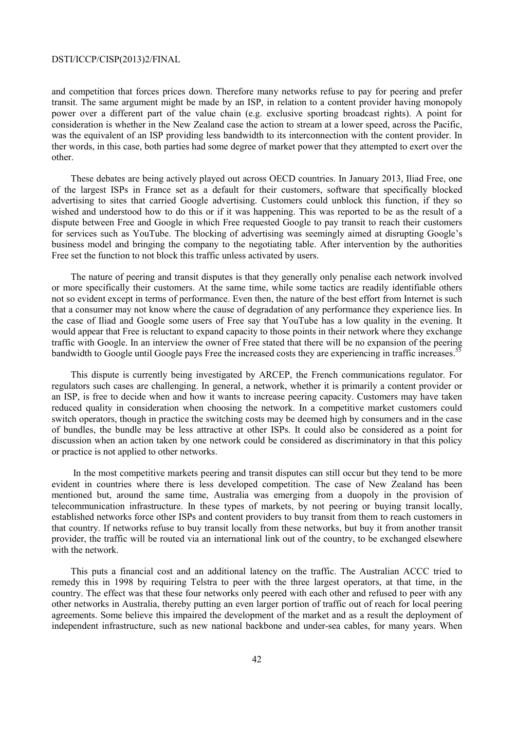and competition that forces prices down. Therefore many networks refuse to pay for peering and prefer transit. The same argument might be made by an ISP, in relation to a content provider having monopoly power over a different part of the value chain (e.g. exclusive sporting broadcast rights). A point for consideration is whether in the New Zealand case the action to stream at a lower speed, across the Pacific, was the equivalent of an ISP providing less bandwidth to its interconnection with the content provider. In ther words, in this case, both parties had some degree of market power that they attempted to exert over the other.

These debates are being actively played out across OECD countries. In January 2013, Iliad Free, one of the largest ISPs in France set as a default for their customers, software that specifically blocked advertising to sites that carried Google advertising. Customers could unblock this function, if they so wished and understood how to do this or if it was happening. This was reported to be as the result of a dispute between Free and Google in which Free requested Google to pay transit to reach their customers for services such as YouTube. The blocking of advertising was seemingly aimed at disrupting Google's business model and bringing the company to the negotiating table. After intervention by the authorities Free set the function to not block this traffic unless activated by users.

The nature of peering and transit disputes is that they generally only penalise each network involved or more specifically their customers. At the same time, while some tactics are readily identifiable others not so evident except in terms of performance. Even then, the nature of the best effort from Internet is such that a consumer may not know where the cause of degradation of any performance they experience lies. In the case of Iliad and Google some users of Free say that YouTube has a low quality in the evening. It would appear that Free is reluctant to expand capacity to those points in their network where they exchange traffic with Google. In an interview the owner of Free stated that there will be no expansion of the peering bandwidth to Google until Google pays Free the increased costs they are experiencing in traffic increases.[55]

This dispute is currently being investigated by ARCEP, the French communications regulator. For regulators such cases are challenging. In general, a network, whether it is primarily a content provider or an ISP, is free to decide when and how it wants to increase peering capacity. Customers may have taken reduced quality in consideration when choosing the network. In a competitive market customers could switch operators, though in practice the switching costs may be deemed high by consumers and in the case of bundles, the bundle may be less attractive at other ISPs. It could also be considered as a point for discussion when an action taken by one network could be considered as discriminatory in that this policy or practice is not applied to other networks.

In the most competitive markets peering and transit disputes can still occur but they tend to be more evident in countries where there is less developed competition. The case of New Zealand has been mentioned but, around the same time, Australia was emerging from a duopoly in the provision of telecommunication infrastructure. In these types of markets, by not peering or buying transit locally, established networks force other ISPs and content providers to buy transit from them to reach customers in that country. If networks refuse to buy transit locally from these networks, but buy it from another transit provider, the traffic will be routed via an international link out of the country, to be exchanged elsewhere with the network.

This puts a financial cost and an additional latency on the traffic. The Australian ACCC tried to remedy this in 1998 by requiring Telstra to peer with the three largest operators, at that time, in the country. The effect was that these four networks only peered with each other and refused to peer with any other networks in Australia, thereby putting an even larger portion of traffic out of reach for local peering agreements. Some believe this impaired the development of the market and as a result the deployment of independent infrastructure, such as new national backbone and under-sea cables, for many years. When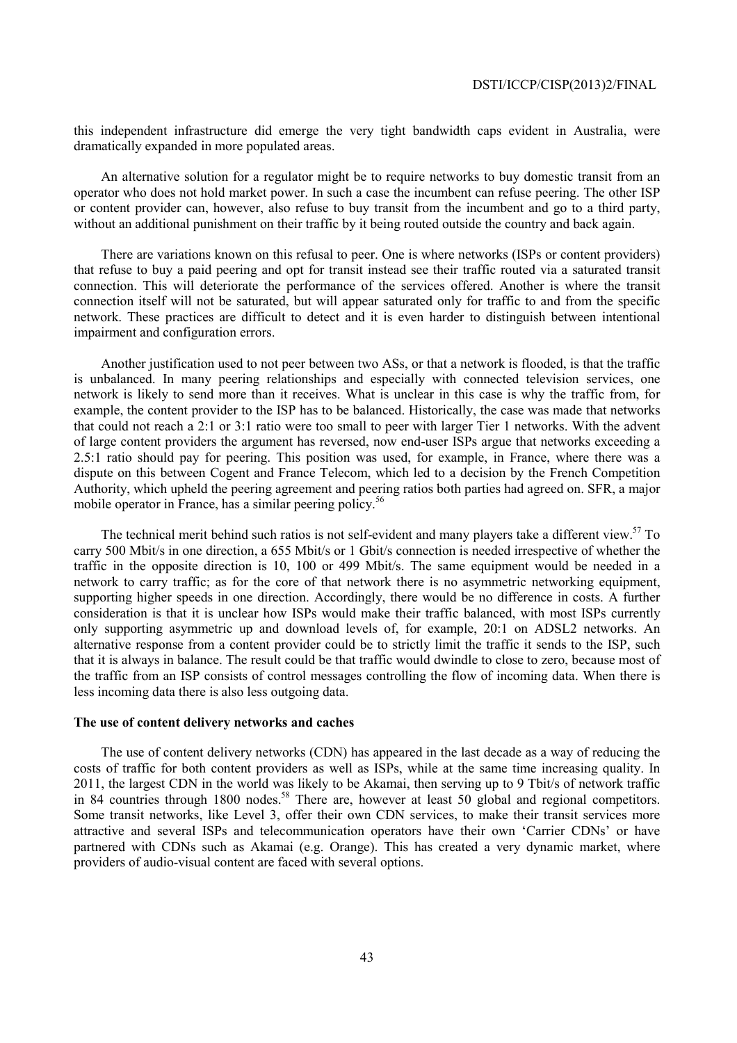this independent infrastructure did emerge the very tight bandwidth caps evident in Australia, were dramatically expanded in more populated areas.

An alternative solution for a regulator might be to require networks to buy domestic transit from an operator who does not hold market power. In such a case the incumbent can refuse peering. The other ISP or content provider can, however, also refuse to buy transit from the incumbent and go to a third party, without an additional punishment on their traffic by it being routed outside the country and back again.

There are variations known on this refusal to peer. One is where networks (ISPs or content providers) that refuse to buy a paid peering and opt for transit instead see their traffic routed via a saturated transit connection. This will deteriorate the performance of the services offered. Another is where the transit connection itself will not be saturated, but will appear saturated only for traffic to and from the specific network. These practices are difficult to detect and it is even harder to distinguish between intentional impairment and configuration errors.

Another justification used to not peer between two ASs, or that a network is flooded, is that the traffic is unbalanced. In many peering relationships and especially with connected television services, one network is likely to send more than it receives. What is unclear in this case is why the traffic from, for example, the content provider to the ISP has to be balanced. Historically, the case was made that networks that could not reach a 2:1 or 3:1 ratio were too small to peer with larger Tier 1 networks. With the advent of large content providers the argument has reversed, now end-user ISPs argue that networks exceeding a 2.5:1 ratio should pay for peering. This position was used, for example, in France, where there was a dispute on this between Cogent and France Telecom, which led to a decision by the French Competition Authority, which upheld the peering agreement and peering ratios both parties had agreed on. SFR, a major mobile operator in France, has a similar peering policy.[56]

The technical merit behind such ratios is not self-evident and many players take a different view.[57] To carry 500 Mbit/s in one direction, a 655 Mbit/s or 1 Gbit/s connection is needed irrespective of whether the traffic in the opposite direction is 10, 100 or 499 Mbit/s. The same equipment would be needed in a network to carry traffic; as for the core of that network there is no asymmetric networking equipment, supporting higher speeds in one direction. Accordingly, there would be no difference in costs. A further consideration is that it is unclear how ISPs would make their traffic balanced, with most ISPs currently only supporting asymmetric up and download levels of, for example, 20:1 on ADSL2 networks. An alternative response from a content provider could be to strictly limit the traffic it sends to the ISP, such that it is always in balance. The result could be that traffic would dwindle to close to zero, because most of the traffic from an ISP consists of control messages controlling the flow of incoming data. When there is less incoming data there is also less outgoing data.

**The use of content delivery networks and caches**

The use of content delivery networks (CDN) has appeared in the last decade as a way of reducing the costs of traffic for both content providers as well as ISPs, while at the same time increasing quality. In 2011, the largest CDN in the world was likely to be Akamai, then serving up to 9 Tbit/s of network traffic in 84 countries through 1800 nodes.[58] There are, however at least 50 global and regional competitors. Some transit networks, like Level 3, offer their own CDN services, to make their transit services more attractive and several ISPs and telecommunication operators have their own 'Carrier CDNs' or have partnered with CDNs such as Akamai (e.g. Orange). This has created a very dynamic market, where providers of audio-visual content are faced with several options.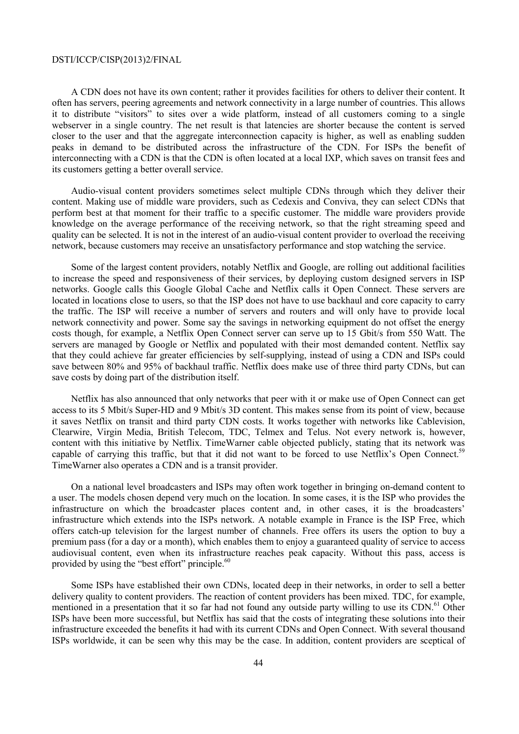A CDN does not have its own content; rather it provides facilities for others to deliver their content. It often has servers, peering agreements and network connectivity in a large number of countries. This allows it to distribute "visitors" to sites over a wide platform, instead of all customers coming to a single webserver in a single country. The net result is that latencies are shorter because the content is served closer to the user and that the aggregate interconnection capacity is higher, as well as enabling sudden peaks in demand to be distributed across the infrastructure of the CDN. For ISPs the benefit of interconnecting with a CDN is that the CDN is often located at a local IXP, which saves on transit fees and its customers getting a better overall service.

Audio-visual content providers sometimes select multiple CDNs through which they deliver their content. Making use of middle ware providers, such as Cedexis and Conviva, they can select CDNs that perform best at that moment for their traffic to a specific customer. The middle ware providers provide knowledge on the average performance of the receiving network, so that the right streaming speed and quality can be selected. It is not in the interest of an audio-visual content provider to overload the receiving network, because customers may receive an unsatisfactory performance and stop watching the service.

Some of the largest content providers, notably Netflix and Google, are rolling out additional facilities to increase the speed and responsiveness of their services, by deploying custom designed servers in ISP networks. Google calls this Google Global Cache and Netflix calls it Open Connect. These servers are located in locations close to users, so that the ISP does not have to use backhaul and core capacity to carry the traffic. The ISP will receive a number of servers and routers and will only have to provide local network connectivity and power. Some say the savings in networking equipment do not offset the energy costs though, for example, a Netflix Open Connect server can serve up to 15 Gbit/s from 550 Watt. The servers are managed by Google or Netflix and populated with their most demanded content. Netflix say that they could achieve far greater efficiencies by self-supplying, instead of using a CDN and ISPs could save between 80% and 95% of backhaul traffic. Netflix does make use of three third party CDNs, but can save costs by doing part of the distribution itself.

Netflix has also announced that only networks that peer with it or make use of Open Connect can get access to its 5 Mbit/s Super-HD and 9 Mbit/s 3D content. This makes sense from its point of view, because it saves Netflix on transit and third party CDN costs. It works together with networks like Cablevision, Clearwire, Virgin Media, British Telecom, TDC, Telmex and Telus. Not every network is, however, content with this initiative by Netflix. TimeWarner cable objected publicly, stating that its network was capable of carrying this traffic, but that it did not want to be forced to use Netflix's Open Connect.[59] TimeWarner also operates a CDN and is a transit provider.

On a national level broadcasters and ISPs may often work together in bringing on-demand content to a user. The models chosen depend very much on the location. In some cases, it is the ISP who provides the infrastructure on which the broadcaster places content and, in other cases, it is the broadcasters' infrastructure which extends into the ISPs network. A notable example in France is the ISP Free, which offers catch-up television for the largest number of channels. Free offers its users the option to buy a premium pass (for a day or a month), which enables them to enjoy a guaranteed quality of service to access audiovisual content, even when its infrastructure reaches peak capacity. Without this pass, access is provided by using the "best effort" principle.[60]

Some ISPs have established their own CDNs, located deep in their networks, in order to sell a better delivery quality to content providers. The reaction of content providers has been mixed. TDC, for example, mentioned in a presentation that it so far had not found any outside party willing to use its CDN.[61] Other ISPs have been more successful, but Netflix has said that the costs of integrating these solutions into their infrastructure exceeded the benefits it had with its current CDNs and Open Connect. With several thousand ISPs worldwide, it can be seen why this may be the case. In addition, content providers are sceptical of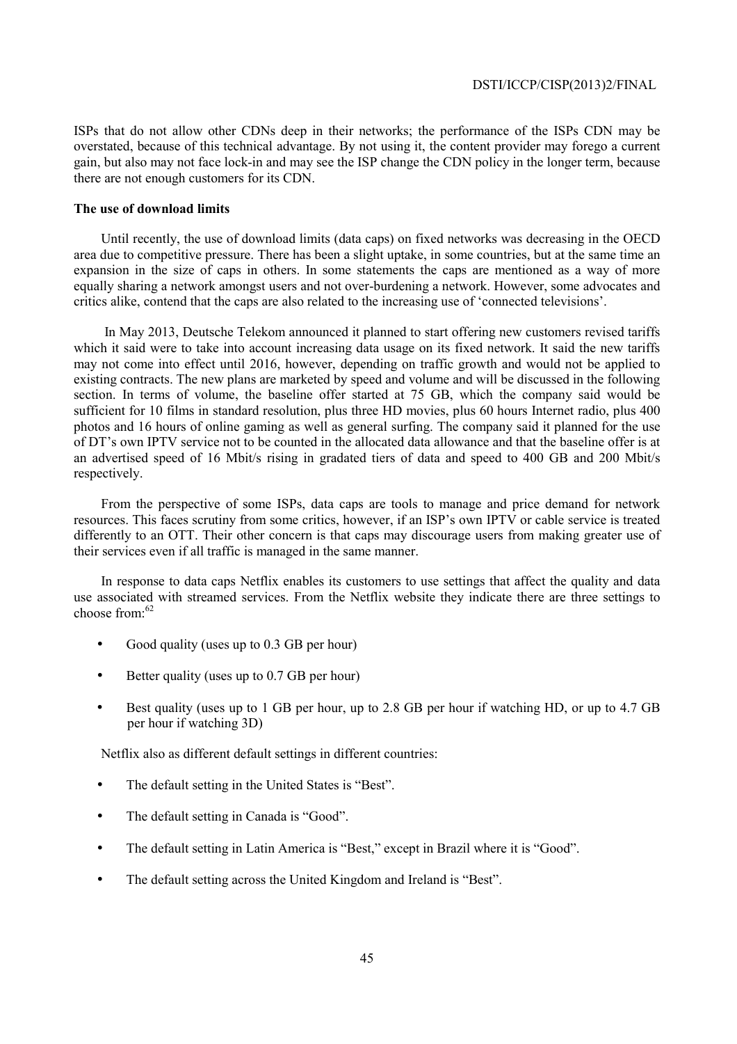ISPs that do not allow other CDNs deep in their networks; the performance of the ISPs CDN may be overstated, because of this technical advantage. By not using it, the content provider may forego a current gain, but also may not face lock-in and may see the ISP change the CDN policy in the longer term, because there are not enough customers for its CDN.

**The use of download limits**

Until recently, the use of download limits (data caps) on fixed networks was decreasing in the OECD area due to competitive pressure. There has been a slight uptake, in some countries, but at the same time an expansion in the size of caps in others. In some statements the caps are mentioned as a way of more equally sharing a network amongst users and not over-burdening a network. However, some advocates and critics alike, contend that the caps are also related to the increasing use of 'connected televisions'.

In May 2013, Deutsche Telekom announced it planned to start offering new customers revised tariffs which it said were to take into account increasing data usage on its fixed network. It said the new tariffs may not come into effect until 2016, however, depending on traffic growth and would not be applied to existing contracts. The new plans are marketed by speed and volume and will be discussed in the following section. In terms of volume, the baseline offer started at 75 GB, which the company said would be sufficient for 10 films in standard resolution, plus three HD movies, plus 60 hours Internet radio, plus 400 photos and 16 hours of online gaming as well as general surfing. The company said it planned for the use of DT's own IPTV service not to be counted in the allocated data allowance and that the baseline offer is at an advertised speed of 16 Mbit/s rising in gradated tiers of data and speed to 400 GB and 200 Mbit/s respectively.

From the perspective of some ISPs, data caps are tools to manage and price demand for network resources. This faces scrutiny from some critics, however, if an ISP's own IPTV or cable service is treated differently to an OTT. Their other concern is that caps may discourage users from making greater use of their services even if all traffic is managed in the same manner.

In response to data caps Netflix enables its customers to use settings that affect the quality and data use associated with streamed services. From the Netflix website they indicate there are three settings to choose from:[62]

- Good quality (uses up to 0.3 GB per hour)
- Better quality (uses up to 0.7 GB per hour)
- Best quality (uses up to 1 GB per hour, up to 2.8 GB per hour if watching HD, or up to 4.7 GB per hour if watching 3D)

Netflix also as different default settings in different countries:

- The default setting in the United States is "Best".
- The default setting in Canada is "Good".
- The default setting in Latin America is "Best," except in Brazil where it is "Good".
- The default setting across the United Kingdom and Ireland is "Best".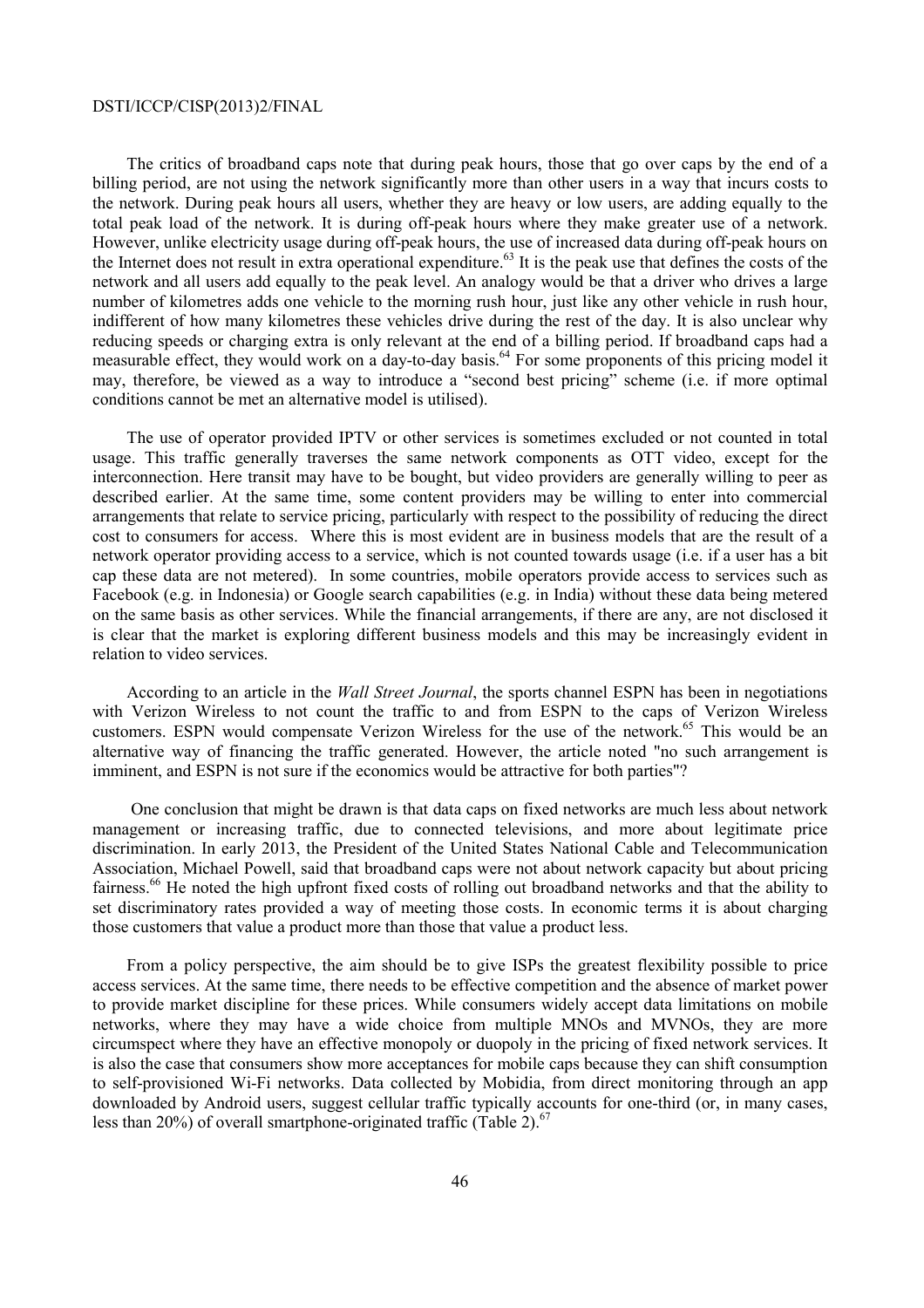The critics of broadband caps note that during peak hours, those that go over caps by the end of a billing period, are not using the network significantly more than other users in a way that incurs costs to the network. During peak hours all users, whether they are heavy or low users, are adding equally to the total peak load of the network. It is during off-peak hours where they make greater use of a network. However, unlike electricity usage during off-peak hours, the use of increased data during off-peak hours on the Internet does not result in extra operational expenditure.[63] It is the peak use that defines the costs of the network and all users add equally to the peak level. An analogy would be that a driver who drives a large number of kilometres adds one vehicle to the morning rush hour, just like any other vehicle in rush hour, indifferent of how many kilometres these vehicles drive during the rest of the day. It is also unclear why reducing speeds or charging extra is only relevant at the end of a billing period. If broadband caps had a measurable effect, they would work on a day-to-day basis.[64] For some proponents of this pricing model it may, therefore, be viewed as a way to introduce a "second best pricing" scheme (i.e. if more optimal conditions cannot be met an alternative model is utilised).

The use of operator provided IPTV or other services is sometimes excluded or not counted in total usage. This traffic generally traverses the same network components as OTT video, except for the interconnection. Here transit may have to be bought, but video providers are generally willing to peer as described earlier. At the same time, some content providers may be willing to enter into commercial arrangements that relate to service pricing, particularly with respect to the possibility of reducing the direct cost to consumers for access. Where this is most evident are in business models that are the result of a network operator providing access to a service, which is not counted towards usage (i.e. if a user has a bit cap these data are not metered). In some countries, mobile operators provide access to services such as Facebook (e.g. in Indonesia) or Google search capabilities (e.g. in India) without these data being metered on the same basis as other services. While the financial arrangements, if there are any, are not disclosed it is clear that the market is exploring different business models and this may be increasingly evident in relation to video services.

According to an article in the *Wall Street Journal*, the sports channel ESPN has been in negotiations with Verizon Wireless to not count the traffic to and from ESPN to the caps of Verizon Wireless customers. ESPN would compensate Verizon Wireless for the use of the network.[65] This would be an alternative way of financing the traffic generated. However, the article noted "no such arrangement is imminent, and ESPN is not sure if the economics would be attractive for both parties"?

One conclusion that might be drawn is that data caps on fixed networks are much less about network management or increasing traffic, due to connected televisions, and more about legitimate price discrimination. In early 2013, the President of the United States National Cable and Telecommunication Association, Michael Powell, said that broadband caps were not about network capacity but about pricing fairness.[66] He noted the high upfront fixed costs of rolling out broadband networks and that the ability to set discriminatory rates provided a way of meeting those costs. In economic terms it is about charging those customers that value a product more than those that value a product less.

From a policy perspective, the aim should be to give ISPs the greatest flexibility possible to price access services. At the same time, there needs to be effective competition and the absence of market power to provide market discipline for these prices. While consumers widely accept data limitations on mobile networks, where they may have a wide choice from multiple MNOs and MVNOs, they are more circumspect where they have an effective monopoly or duopoly in the pricing of fixed network services. It is also the case that consumers show more acceptances for mobile caps because they can shift consumption to self-provisioned Wi-Fi networks. Data collected by Mobidia, from direct monitoring through an app downloaded by Android users, suggest cellular traffic typically accounts for one-third (or, in many cases, less than 20%) of overall smartphone-originated traffic (Table 2).[67]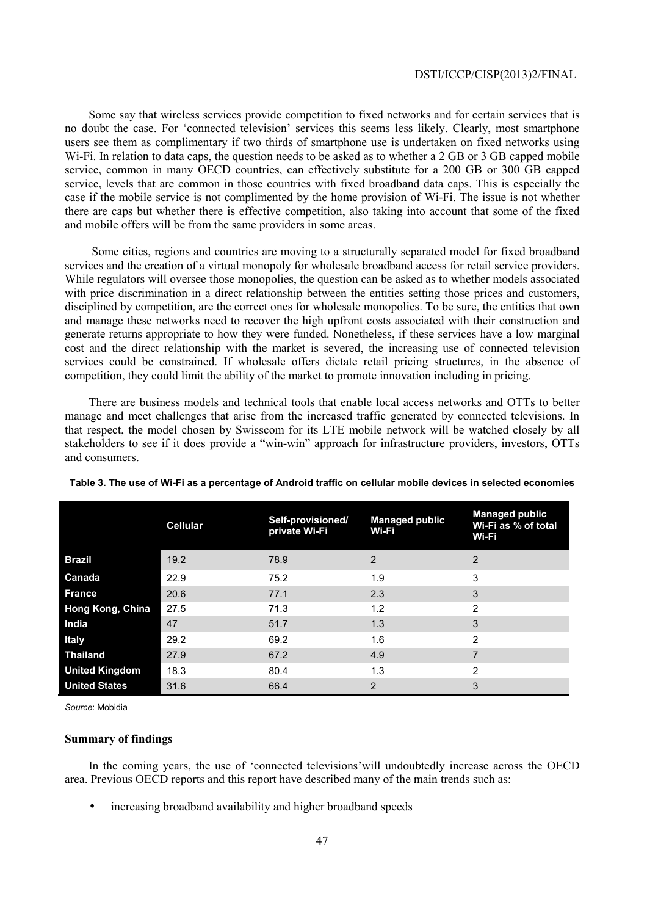Some say that wireless services provide competition to fixed networks and for certain services that is no doubt the case. For 'connected television' services this seems less likely. Clearly, most smartphone users see them as complimentary if two thirds of smartphone use is undertaken on fixed networks using Wi-Fi. In relation to data caps, the question needs to be asked as to whether a 2 GB or 3 GB capped mobile service, common in many OECD countries, can effectively substitute for a 200 GB or 300 GB capped service, levels that are common in those countries with fixed broadband data caps. This is especially the case if the mobile service is not complimented by the home provision of Wi-Fi. The issue is not whether there are caps but whether there is effective competition, also taking into account that some of the fixed and mobile offers will be from the same providers in some areas.

Some cities, regions and countries are moving to a structurally separated model for fixed broadband services and the creation of a virtual monopoly for wholesale broadband access for retail service providers. While regulators will oversee those monopolies, the question can be asked as to whether models associated with price discrimination in a direct relationship between the entities setting those prices and customers, disciplined by competition, are the correct ones for wholesale monopolies. To be sure, the entities that own and manage these networks need to recover the high upfront costs associated with their construction and generate returns appropriate to how they were funded. Nonetheless, if these services have a low marginal cost and the direct relationship with the market is severed, the increasing use of connected television services could be constrained. If wholesale offers dictate retail pricing structures, in the absence of competition, they could limit the ability of the market to promote innovation including in pricing.

There are business models and technical tools that enable local access networks and OTTs to better manage and meet challenges that arise from the increased traffic generated by connected televisions. In that respect, the model chosen by Swisscom for its LTE mobile network will be watched closely by all stakeholders to see if it does provide a "win-win" approach for infrastructure providers, investors, OTTs and consumers.

**Table 3. The use of Wi-Fi as a percentage of Android traffic on cellular mobile devices in selected economies**

| | Cellular | Self-provisioned/ private Wi-Fi | Managed public Wi-Fi | Managed public Wi-Fi as % of total Wi-Fi |
|---|---|---|---|---|
| **Brazil** | 19.2 | 78.9 | 2 | 2 |
| **Canada** | 22.9 | 75.2 | 1.9 | 3 |
| **France** | 20.6 | 77.1 | 2.3 | 3 |
| **Hong Kong, China** | 27.5 | 71.3 | 1.2 | 2 |
| **India** | 47 | 51.7 | 1.3 | 3 |
| **Italy** | 29.2 | 69.2 | 1.6 | 2 |
| **Thailand** | 27.9 | 67.2 | 4.9 | 7 |
| **United Kingdom** | 18.3 | 80.4 | 1.3 | 2 |
| **United States** | 31.6 | 66.4 | 2 | 3 |

*Source*: Mobidia

### Summary of findings

In the coming years, the use of 'connected televisions'will undoubtedly increase across the OECD area. Previous OECD reports and this report have described many of the main trends such as:

- increasing broadband availability and higher broadband speeds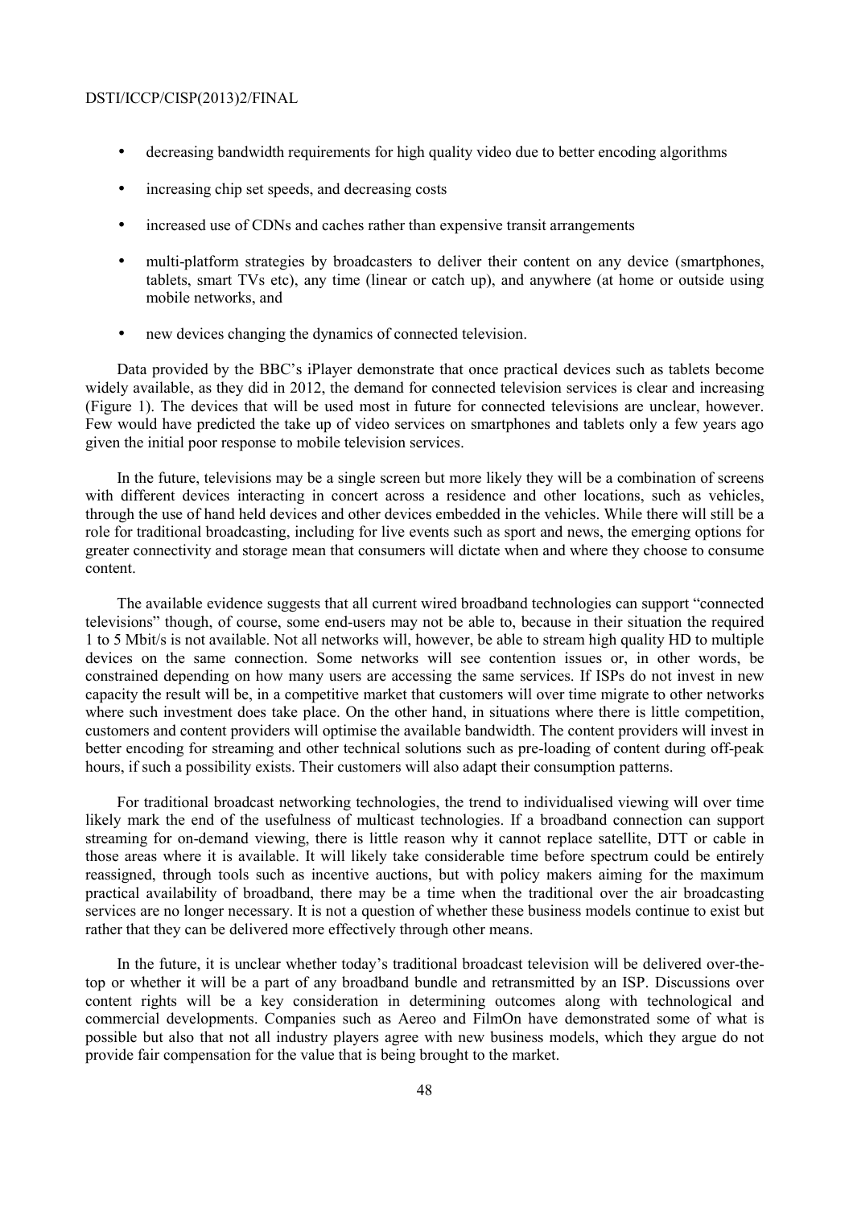- decreasing bandwidth requirements for high quality video due to better encoding algorithms
- increasing chip set speeds, and decreasing costs
- increased use of CDNs and caches rather than expensive transit arrangements
- multi-platform strategies by broadcasters to deliver their content on any device (smartphones, tablets, smart TVs etc), any time (linear or catch up), and anywhere (at home or outside using mobile networks, and
- new devices changing the dynamics of connected television.

Data provided by the BBC's iPlayer demonstrate that once practical devices such as tablets become widely available, as they did in 2012, the demand for connected television services is clear and increasing (Figure 1). The devices that will be used most in future for connected televisions are unclear, however. Few would have predicted the take up of video services on smartphones and tablets only a few years ago given the initial poor response to mobile television services.

In the future, televisions may be a single screen but more likely they will be a combination of screens with different devices interacting in concert across a residence and other locations, such as vehicles, through the use of hand held devices and other devices embedded in the vehicles. While there will still be a role for traditional broadcasting, including for live events such as sport and news, the emerging options for greater connectivity and storage mean that consumers will dictate when and where they choose to consume content.

The available evidence suggests that all current wired broadband technologies can support "connected televisions" though, of course, some end-users may not be able to, because in their situation the required 1 to 5 Mbit/s is not available. Not all networks will, however, be able to stream high quality HD to multiple devices on the same connection. Some networks will see contention issues or, in other words, be constrained depending on how many users are accessing the same services. If ISPs do not invest in new capacity the result will be, in a competitive market that customers will over time migrate to other networks where such investment does take place. On the other hand, in situations where there is little competition, customers and content providers will optimise the available bandwidth. The content providers will invest in better encoding for streaming and other technical solutions such as pre-loading of content during off-peak hours, if such a possibility exists. Their customers will also adapt their consumption patterns.

For traditional broadcast networking technologies, the trend to individualised viewing will over time likely mark the end of the usefulness of multicast technologies. If a broadband connection can support streaming for on-demand viewing, there is little reason why it cannot replace satellite, DTT or cable in those areas where it is available. It will likely take considerable time before spectrum could be entirely reassigned, through tools such as incentive auctions, but with policy makers aiming for the maximum practical availability of broadband, there may be a time when the traditional over the air broadcasting services are no longer necessary. It is not a question of whether these business models continue to exist but rather that they can be delivered more effectively through other means.

In the future, it is unclear whether today's traditional broadcast television will be delivered over-the-top or whether it will be a part of any broadband bundle and retransmitted by an ISP. Discussions over content rights will be a key consideration in determining outcomes along with technological and commercial developments. Companies such as Aereo and FilmOn have demonstrated some of what is possible but also that not all industry players agree with new business models, which they argue do not provide fair compensation for the value that is being brought to the market.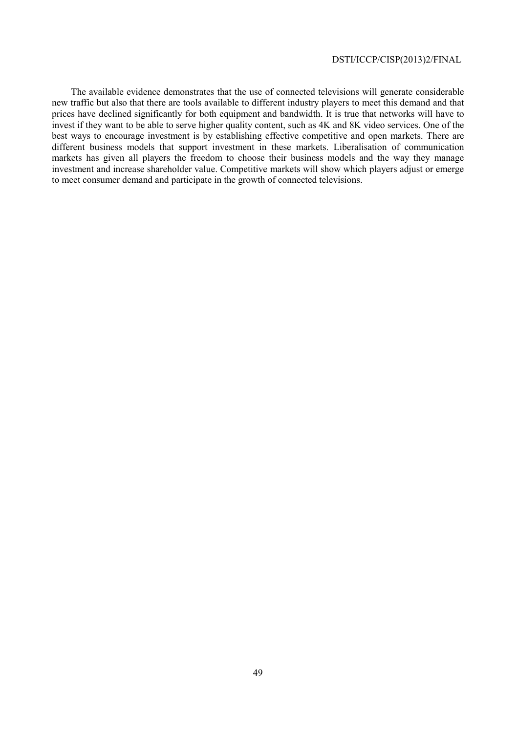The available evidence demonstrates that the use of connected televisions will generate considerable new traffic but also that there are tools available to different industry players to meet this demand and that prices have declined significantly for both equipment and bandwidth. It is true that networks will have to invest if they want to be able to serve higher quality content, such as 4K and 8K video services. One of the best ways to encourage investment is by establishing effective competitive and open markets. There are different business models that support investment in these markets. Liberalisation of communication markets has given all players the freedom to choose their business models and the way they manage investment and increase shareholder value. Competitive markets will show which players adjust or emerge to meet consumer demand and participate in the growth of connected televisions.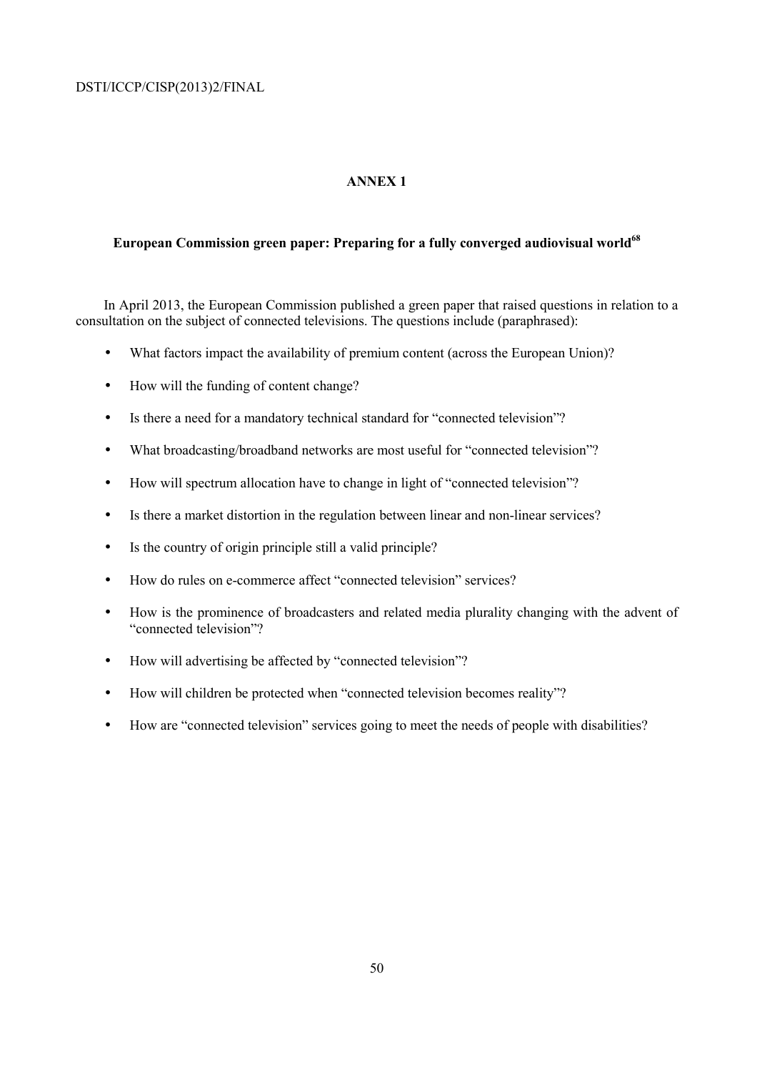## ANNEX 1

### European Commission green paper: Preparing for a fully converged audiovisual world[68]

In April 2013, the European Commission published a green paper that raised questions in relation to a consultation on the subject of connected televisions. The questions include (paraphrased):

- What factors impact the availability of premium content (across the European Union)?
- How will the funding of content change?
- Is there a need for a mandatory technical standard for "connected television"?
- What broadcasting/broadband networks are most useful for "connected television"?
- How will spectrum allocation have to change in light of "connected television"?
- Is there a market distortion in the regulation between linear and non-linear services?
- Is the country of origin principle still a valid principle?
- How do rules on e-commerce affect "connected television" services?
- How is the prominence of broadcasters and related media plurality changing with the advent of "connected television"?
- How will advertising be affected by "connected television"?
- How will children be protected when "connected television becomes reality"?
- How are "connected television" services going to meet the needs of people with disabilities?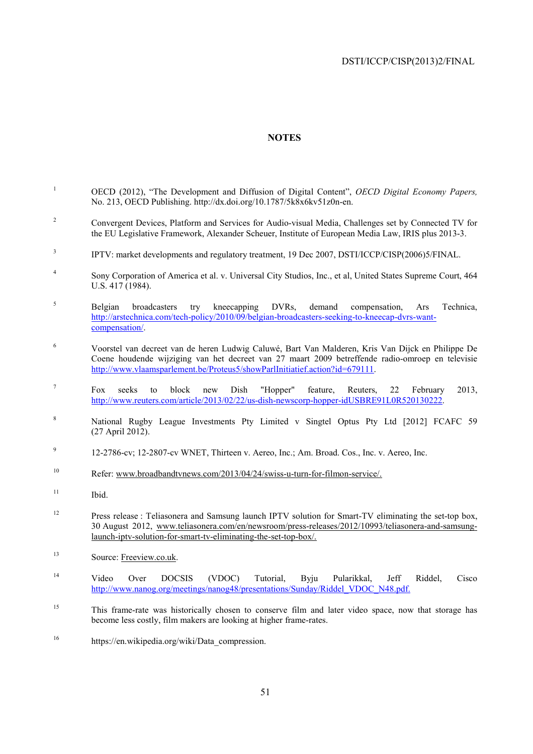## NOTES

1. OECD (2012), "The Development and Diffusion of Digital Content", *OECD Digital Economy Papers,* No. 213, OECD Publishing. http://dx.doi.org/10.1787/5k8x6kv51z0n-en.

2. Convergent Devices, Platform and Services for Audio-visual Media, Challenges set by Connected TV for the EU Legislative Framework, Alexander Scheuer, Institute of European Media Law, IRIS plus 2013-3.

3. IPTV: market developments and regulatory treatment, 19 Dec 2007, DSTI/ICCP/CISP(2006)5/FINAL.

4. Sony Corporation of America et al. v. Universal City Studios, Inc., et al, United States Supreme Court, 464 U.S. 417 (1984).

5. Belgian broadcasters try kneecapping DVRs, demand compensation, Ars Technica, http://arstechnica.com/tech-policy/2010/09/belgian-broadcasters-seeking-to-kneecap-dvrs-want-compensation/.

6. Voorstel van decreet van de heren Ludwig Caluwé, Bart Van Malderen, Kris Van Dijck en Philippe De Coene houdende wijziging van het decreet van 27 maart 2009 betreffende radio-omroep en televisie http://www.vlaamsparlement.be/Proteus5/showParlInitiatief.action?id=679111.

7. Fox seeks to block new Dish "Hopper" feature, Reuters, 22 February 2013, http://www.reuters.com/article/2013/02/22/us-dish-newscorp-hopper-idUSBRE91L0R520130222.

8. National Rugby League Investments Pty Limited v Singtel Optus Pty Ltd [2012] FCAFC 59 (27 April 2012).

9. 12-2786-cv; 12-2807-cv WNET, Thirteen v. Aereo, Inc.; Am. Broad. Cos., Inc. v. Aereo, Inc.

10. Refer: www.broadbandtvnews.com/2013/04/24/swiss-u-turn-for-filmon-service/.

11. Ibid.

12. Press release : Teliasonera and Samsung launch IPTV solution for Smart-TV eliminating the set-top box, 30 August 2012, www.teliasonera.com/en/newsroom/press-releases/2012/10993/teliasonera-and-samsung-launch-iptv-solution-for-smart-tv-eliminating-the-set-top-box/.

13. Source: Freeview.co.uk.

14. Video Over DOCSIS (VDOC) Tutorial, Byju Pularikkal, Jeff Riddel, Cisco http://www.nanog.org/meetings/nanog48/presentations/Sunday/Riddel_VDOC_N48.pdf.

15. This frame-rate was historically chosen to conserve film and later video space, now that storage has become less costly, film makers are looking at higher frame-rates.

16. https://en.wikipedia.org/wiki/Data_compression.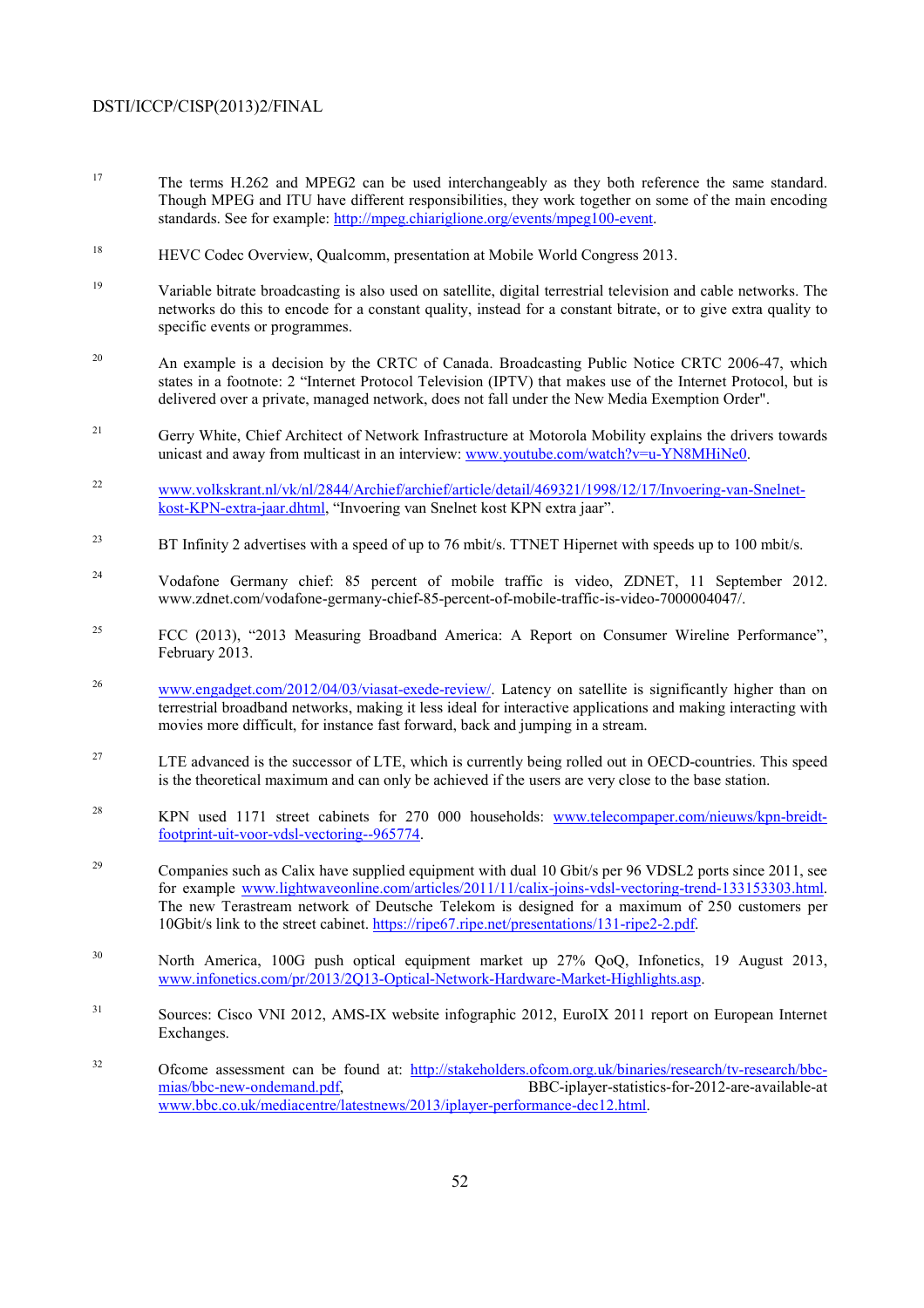17 The terms H.262 and MPEG2 can be used interchangeably as they both reference the same standard. Though MPEG and ITU have different responsibilities, they work together on some of the main encoding standards. See for example: http://mpeg.chiariglione.org/events/mpeg100-event.

18 HEVC Codec Overview, Qualcomm, presentation at Mobile World Congress 2013.

19 Variable bitrate broadcasting is also used on satellite, digital terrestrial television and cable networks. The networks do this to encode for a constant quality, instead for a constant bitrate, or to give extra quality to specific events or programmes.

20 An example is a decision by the CRTC of Canada. Broadcasting Public Notice CRTC 2006-47, which states in a footnote: 2 "Internet Protocol Television (IPTV) that makes use of the Internet Protocol, but is delivered over a private, managed network, does not fall under the New Media Exemption Order".

21 Gerry White, Chief Architect of Network Infrastructure at Motorola Mobility explains the drivers towards unicast and away from multicast in an interview: www.youtube.com/watch?v=u-YN8MHiNe0.

22 www.volkskrant.nl/vk/nl/2844/Archief/archief/article/detail/469321/1998/12/17/Invoering-van-Snelnet-kost-KPN-extra-jaar.dhtml, "Invoering van Snelnet kost KPN extra jaar".

23 BT Infinity 2 advertises with a speed of up to 76 mbit/s. TTNET Hipernet with speeds up to 100 mbit/s.

24 Vodafone Germany chief: 85 percent of mobile traffic is video, ZDNET, 11 September 2012. www.zdnet.com/vodafone-germany-chief-85-percent-of-mobile-traffic-is-video-7000004047/.

25 FCC (2013), "2013 Measuring Broadband America: A Report on Consumer Wireline Performance", February 2013.

26 www.engadget.com/2012/04/03/viasat-exede-review/. Latency on satellite is significantly higher than on terrestrial broadband networks, making it less ideal for interactive applications and making interacting with movies more difficult, for instance fast forward, back and jumping in a stream.

27 LTE advanced is the successor of LTE, which is currently being rolled out in OECD-countries. This speed is the theoretical maximum and can only be achieved if the users are very close to the base station.

28 KPN used 1171 street cabinets for 270 000 households: www.telecompaper.com/nieuws/kpn-breidt-footprint-uit-voor-vdsl-vectoring--965774.

29 Companies such as Calix have supplied equipment with dual 10 Gbit/s per 96 VDSL2 ports since 2011, see for example www.lightwaveonline.com/articles/2011/11/calix-joins-vdsl-vectoring-trend-133153303.html. The new Terastream network of Deutsche Telekom is designed for a maximum of 250 customers per 10Gbit/s link to the street cabinet. https://ripe67.ripe.net/presentations/131-ripe2-2.pdf.

30 North America, 100G push optical equipment market up 27% QoQ, Infonetics, 19 August 2013, www.infonetics.com/pr/2013/2Q13-Optical-Network-Hardware-Market-Highlights.asp.

31 Sources: Cisco VNI 2012, AMS-IX website infographic 2012, EuroIX 2011 report on European Internet Exchanges.

32 Ofcome assessment can be found at: http://stakeholders.ofcom.org.uk/binaries/research/tv-research/bbc-mias/bbc-new-ondemand.pdf, BBC-iplayer-statistics-for-2012-are-available-at www.bbc.co.uk/mediacentre/latestnews/2013/iplayer-performance-dec12.html.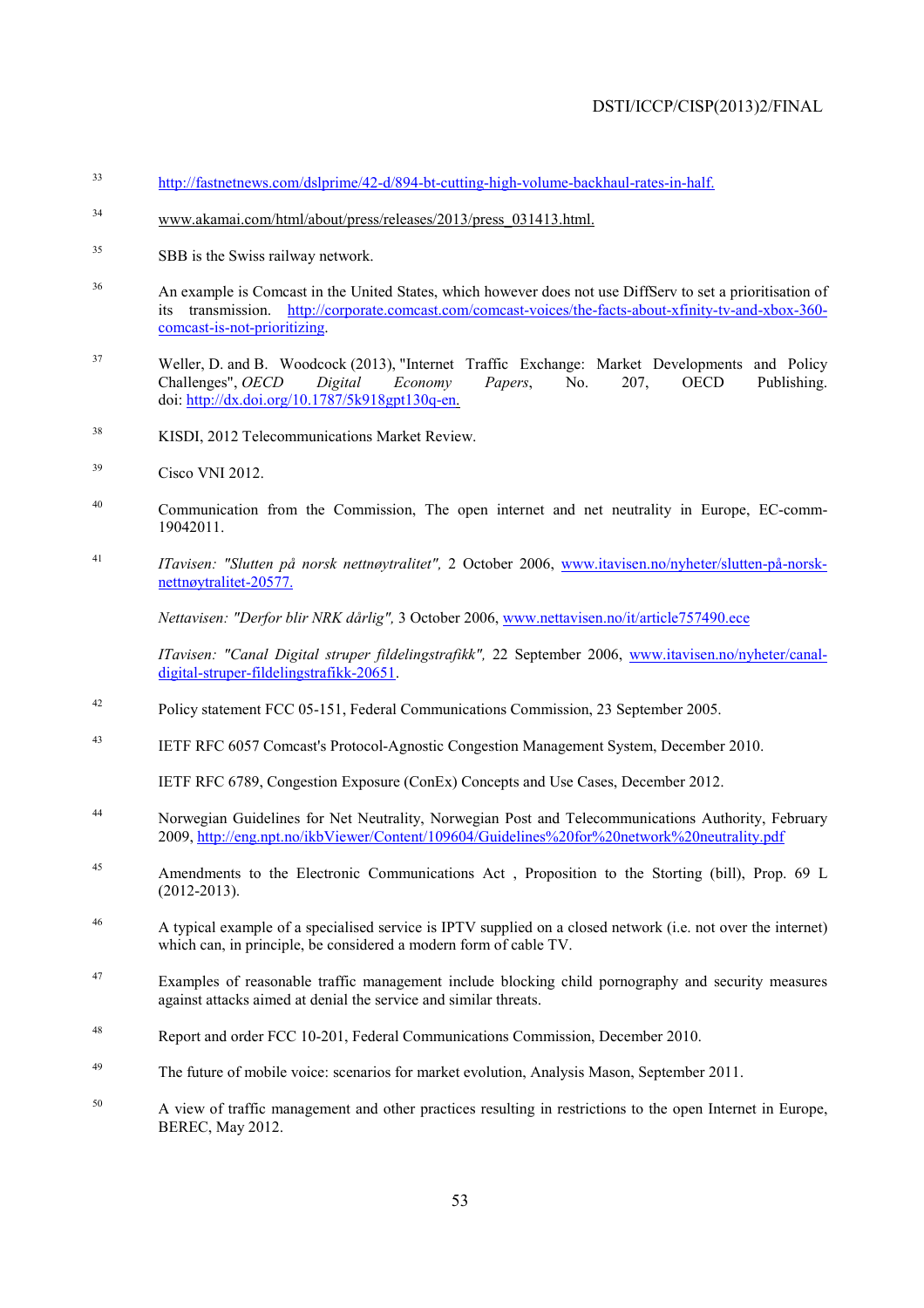33 http://fastnetnews.com/dslprime/42-d/894-bt-cutting-high-volume-backhaul-rates-in-half.

34 www.akamai.com/html/about/press/releases/2013/press_031413.html.

35 SBB is the Swiss railway network.

36 An example is Comcast in the United States, which however does not use DiffServ to set a prioritisation of its transmission. http://corporate.comcast.com/comcast-voices/the-facts-about-xfinity-tv-and-xbox-360-comcast-is-not-prioritizing.

37 Weller, D. and B. Woodcock (2013), "Internet Traffic Exchange: Market Developments and Policy Challenges", *OECD Digital Economy Papers*, No. 207, OECD Publishing. doi: http://dx.doi.org/10.1787/5k918gpt130q-en.

38 KISDI, 2012 Telecommunications Market Review.

39 Cisco VNI 2012.

40 Communication from the Commission, The open internet and net neutrality in Europe, EC-comm-19042011.

41 *ITavisen: "Slutten på norsk nettnøytralitet",* 2 October 2006, www.itavisen.no/nyheter/slutten-på-norsk-nettnøytralitet-20577.

*Nettavisen: "Derfor blir NRK dårlig",* 3 October 2006, www.nettavisen.no/it/article757490.ece

*ITavisen: "Canal Digital struper fildelingstrafikk",* 22 September 2006, www.itavisen.no/nyheter/canal-digital-struper-fildelingstrafikk-20651.

42 Policy statement FCC 05-151, Federal Communications Commission, 23 September 2005.

43 IETF RFC 6057 Comcast's Protocol-Agnostic Congestion Management System, December 2010.

IETF RFC 6789, Congestion Exposure (ConEx) Concepts and Use Cases, December 2012.

44 Norwegian Guidelines for Net Neutrality, Norwegian Post and Telecommunications Authority, February 2009, http://eng.npt.no/ikbViewer/Content/109604/Guidelines%20for%20network%20neutrality.pdf

45 Amendments to the Electronic Communications Act , Proposition to the Storting (bill), Prop. 69 L (2012-2013).

46 A typical example of a specialised service is IPTV supplied on a closed network (i.e. not over the internet) which can, in principle, be considered a modern form of cable TV.

47 Examples of reasonable traffic management include blocking child pornography and security measures against attacks aimed at denial the service and similar threats.

48 Report and order FCC 10-201, Federal Communications Commission, December 2010.

49 The future of mobile voice: scenarios for market evolution, Analysis Mason, September 2011.

50 A view of traffic management and other practices resulting in restrictions to the open Internet in Europe, BEREC, May 2012.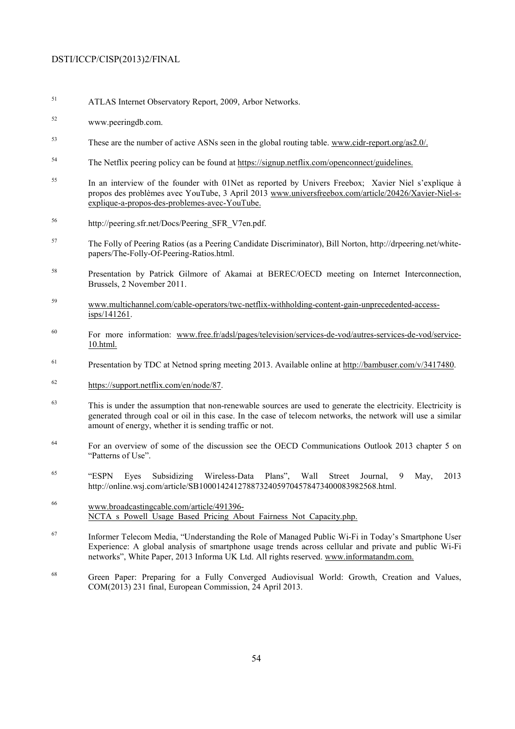[51] ATLAS Internet Observatory Report, 2009, Arbor Networks.

[52] www.peeringdb.com.

[53] These are the number of active ASNs seen in the global routing table. www.cidr-report.org/as2.0/.

[54] The Netflix peering policy can be found at https://signup.netflix.com/openconnect/guidelines.

[55] In an interview of the founder with 01Net as reported by Univers Freebox; Xavier Niel s'explique à propos des problèmes avec YouTube, 3 April 2013 www.universfreebox.com/article/20426/Xavier-Niel-s-explique-a-propos-des-problemes-avec-YouTube.

[56] http://peering.sfr.net/Docs/Peering_SFR_V7en.pdf.

[57] The Folly of Peering Ratios (as a Peering Candidate Discriminator), Bill Norton, http://drpeering.net/white-papers/The-Folly-Of-Peering-Ratios.html.

[58] Presentation by Patrick Gilmore of Akamai at BEREC/OECD meeting on Internet Interconnection, Brussels, 2 November 2011.

[59] www.multichannel.com/cable-operators/twc-netflix-withholding-content-gain-unprecedented-access-isps/141261.

[60] For more information: www.free.fr/adsl/pages/television/services-de-vod/autres-services-de-vod/service-10.html.

[61] Presentation by TDC at Netnod spring meeting 2013. Available online at http://bambuser.com/v/3417480.

[62] https://support.netflix.com/en/node/87.

[63] This is under the assumption that non-renewable sources are used to generate the electricity. Electricity is generated through coal or oil in this case. In the case of telecom networks, the network will use a similar amount of energy, whether it is sending traffic or not.

[64] For an overview of some of the discussion see the OECD Communications Outlook 2013 chapter 5 on "Patterns of Use".

[65] "ESPN Eyes Subsidizing Wireless-Data Plans", Wall Street Journal, 9 May, 2013 http://online.wsj.com/article/SB10001424127887324059704578473400083982568.html.

[66] www.broadcastingcable.com/article/491396-NCTA_s_Powell_Usage_Based_Pricing_About_Fairness_Not_Capacity.php.

[67] Informer Telecom Media, "Understanding the Role of Managed Public Wi-Fi in Today's Smartphone User Experience: A global analysis of smartphone usage trends across cellular and private and public Wi-Fi networks", White Paper, 2013 Informa UK Ltd. All rights reserved. www.informatandm.com.

[68] Green Paper: Preparing for a Fully Converged Audiovisual World: Growth, Creation and Values, COM(2013) 231 final, European Commission, 24 April 2013.